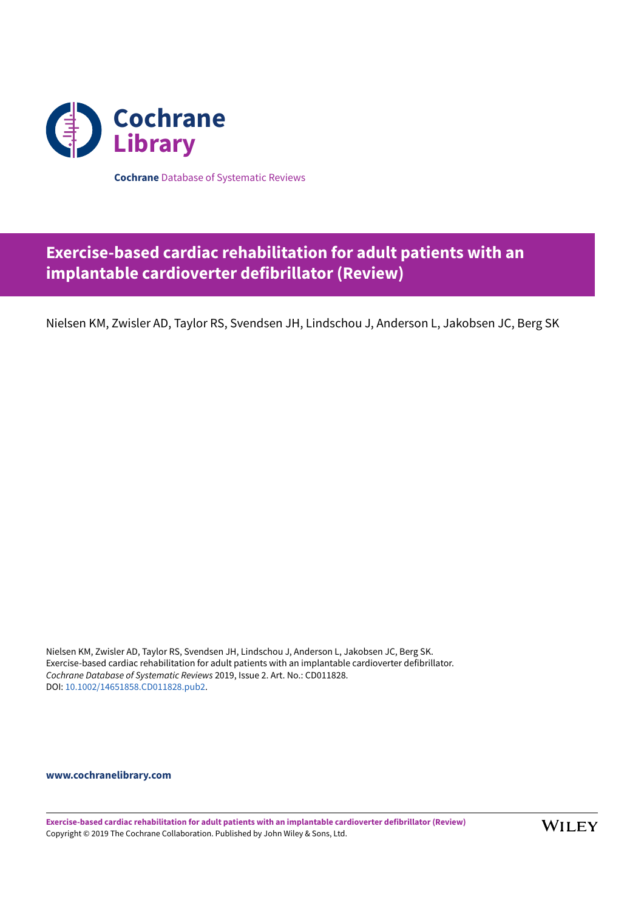Cochrane Library

**Cochrane** Database of Systematic Reviews

# Exercise-based cardiac rehabilitation for adult patients with an implantable cardioverter defibrillator (Review)

Nielsen KM, Zwisler AD, Taylor RS, Svendsen JH, Lindschou J, Anderson L, Jakobsen JC, Berg SK

Nielsen KM, Zwisler AD, Taylor RS, Svendsen JH, Lindschou J, Anderson L, Jakobsen JC, Berg SK.
Exercise-based cardiac rehabilitation for adult patients with an implantable cardioverter defibrillator.
*Cochrane Database of Systematic Reviews* 2019, Issue 2. Art. No.: CD011828.
DOI: 10.1002/14651858.CD011828.pub2.

**www.cochranelibrary.com**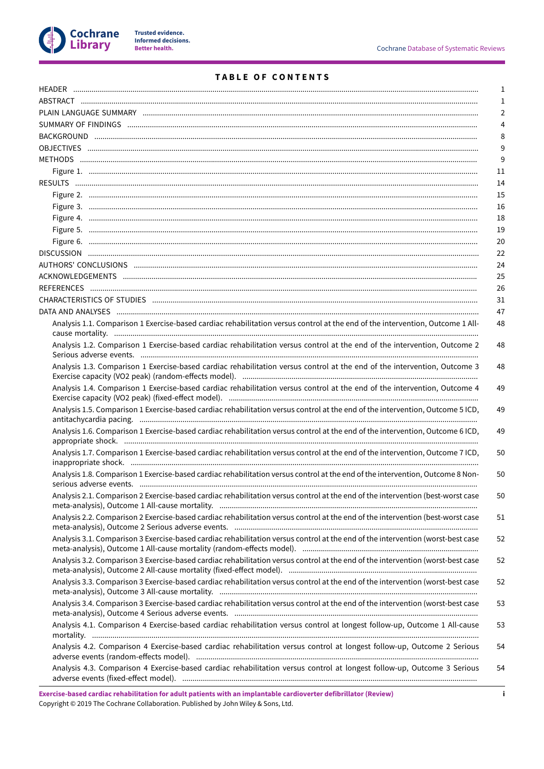# TABLE OF CONTENTS

| | |
|---|---|
| HEADER | 1 |
| ABSTRACT | 1 |
| PLAIN LANGUAGE SUMMARY | 2 |
| SUMMARY OF FINDINGS | 4 |
| BACKGROUND | 8 |
| OBJECTIVES | 9 |
| METHODS | 9 |
| Figure 1. | 11 |
| RESULTS | 14 |
| Figure 2. | 15 |
| Figure 3. | 16 |
| Figure 4. | 18 |
| Figure 5. | 19 |
| Figure 6. | 20 |
| DISCUSSION | 22 |
| AUTHORS' CONCLUSIONS | 24 |
| ACKNOWLEDGEMENTS | 25 |
| REFERENCES | 26 |
| CHARACTERISTICS OF STUDIES | 31 |
| DATA AND ANALYSES | 47 |
| Analysis 1.1. Comparison 1 Exercise-based cardiac rehabilitation versus control at the end of the intervention, Outcome 1 All-cause mortality. | 48 |
| Analysis 1.2. Comparison 1 Exercise-based cardiac rehabilitation versus control at the end of the intervention, Outcome 2 Serious adverse events. | 48 |
| Analysis 1.3. Comparison 1 Exercise-based cardiac rehabilitation versus control at the end of the intervention, Outcome 3 Exercise capacity (VO2 peak) (random-effects model). | 48 |
| Analysis 1.4. Comparison 1 Exercise-based cardiac rehabilitation versus control at the end of the intervention, Outcome 4 Exercise capacity (VO2 peak) (fixed-effect model). | 49 |
| Analysis 1.5. Comparison 1 Exercise-based cardiac rehabilitation versus control at the end of the intervention, Outcome 5 ICD, antitachycardia pacing. | 49 |
| Analysis 1.6. Comparison 1 Exercise-based cardiac rehabilitation versus control at the end of the intervention, Outcome 6 ICD, appropriate shock. | 49 |
| Analysis 1.7. Comparison 1 Exercise-based cardiac rehabilitation versus control at the end of the intervention, Outcome 7 ICD, inappropriate shock. | 50 |
| Analysis 1.8. Comparison 1 Exercise-based cardiac rehabilitation versus control at the end of the intervention, Outcome 8 Non-serious adverse events. | 50 |
| Analysis 2.1. Comparison 2 Exercise-based cardiac rehabilitation versus control at the end of the intervention (best-worst case meta-analysis), Outcome 1 All-cause mortality. | 50 |
| Analysis 2.2. Comparison 2 Exercise-based cardiac rehabilitation versus control at the end of the intervention (best-worst case meta-analysis), Outcome 2 Serious adverse events. | 51 |
| Analysis 3.1. Comparison 3 Exercise-based cardiac rehabilitation versus control at the end of the intervention (worst-best case meta-analysis), Outcome 1 All-cause mortality (random-effects model). | 52 |
| Analysis 3.2. Comparison 3 Exercise-based cardiac rehabilitation versus control at the end of the intervention (worst-best case meta-analysis), Outcome 2 All-cause mortality (fixed-effect model). | 52 |
| Analysis 3.3. Comparison 3 Exercise-based cardiac rehabilitation versus control at the end of the intervention (worst-best case meta-analysis), Outcome 3 All-cause mortality. | 52 |
| Analysis 3.4. Comparison 3 Exercise-based cardiac rehabilitation versus control at the end of the intervention (worst-best case meta-analysis), Outcome 4 Serious adverse events. | 53 |
| Analysis 4.1. Comparison 4 Exercise-based cardiac rehabilitation versus control at longest follow-up, Outcome 1 All-cause mortality. | 53 |
| Analysis 4.2. Comparison 4 Exercise-based cardiac rehabilitation versus control at longest follow-up, Outcome 2 Serious adverse events (random-effects model). | 54 |
| Analysis 4.3. Comparison 4 Exercise-based cardiac rehabilitation versus control at longest follow-up, Outcome 3 Serious adverse events (fixed-effect model). | 54 |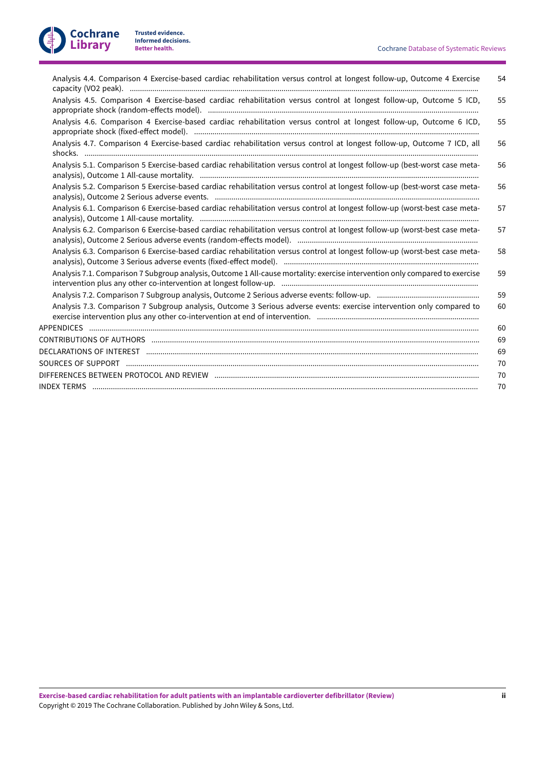Analysis 4.4. Comparison 4 Exercise-based cardiac rehabilitation versus control at longest follow-up, Outcome 4 Exercise capacity (VO2 peak). 54

Analysis 4.5. Comparison 4 Exercise-based cardiac rehabilitation versus control at longest follow-up, Outcome 5 ICD, appropriate shock (random-effects model). 55

Analysis 4.6. Comparison 4 Exercise-based cardiac rehabilitation versus control at longest follow-up, Outcome 6 ICD, appropriate shock (fixed-effect model). 55

Analysis 4.7. Comparison 4 Exercise-based cardiac rehabilitation versus control at longest follow-up, Outcome 7 ICD, all shocks. 56

Analysis 5.1. Comparison 5 Exercise-based cardiac rehabilitation versus control at longest follow-up (best-worst case meta-analysis), Outcome 1 All-cause mortality. 56

Analysis 5.2. Comparison 5 Exercise-based cardiac rehabilitation versus control at longest follow-up (best-worst case meta-analysis), Outcome 2 Serious adverse events. 56

Analysis 6.1. Comparison 6 Exercise-based cardiac rehabilitation versus control at longest follow-up (worst-best case meta-analysis), Outcome 1 All-cause mortality. 57

Analysis 6.2. Comparison 6 Exercise-based cardiac rehabilitation versus control at longest follow-up (worst-best case meta-analysis), Outcome 2 Serious adverse events (random-effects model). 57

Analysis 6.3. Comparison 6 Exercise-based cardiac rehabilitation versus control at longest follow-up (worst-best case meta-analysis), Outcome 3 Serious adverse events (fixed-effect model). 58

Analysis 7.1. Comparison 7 Subgroup analysis, Outcome 1 All-cause mortality: exercise intervention only compared to exercise intervention plus any other co-intervention at longest follow-up. 59

Analysis 7.2. Comparison 7 Subgroup analysis, Outcome 2 Serious adverse events: follow-up. 59

Analysis 7.3. Comparison 7 Subgroup analysis, Outcome 3 Serious adverse events: exercise intervention only compared to exercise intervention plus any other co-intervention at end of intervention. 60

APPENDICES 60

CONTRIBUTIONS OF AUTHORS 69

DECLARATIONS OF INTEREST 69

SOURCES OF SUPPORT 70

DIFFERENCES BETWEEN PROTOCOL AND REVIEW 70

INDEX TERMS 70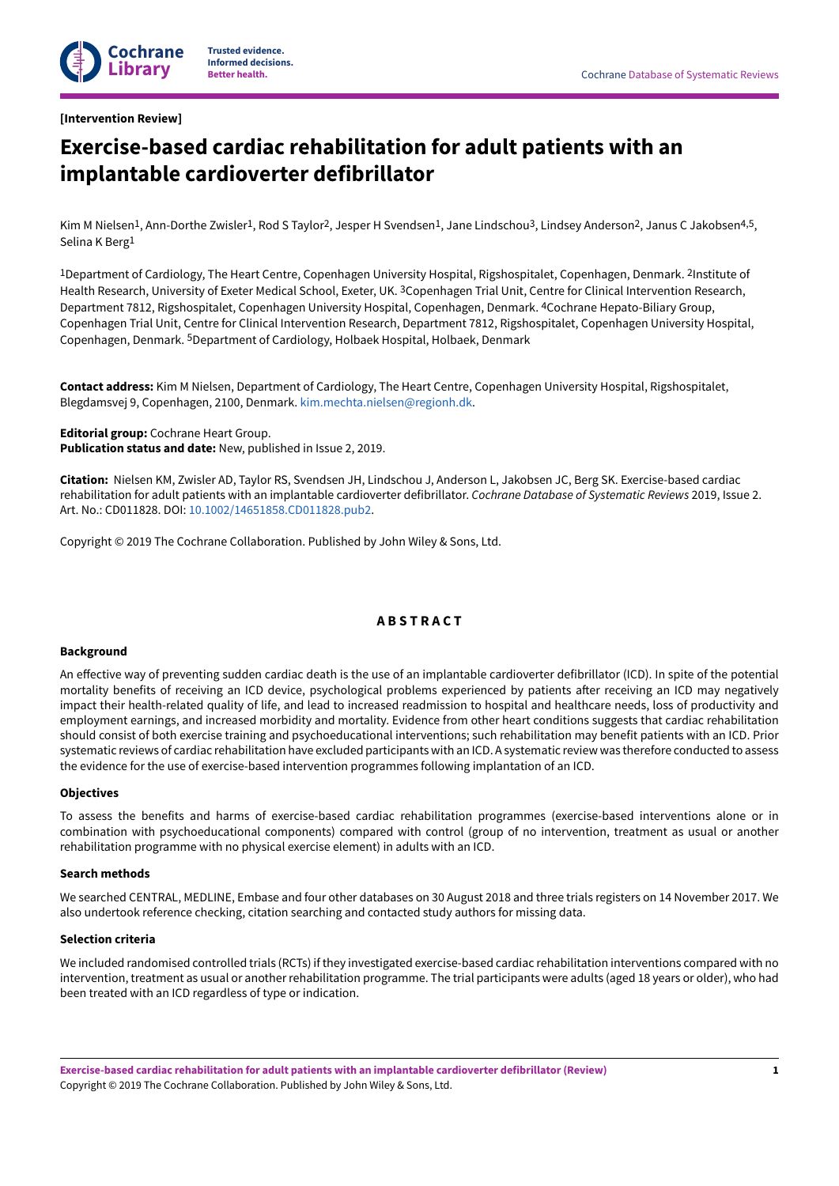**[Intervention Review]**

# Exercise-based cardiac rehabilitation for adult patients with an implantable cardioverter defibrillator

Kim M Nielsen[1], Ann-Dorthe Zwisler[1], Rod S Taylor[2], Jesper H Svendsen[1], Jane Lindschou[3], Lindsey Anderson[2], Janus C Jakobsen[4,5], Selina K Berg[1]

[1]Department of Cardiology, The Heart Centre, Copenhagen University Hospital, Rigshospitalet, Copenhagen, Denmark. [2]Institute of Health Research, University of Exeter Medical School, Exeter, UK. [3]Copenhagen Trial Unit, Centre for Clinical Intervention Research, Department 7812, Rigshospitalet, Copenhagen University Hospital, Copenhagen, Denmark. [4]Cochrane Hepato-Biliary Group, Copenhagen Trial Unit, Centre for Clinical Intervention Research, Department 7812, Rigshospitalet, Copenhagen University Hospital, Copenhagen, Denmark. [5]Department of Cardiology, Holbaek Hospital, Holbaek, Denmark

**Contact address:** Kim M Nielsen, Department of Cardiology, The Heart Centre, Copenhagen University Hospital, Rigshospitalet, Blegdamsvej 9, Copenhagen, 2100, Denmark. kim.mechta.nielsen@regionh.dk.

**Editorial group:** Cochrane Heart Group.
**Publication status and date:** New, published in Issue 2, 2019.

**Citation:** Nielsen KM, Zwisler AD, Taylor RS, Svendsen JH, Lindschou J, Anderson L, Jakobsen JC, Berg SK. Exercise-based cardiac rehabilitation for adult patients with an implantable cardioverter defibrillator. *Cochrane Database of Systematic Reviews* 2019, Issue 2. Art. No.: CD011828. DOI: 10.1002/14651858.CD011828.pub2.

Copyright © 2019 The Cochrane Collaboration. Published by John Wiley & Sons, Ltd.

## ABSTRACT

### Background

An effective way of preventing sudden cardiac death is the use of an implantable cardioverter defibrillator (ICD). In spite of the potential mortality benefits of receiving an ICD device, psychological problems experienced by patients after receiving an ICD may negatively impact their health-related quality of life, and lead to increased readmission to hospital and healthcare needs, loss of productivity and employment earnings, and increased morbidity and mortality. Evidence from other heart conditions suggests that cardiac rehabilitation should consist of both exercise training and psychoeducational interventions; such rehabilitation may benefit patients with an ICD. Prior systematic reviews of cardiac rehabilitation have excluded participants with an ICD. A systematic review was therefore conducted to assess the evidence for the use of exercise-based intervention programmes following implantation of an ICD.

### Objectives

To assess the benefits and harms of exercise-based cardiac rehabilitation programmes (exercise-based interventions alone or in combination with psychoeducational components) compared with control (group of no intervention, treatment as usual or another rehabilitation programme with no physical exercise element) in adults with an ICD.

### Search methods

We searched CENTRAL, MEDLINE, Embase and four other databases on 30 August 2018 and three trials registers on 14 November 2017. We also undertook reference checking, citation searching and contacted study authors for missing data.

### Selection criteria

We included randomised controlled trials (RCTs) if they investigated exercise-based cardiac rehabilitation interventions compared with no intervention, treatment as usual or another rehabilitation programme. The trial participants were adults (aged 18 years or older), who had been treated with an ICD regardless of type or indication.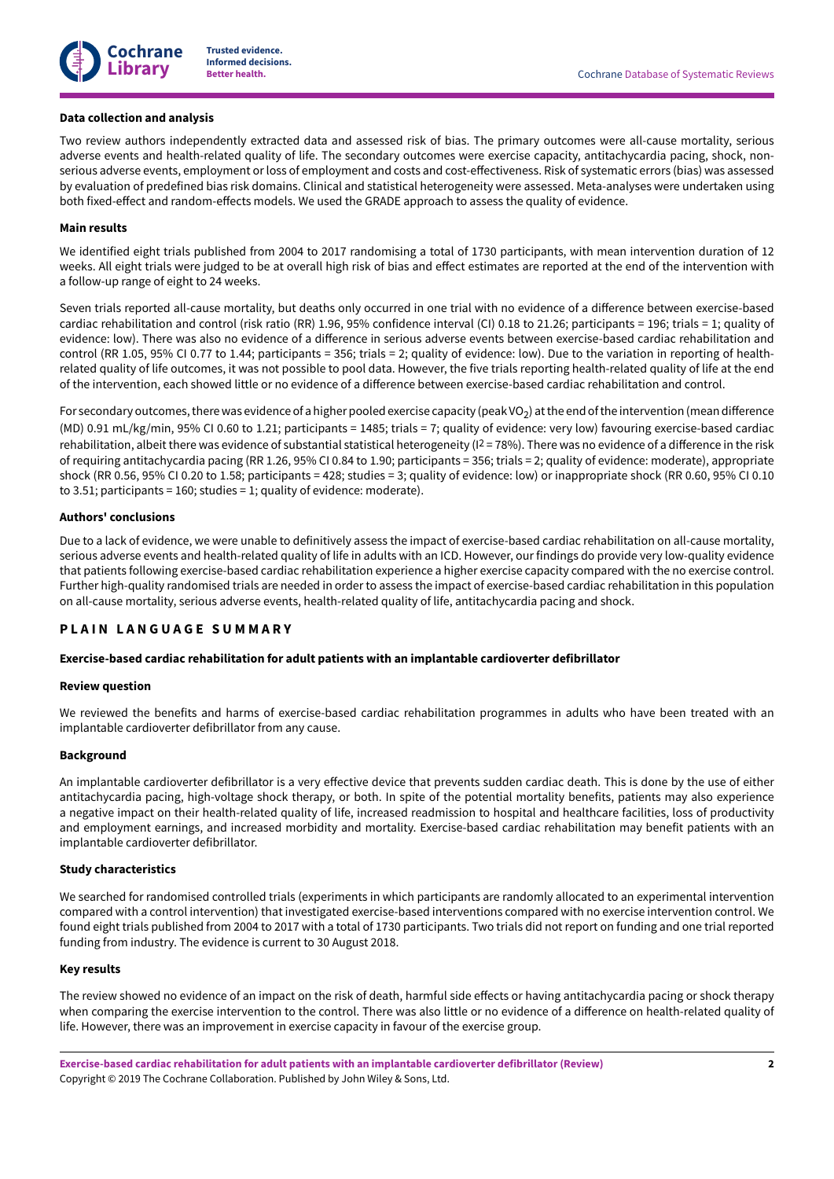**Data collection and analysis**

Two review authors independently extracted data and assessed risk of bias. The primary outcomes were all-cause mortality, serious adverse events and health-related quality of life. The secondary outcomes were exercise capacity, antitachycardia pacing, shock, non-serious adverse events, employment or loss of employment and costs and cost-effectiveness. Risk of systematic errors (bias) was assessed by evaluation of predefined bias risk domains. Clinical and statistical heterogeneity were assessed. Meta-analyses were undertaken using both fixed-effect and random-effects models. We used the GRADE approach to assess the quality of evidence.

**Main results**

We identified eight trials published from 2004 to 2017 randomising a total of 1730 participants, with mean intervention duration of 12 weeks. All eight trials were judged to be at overall high risk of bias and effect estimates are reported at the end of the intervention with a follow-up range of eight to 24 weeks.

Seven trials reported all-cause mortality, but deaths only occurred in one trial with no evidence of a difference between exercise-based cardiac rehabilitation and control (risk ratio (RR) 1.96, 95% confidence interval (CI) 0.18 to 21.26; participants = 196; trials = 1; quality of evidence: low). There was also no evidence of a difference in serious adverse events between exercise-based cardiac rehabilitation and control (RR 1.05, 95% CI 0.77 to 1.44; participants = 356; trials = 2; quality of evidence: low). Due to the variation in reporting of health-related quality of life outcomes, it was not possible to pool data. However, the five trials reporting health-related quality of life at the end of the intervention, each showed little or no evidence of a difference between exercise-based cardiac rehabilitation and control.

For secondary outcomes, there was evidence of a higher pooled exercise capacity (peak $VO_2$) at the end of the intervention (mean difference (MD) 0.91 mL/kg/min, 95% CI 0.60 to 1.21; participants = 1485; trials = 7; quality of evidence: very low) favouring exercise-based cardiac rehabilitation, albeit there was evidence of substantial statistical heterogeneity ($I^2 = 78\%$). There was no evidence of a difference in the risk of requiring antitachycardia pacing (RR 1.26, 95% CI 0.84 to 1.90; participants = 356; trials = 2; quality of evidence: moderate), appropriate shock (RR 0.56, 95% CI 0.20 to 1.58; participants = 428; studies = 3; quality of evidence: low) or inappropriate shock (RR 0.60, 95% CI 0.10 to 3.51; participants = 160; studies = 1; quality of evidence: moderate).

**Authors' conclusions**

Due to a lack of evidence, we were unable to definitively assess the impact of exercise-based cardiac rehabilitation on all-cause mortality, serious adverse events and health-related quality of life in adults with an ICD. However, our findings do provide very low-quality evidence that patients following exercise-based cardiac rehabilitation experience a higher exercise capacity compared with the no exercise control. Further high-quality randomised trials are needed in order to assess the impact of exercise-based cardiac rehabilitation in this population on all-cause mortality, serious adverse events, health-related quality of life, antitachycardia pacing and shock.

## PLAIN LANGUAGE SUMMARY

**Exercise-based cardiac rehabilitation for adult patients with an implantable cardioverter defibrillator**

**Review question**

We reviewed the benefits and harms of exercise-based cardiac rehabilitation programmes in adults who have been treated with an implantable cardioverter defibrillator from any cause.

**Background**

An implantable cardioverter defibrillator is a very effective device that prevents sudden cardiac death. This is done by the use of either antitachycardia pacing, high-voltage shock therapy, or both. In spite of the potential mortality benefits, patients may also experience a negative impact on their health-related quality of life, increased readmission to hospital and healthcare facilities, loss of productivity and employment earnings, and increased morbidity and mortality. Exercise-based cardiac rehabilitation may benefit patients with an implantable cardioverter defibrillator.

**Study characteristics**

We searched for randomised controlled trials (experiments in which participants are randomly allocated to an experimental intervention compared with a control intervention) that investigated exercise-based interventions compared with no exercise intervention control. We found eight trials published from 2004 to 2017 with a total of 1730 participants. Two trials did not report on funding and one trial reported funding from industry. The evidence is current to 30 August 2018.

**Key results**

The review showed no evidence of an impact on the risk of death, harmful side effects or having antitachycardia pacing or shock therapy when comparing the exercise intervention to the control. There was also little or no evidence of a difference on health-related quality of life. However, there was an improvement in exercise capacity in favour of the exercise group.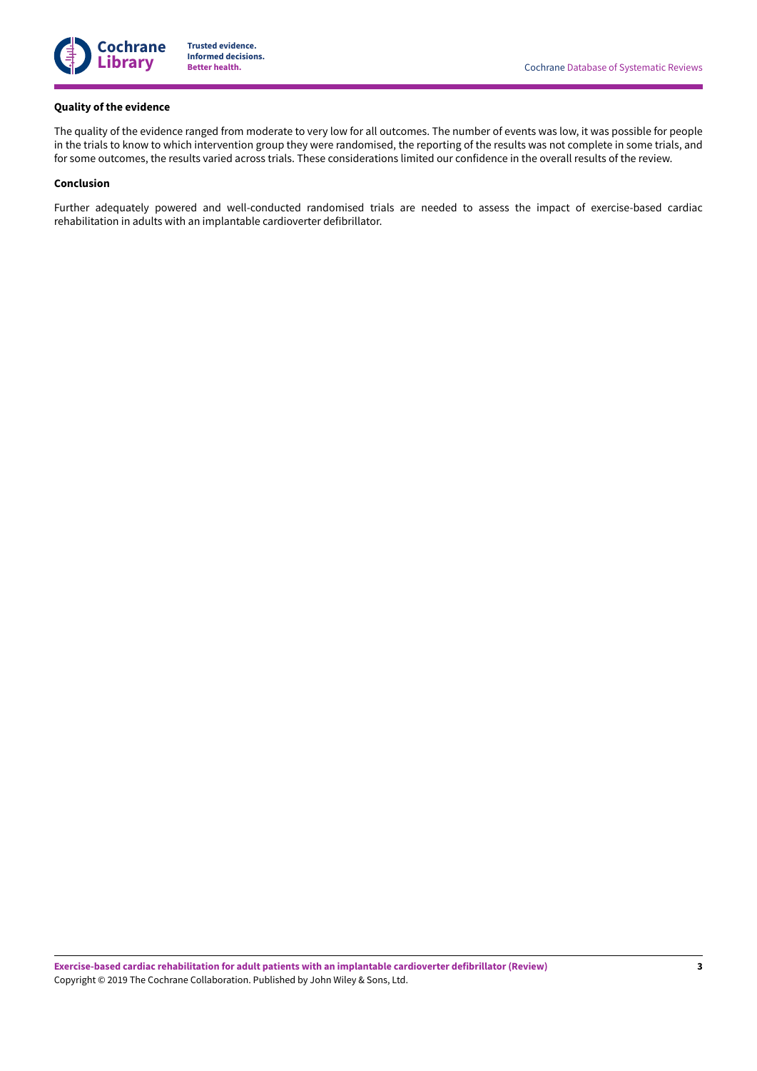**Quality of the evidence**

The quality of the evidence ranged from moderate to very low for all outcomes. The number of events was low, it was possible for people in the trials to know to which intervention group they were randomised, the reporting of the results was not complete in some trials, and for some outcomes, the results varied across trials. These considerations limited our confidence in the overall results of the review.

**Conclusion**

Further adequately powered and well-conducted randomised trials are needed to assess the impact of exercise-based cardiac rehabilitation in adults with an implantable cardioverter defibrillator.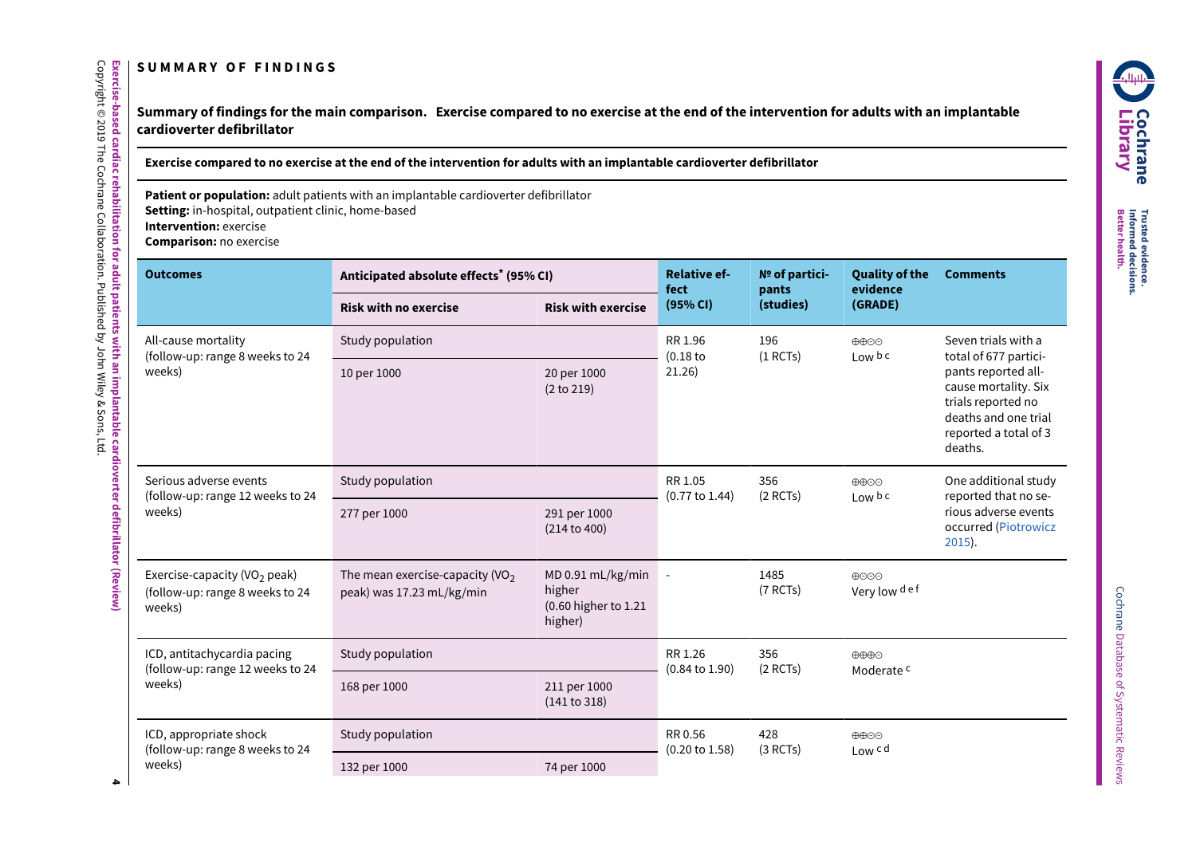## SUMMARY OF FINDINGS

### Summary of findings for the main comparison. Exercise compared to no exercise at the end of the intervention for adults with an implantable cardioverter defibrillator

**Exercise compared to no exercise at the end of the intervention for adults with an implantable cardioverter defibrillator**

**Patient or population:** adult patients with an implantable cardioverter defibrillator
**Setting:** in-hospital, outpatient clinic, home-based
**Intervention:** exercise
**Comparison:** no exercise

| Outcomes | Anticipated absolute effects* (95% CI) | | Relative effect (95% CI) | № of participants (studies) | Quality of the evidence (GRADE) | Comments |
|---|---|---|---|---|---|---|
| | Risk with no exercise | Risk with exercise | | | | |
| All-cause mortality (follow-up: range 8 weeks to 24 weeks) | Study population | | RR 1.96 (0.18 to 21.26) | 196 (1 RCTs) | ⊕⊕⊝⊝ Low [b c] | Seven trials with a total of 677 participants reported all-cause mortality. Six trials reported no deaths and one trial reported a total of 3 deaths. |
| | 10 per 1000 | 20 per 1000 (2 to 219) | | | | |
| Serious adverse events (follow-up: range 12 weeks to 24 weeks) | Study population | | RR 1.05 (0.77 to 1.44) | 356 (2 RCTs) | ⊕⊕⊝⊝ Low [b c] | One additional study reported that no serious adverse events occurred (Piotrowicz 2015). |
| | 277 per 1000 | 291 per 1000 (214 to 400) | | | | |
| Exercise-capacity ($VO_2$ peak) (follow-up: range 8 weeks to 24 weeks) | The mean exercise-capacity ($VO_2$ peak) was 17.23 mL/kg/min | MD 0.91 mL/kg/min higher (0.60 higher to 1.21 higher) | - | 1485 (7 RCTs) | ⊕⊝⊝⊝ Very low [d e f] | |
| ICD, antitachycardia pacing (follow-up: range 12 weeks to 24 weeks) | Study population | | RR 1.26 (0.84 to 1.90) | 356 (2 RCTs) | ⊕⊕⊕⊝ Moderate [c] | |
| | 168 per 1000 | 211 per 1000 (141 to 318) | | | | |
| ICD, appropriate shock (follow-up: range 8 weeks to 24 weeks) | Study population | | RR 0.56 (0.20 to 1.58) | 428 (3 RCTs) | ⊕⊕⊝⊝ Low [c d] | |
| | 132 per 1000 | 74 per 1000 | | | | |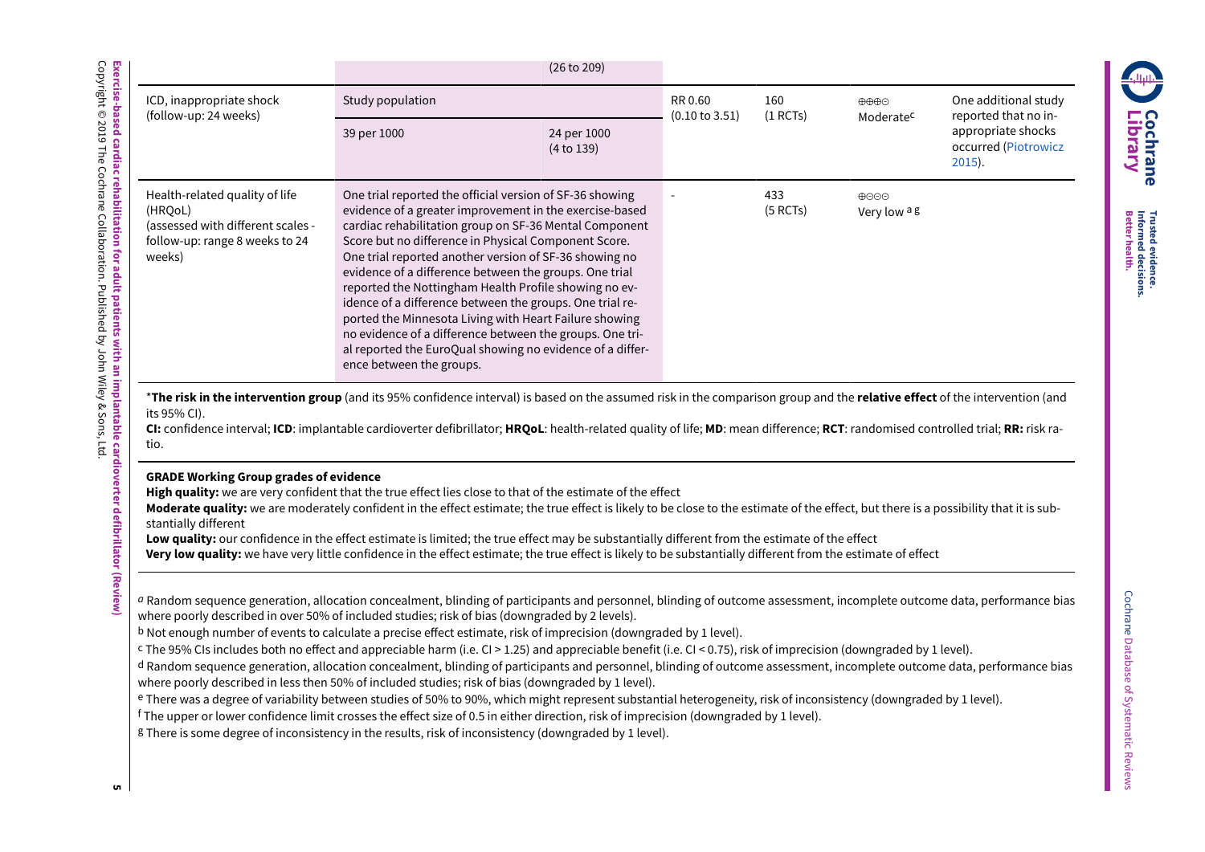| | | | | | | |
|---|---|---|---|---|---|---|
| | | (26 to 209) | | | | |
| ICD, inappropriate shock (follow-up: 24 weeks) | Study population | | RR 0.60 (0.10 to 3.51) | 160 (1 RCTs) | ⊕⊕⊕⊝ Moderate[c] | One additional study reported that no inappropriate shocks occurred (Piotrowicz 2015). |
| | 39 per 1000 | 24 per 1000 (4 to 139) | | | | |
| Health-related quality of life (HRQoL) (assessed with different scales - follow-up: range 8 weeks to 24 weeks) | One trial reported the official version of SF-36 showing evidence of a greater improvement in the exercise-based cardiac rehabilitation group on SF-36 Mental Component Score but no difference in Physical Component Score. One trial reported another version of SF-36 showing no evidence of a difference between the groups. One trial reported the Nottingham Health Profile showing no evidence of a difference between the groups. One trial reported the Minnesota Living with Heart Failure showing no evidence of a difference between the groups. One trial reported the EuroQual showing no evidence of a difference between the groups. | | - | 433 (5 RCTs) | ⊕⊝⊝⊝ Very low[a g] | |

*__The risk in the intervention group__ (and its 95% confidence interval) is based on the assumed risk in the comparison group and the **relative effect** of the intervention (and its 95% CI).

**CI:** confidence interval; **ICD**: implantable cardioverter defibrillator; **HRQoL**: health-related quality of life; **MD**: mean difference; **RCT**: randomised controlled trial; **RR:** risk ratio.

**GRADE Working Group grades of evidence**
**High quality:** we are very confident that the true effect lies close to that of the estimate of the effect
**Moderate quality:** we are moderately confident in the effect estimate; the true effect is likely to be close to the estimate of the effect, but there is a possibility that it is substantially different
**Low quality:** our confidence in the effect estimate is limited; the true effect may be substantially different from the estimate of the effect
**Very low quality:** we have very little confidence in the effect estimate; the true effect is likely to be substantially different from the estimate of effect

[a] Random sequence generation, allocation concealment, blinding of participants and personnel, blinding of outcome assessment, incomplete outcome data, performance bias where poorly described in over 50% of included studies; risk of bias (downgraded by 2 levels).
[b] Not enough number of events to calculate a precise effect estimate, risk of imprecision (downgraded by 1 level).
[c] The 95% CIs includes both no effect and appreciable harm (i.e. CI > 1.25) and appreciable benefit (i.e. CI < 0.75), risk of imprecision (downgraded by 1 level).
[d] Random sequence generation, allocation concealment, blinding of participants and personnel, blinding of outcome assessment, incomplete outcome data, performance bias where poorly described in less then 50% of included studies; risk of bias (downgraded by 1 level).
[e] There was a degree of variability between studies of 50% to 90%, which might represent substantial heterogeneity, risk of inconsistency (downgraded by 1 level).
[f] The upper or lower confidence limit crosses the effect size of 0.5 in either direction, risk of imprecision (downgraded by 1 level).
[g] There is some degree of inconsistency in the results, risk of inconsistency (downgraded by 1 level).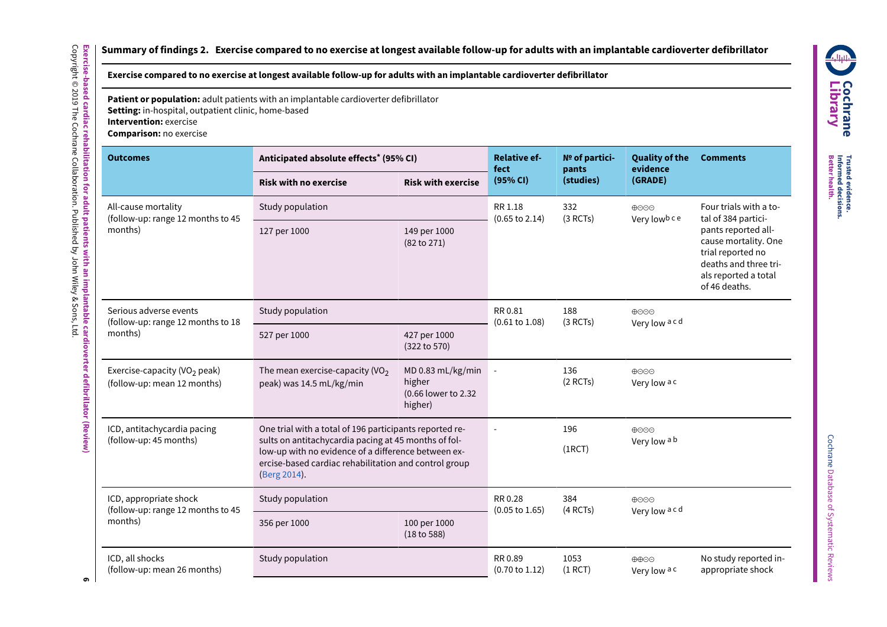## Summary of findings 2. Exercise compared to no exercise at longest available follow-up for adults with an implantable cardioverter defibrillator

**Exercise compared to no exercise at longest available follow-up for adults with an implantable cardioverter defibrillator**

**Patient or population:** adult patients with an implantable cardioverter defibrillator
**Setting:** in-hospital, outpatient clinic, home-based
**Intervention:** exercise
**Comparison:** no exercise

| Outcomes | Anticipated absolute effects* (95% CI) | | Relative effect (95% CI) | № of participants (studies) | Quality of the evidence (GRADE) | Comments |
|---|---|---|---|---|---|---|
| | Risk with no exercise | Risk with exercise | | | | |
| All-cause mortality (follow-up: range 12 months to 45 months) | Study population | | RR 1.18 (0.65 to 2.14) | 332 (3 RCTs) | ⊕⊝⊝⊝ Very low[b c e] | Four trials with a total of 384 participants reported all-cause mortality. One trial reported no deaths and three trials reported a total of 46 deaths. |
| | 127 per 1000 | 149 per 1000 (82 to 271) | | | | |
| Serious adverse events (follow-up: range 12 months to 18 months) | Study population | | RR 0.81 (0.61 to 1.08) | 188 (3 RCTs) | ⊕⊝⊝⊝ Very low[a c d] | |
| | 527 per 1000 | 427 per 1000 (322 to 570) | | | | |
| Exercise-capacity ($VO_2$ peak) (follow-up: mean 12 months) | The mean exercise-capacity ($VO_2$ peak) was 14.5 mL/kg/min | MD 0.83 mL/kg/min higher (0.66 lower to 2.32 higher) | - | 136 (2 RCTs) | ⊕⊝⊝⊝ Very low[a c] | |
| ICD, antitachycardia pacing (follow-up: 45 months) | One trial with a total of 196 participants reported results on antitachycardia pacing at 45 months of follow-up with no evidence of a difference between exercise-based cardiac rehabilitation and control group (Berg 2014). | | - | 196 (1RCT) | ⊕⊝⊝⊝ Very low[a b] | |
| ICD, appropriate shock (follow-up: range 12 months to 45 months) | Study population | | RR 0.28 (0.05 to 1.65) | 384 (4 RCTs) | ⊕⊝⊝⊝ Very low[a c d] | |
| | 356 per 1000 | 100 per 1000 (18 to 588) | | | | |
| ICD, all shocks (follow-up: mean 26 months) | Study population | | RR 0.89 (0.70 to 1.12) | 1053 (1 RCT) | ⊕⊕⊝⊝ Very low[a c] | No study reported inappropriate shock |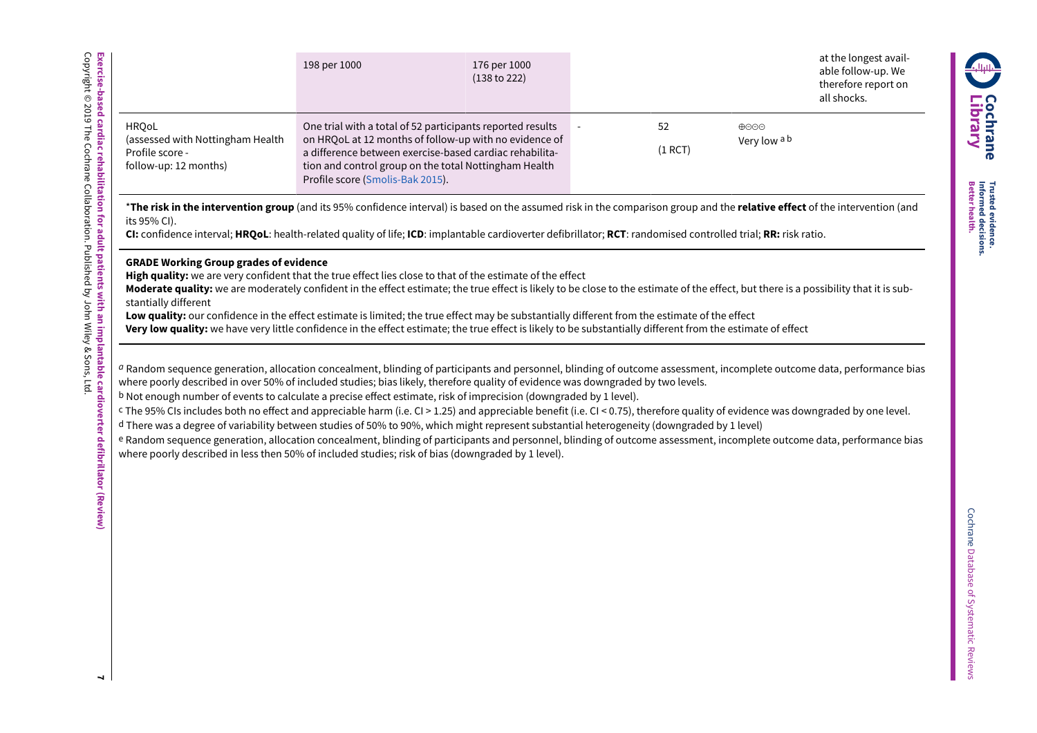| | 198 per 1000 | 176 per 1000 (138 to 222) | | | | at the longest available follow-up. We therefore report on all shocks. |
|---|---|---|---|---|---|---|
| HRQoL (assessed with Nottingham Health Profile score - follow-up: 12 months) | One trial with a total of 52 participants reported results on HRQoL at 12 months of follow-up with no evidence of a difference between exercise-based cardiac rehabilitation and control group on the total Nottingham Health Profile score (Smolis-Bak 2015). | | - | 52 (1 RCT) | ⊕⊝⊝⊝ Very low [a b] | |

*__The risk in the intervention group__ (and its 95% confidence interval) is based on the assumed risk in the comparison group and the **relative effect** of the intervention (and its 95% CI).
**CI:** confidence interval; **HRQoL**: health-related quality of life; **ICD**: implantable cardioverter defibrillator; **RCT**: randomised controlled trial; **RR:** risk ratio.

**GRADE Working Group grades of evidence**
**High quality:** we are very confident that the true effect lies close to that of the estimate of the effect
**Moderate quality:** we are moderately confident in the effect estimate; the true effect is likely to be close to the estimate of the effect, but there is a possibility that it is substantially different
**Low quality:** our confidence in the effect estimate is limited; the true effect may be substantially different from the estimate of the effect
**Very low quality:** we have very little confidence in the effect estimate; the true effect is likely to be substantially different from the estimate of effect

[a] Random sequence generation, allocation concealment, blinding of participants and personnel, blinding of outcome assessment, incomplete outcome data, performance bias where poorly described in over 50% of included studies; bias likely, therefore quality of evidence was downgraded by two levels.
[b] Not enough number of events to calculate a precise effect estimate, risk of imprecision (downgraded by 1 level).
[c] The 95% CIs includes both no effect and appreciable harm (i.e. CI > 1.25) and appreciable benefit (i.e. CI < 0.75), therefore quality of evidence was downgraded by one level.
[d] There was a degree of variability between studies of 50% to 90%, which might represent substantial heterogeneity (downgraded by 1 level)
[e] Random sequence generation, allocation concealment, blinding of participants and personnel, blinding of outcome assessment, incomplete outcome data, performance bias where poorly described in less then 50% of included studies; risk of bias (downgraded by 1 level).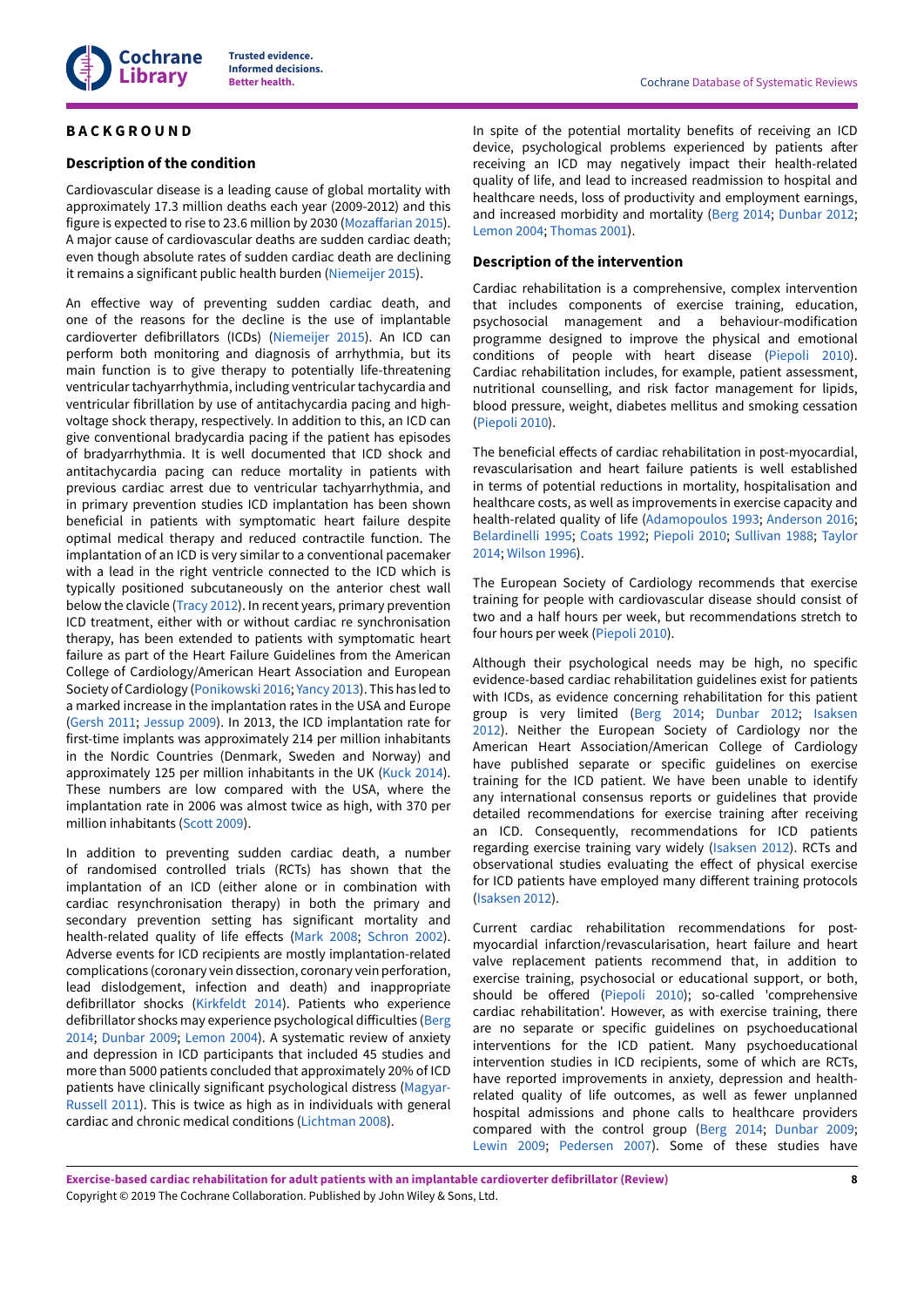# BACKGROUND

## Description of the condition

Cardiovascular disease is a leading cause of global mortality with approximately 17.3 million deaths each year (2009-2012) and this figure is expected to rise to 23.6 million by 2030 (Mozaffarian 2015). A major cause of cardiovascular deaths are sudden cardiac death; even though absolute rates of sudden cardiac death are declining it remains a significant public health burden (Niemeijer 2015).

An effective way of preventing sudden cardiac death, and one of the reasons for the decline is the use of implantable cardioverter defibrillators (ICDs) (Niemeijer 2015). An ICD can perform both monitoring and diagnosis of arrhythmia, but its main function is to give therapy to potentially life-threatening ventricular tachyarrhythmia, including ventricular tachycardia and ventricular fibrillation by use of antitachycardia pacing and high-voltage shock therapy, respectively. In addition to this, an ICD can give conventional bradycardia pacing if the patient has episodes of bradyarrhythmia. It is well documented that ICD shock and antitachycardia pacing can reduce mortality in patients with previous cardiac arrest due to ventricular tachyarrhythmia, and in primary prevention studies ICD implantation has been shown beneficial in patients with symptomatic heart failure despite optimal medical therapy and reduced contractile function. The implantation of an ICD is very similar to a conventional pacemaker with a lead in the right ventricle connected to the ICD which is typically positioned subcutaneously on the anterior chest wall below the clavicle (Tracy 2012). In recent years, primary prevention ICD treatment, either with or without cardiac re synchronisation therapy, has been extended to patients with symptomatic heart failure as part of the Heart Failure Guidelines from the American College of Cardiology/American Heart Association and European Society of Cardiology (Ponikowski 2016; Yancy 2013). This has led to a marked increase in the implantation rates in the USA and Europe (Gersh 2011; Jessup 2009). In 2013, the ICD implantation rate for first-time implants was approximately 214 per million inhabitants in the Nordic Countries (Denmark, Sweden and Norway) and approximately 125 per million inhabitants in the UK (Kuck 2014). These numbers are low compared with the USA, where the implantation rate in 2006 was almost twice as high, with 370 per million inhabitants (Scott 2009).

In addition to preventing sudden cardiac death, a number of randomised controlled trials (RCTs) has shown that the implantation of an ICD (either alone or in combination with cardiac resynchronisation therapy) in both the primary and secondary prevention setting has significant mortality and health-related quality of life effects (Mark 2008; Schron 2002). Adverse events for ICD recipients are mostly implantation-related complications (coronary vein dissection, coronary vein perforation, lead dislodgement, infection and death) and inappropriate defibrillator shocks (Kirkfeldt 2014). Patients who experience defibrillator shocks may experience psychological difficulties (Berg 2014; Dunbar 2009; Lemon 2004). A systematic review of anxiety and depression in ICD participants that included 45 studies and more than 5000 patients concluded that approximately 20% of ICD patients have clinically significant psychological distress (Magyar-Russell 2011). This is twice as high as in individuals with general cardiac and chronic medical conditions (Lichtman 2008).

In spite of the potential mortality benefits of receiving an ICD device, psychological problems experienced by patients after receiving an ICD may negatively impact their health-related quality of life, and lead to increased readmission to hospital and healthcare needs, loss of productivity and employment earnings, and increased morbidity and mortality (Berg 2014; Dunbar 2012; Lemon 2004; Thomas 2001).

## Description of the intervention

Cardiac rehabilitation is a comprehensive, complex intervention that includes components of exercise training, education, psychosocial management and a behaviour-modification programme designed to improve the physical and emotional conditions of people with heart disease (Piepoli 2010). Cardiac rehabilitation includes, for example, patient assessment, nutritional counselling, and risk factor management for lipids, blood pressure, weight, diabetes mellitus and smoking cessation (Piepoli 2010).

The beneficial effects of cardiac rehabilitation in post-myocardial, revascularisation and heart failure patients is well established in terms of potential reductions in mortality, hospitalisation and healthcare costs, as well as improvements in exercise capacity and health-related quality of life (Adamopoulos 1993; Anderson 2016; Belardinelli 1995; Coats 1992; Piepoli 2010; Sullivan 1988; Taylor 2014; Wilson 1996).

The European Society of Cardiology recommends that exercise training for people with cardiovascular disease should consist of two and a half hours per week, but recommendations stretch to four hours per week (Piepoli 2010).

Although their psychological needs may be high, no specific evidence-based cardiac rehabilitation guidelines exist for patients with ICDs, as evidence concerning rehabilitation for this patient group is very limited (Berg 2014; Dunbar 2012; Isaksen 2012). Neither the European Society of Cardiology nor the American Heart Association/American College of Cardiology have published separate or specific guidelines on exercise training for the ICD patient. We have been unable to identify any international consensus reports or guidelines that provide detailed recommendations for exercise training after receiving an ICD. Consequently, recommendations for ICD patients regarding exercise training vary widely (Isaksen 2012). RCTs and observational studies evaluating the effect of physical exercise for ICD patients have employed many different training protocols (Isaksen 2012).

Current cardiac rehabilitation recommendations for post-myocardial infarction/revascularisation, heart failure and heart valve replacement patients recommend that, in addition to exercise training, psychosocial or educational support, or both, should be offered (Piepoli 2010); so-called 'comprehensive cardiac rehabilitation'. However, as with exercise training, there are no separate or specific guidelines on psychoeducational interventions for the ICD patient. Many psychoeducational intervention studies in ICD recipients, some of which are RCTs, have reported improvements in anxiety, depression and health-related quality of life outcomes, as well as fewer unplanned hospital admissions and phone calls to healthcare providers compared with the control group (Berg 2014; Dunbar 2009; Lewin 2009; Pedersen 2007). Some of these studies have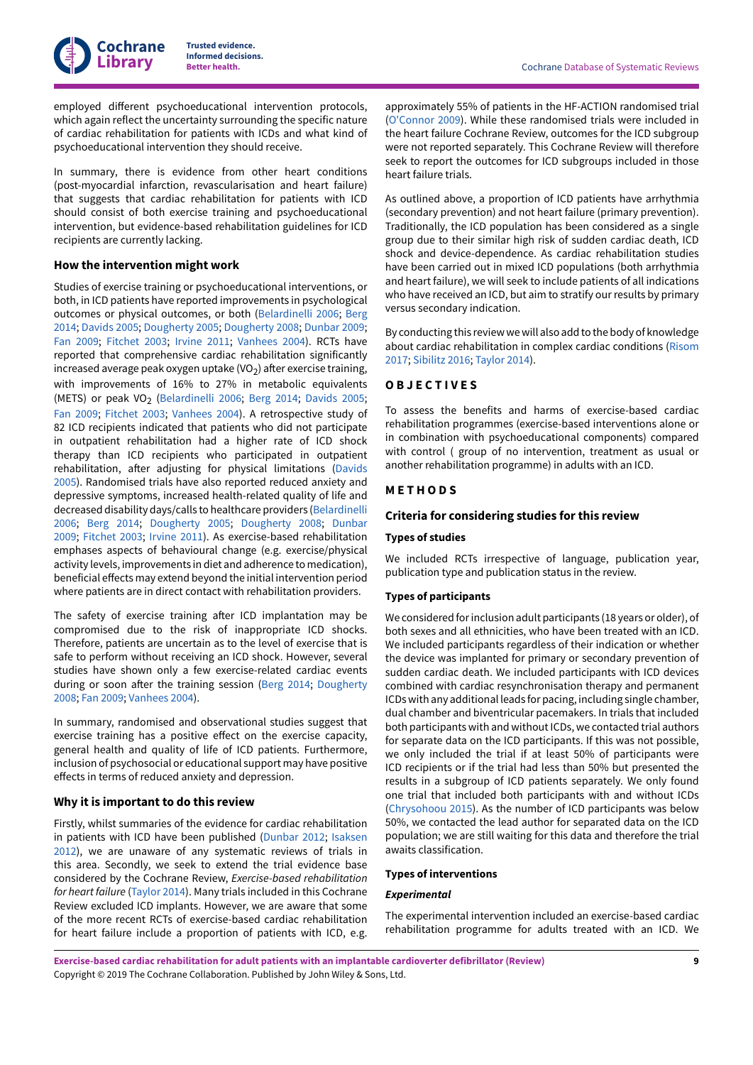employed different psychoeducational intervention protocols, which again reflect the uncertainty surrounding the specific nature of cardiac rehabilitation for patients with ICDs and what kind of psychoeducational intervention they should receive.

In summary, there is evidence from other heart conditions (post-myocardial infarction, revascularisation and heart failure) that suggests that cardiac rehabilitation for patients with ICD should consist of both exercise training and psychoeducational intervention, but evidence-based rehabilitation guidelines for ICD recipients are currently lacking.

### How the intervention might work

Studies of exercise training or psychoeducational interventions, or both, in ICD patients have reported improvements in psychological outcomes or physical outcomes, or both (Belardinelli 2006; Berg 2014; Davids 2005; Dougherty 2005; Dougherty 2008; Dunbar 2009; Fan 2009; Fitchet 2003; Irvine 2011; Vanhees 2004). RCTs have reported that comprehensive cardiac rehabilitation significantly increased average peak oxygen uptake ($VO_2$) after exercise training, with improvements of 16% to 27% in metabolic equivalents (METS) or peak $VO_2$ (Belardinelli 2006; Berg 2014; Davids 2005; Fan 2009; Fitchet 2003; Vanhees 2004). A retrospective study of 82 ICD recipients indicated that patients who did not participate in outpatient rehabilitation had a higher rate of ICD shock therapy than ICD recipients who participated in outpatient rehabilitation, after adjusting for physical limitations (Davids 2005). Randomised trials have also reported reduced anxiety and depressive symptoms, increased health-related quality of life and decreased disability days/calls to healthcare providers (Belardinelli 2006; Berg 2014; Dougherty 2005; Dougherty 2008; Dunbar 2009; Fitchet 2003; Irvine 2011). As exercise-based rehabilitation emphases aspects of behavioural change (e.g. exercise/physical activity levels, improvements in diet and adherence to medication), beneficial effects may extend beyond the initial intervention period where patients are in direct contact with rehabilitation providers.

The safety of exercise training after ICD implantation may be compromised due to the risk of inappropriate ICD shocks. Therefore, patients are uncertain as to the level of exercise that is safe to perform without receiving an ICD shock. However, several studies have shown only a few exercise-related cardiac events during or soon after the training session (Berg 2014; Dougherty 2008; Fan 2009; Vanhees 2004).

In summary, randomised and observational studies suggest that exercise training has a positive effect on the exercise capacity, general health and quality of life of ICD patients. Furthermore, inclusion of psychosocial or educational support may have positive effects in terms of reduced anxiety and depression.

### Why it is important to do this review

Firstly, whilst summaries of the evidence for cardiac rehabilitation in patients with ICD have been published (Dunbar 2012; Isaksen 2012), we are unaware of any systematic reviews of trials in this area. Secondly, we seek to extend the trial evidence base considered by the Cochrane Review, *Exercise-based rehabilitation for heart failure* (Taylor 2014). Many trials included in this Cochrane Review excluded ICD implants. However, we are aware that some of the more recent RCTs of exercise-based cardiac rehabilitation for heart failure include a proportion of patients with ICD, e.g. approximately 55% of patients in the HF-ACTION randomised trial (O'Connor 2009). While these randomised trials were included in the heart failure Cochrane Review, outcomes for the ICD subgroup were not reported separately. This Cochrane Review will therefore seek to report the outcomes for ICD subgroups included in those heart failure trials.

As outlined above, a proportion of ICD patients have arrhythmia (secondary prevention) and not heart failure (primary prevention). Traditionally, the ICD population has been considered as a single group due to their similar high risk of sudden cardiac death, ICD shock and device-dependence. As cardiac rehabilitation studies have been carried out in mixed ICD populations (both arrhythmia and heart failure), we will seek to include patients of all indications who have received an ICD, but aim to stratify our results by primary versus secondary indication.

By conducting this review we will also add to the body of knowledge about cardiac rehabilitation in complex cardiac conditions (Risom 2017; Sibilitz 2016; Taylor 2014).

## OBJECTIVES

To assess the benefits and harms of exercise-based cardiac rehabilitation programmes (exercise-based interventions alone or in combination with psychoeducational components) compared with control ( group of no intervention, treatment as usual or another rehabilitation programme) in adults with an ICD.

## METHODS

### Criteria for considering studies for this review

#### Types of studies

We included RCTs irrespective of language, publication year, publication type and publication status in the review.

#### Types of participants

We considered for inclusion adult participants (18 years or older), of both sexes and all ethnicities, who have been treated with an ICD. We included participants regardless of their indication or whether the device was implanted for primary or secondary prevention of sudden cardiac death. We included participants with ICD devices combined with cardiac resynchronisation therapy and permanent ICDs with any additional leads for pacing, including single chamber, dual chamber and biventricular pacemakers. In trials that included both participants with and without ICDs, we contacted trial authors for separate data on the ICD participants. If this was not possible, we only included the trial if at least 50% of participants were ICD recipients or if the trial had less than 50% but presented the results in a subgroup of ICD patients separately. We only found one trial that included both participants with and without ICDs (Chrysohoou 2015). As the number of ICD participants was below 50%, we contacted the lead author for separated data on the ICD population; we are still waiting for this data and therefore the trial awaits classification.

#### Types of interventions

##### *Experimental*

The experimental intervention included an exercise-based cardiac rehabilitation programme for adults treated with an ICD. We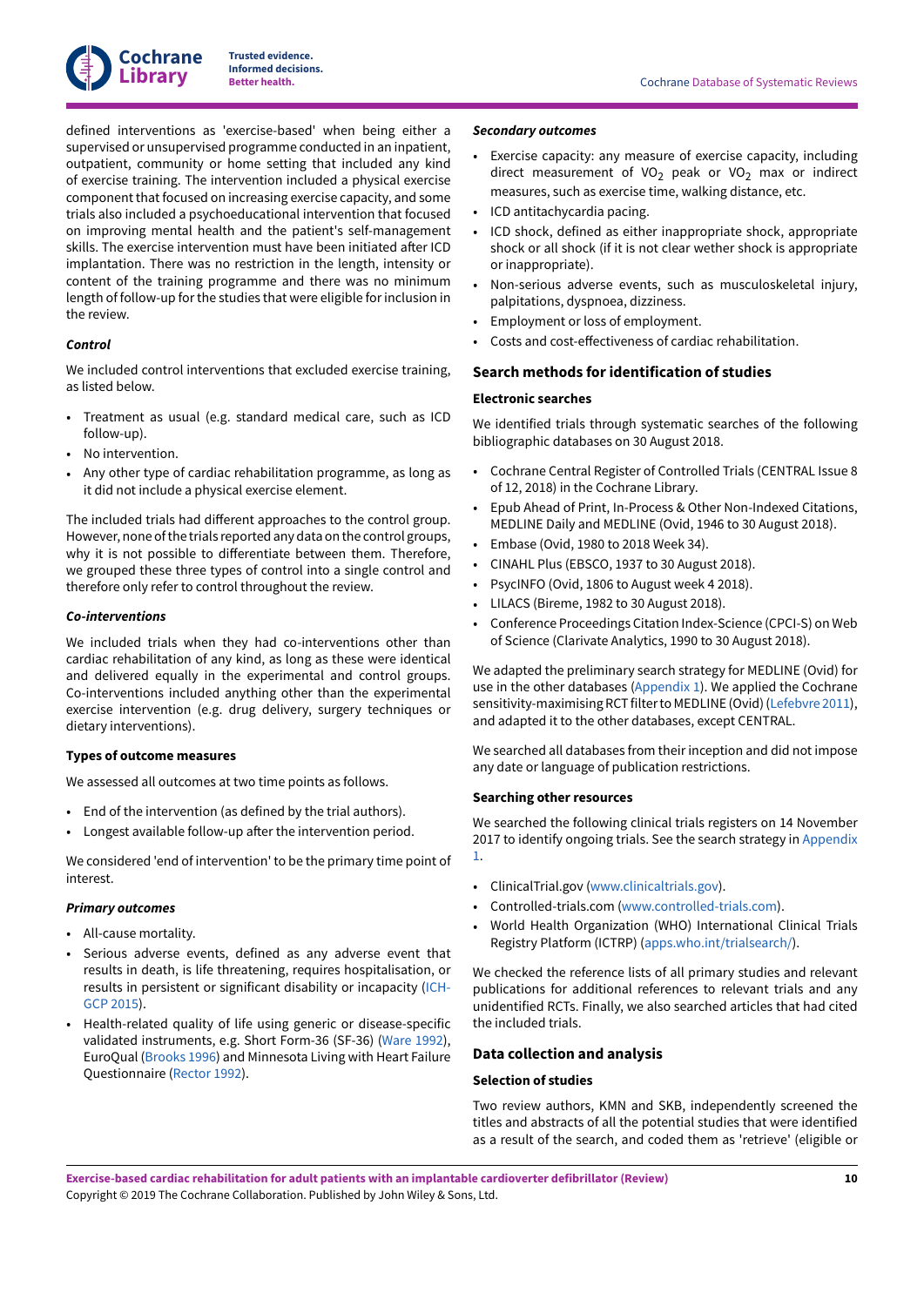defined interventions as 'exercise-based' when being either a supervised or unsupervised programme conducted in an inpatient, outpatient, community or home setting that included any kind of exercise training. The intervention included a physical exercise component that focused on increasing exercise capacity, and some trials also included a psychoeducational intervention that focused on improving mental health and the patient's self-management skills. The exercise intervention must have been initiated after ICD implantation. There was no restriction in the length, intensity or content of the training programme and there was no minimum length of follow-up for the studies that were eligible for inclusion in the review.

#### *Control*

We included control interventions that excluded exercise training, as listed below.

- Treatment as usual (e.g. standard medical care, such as ICD follow-up).
- No intervention.
- Any other type of cardiac rehabilitation programme, as long as it did not include a physical exercise element.

The included trials had different approaches to the control group. However, none of the trials reported any data on the control groups, why it is not possible to differentiate between them. Therefore, we grouped these three types of control into a single control and therefore only refer to control throughout the review.

#### *Co-interventions*

We included trials when they had co-interventions other than cardiac rehabilitation of any kind, as long as these were identical and delivered equally in the experimental and control groups. Co-interventions included anything other than the experimental exercise intervention (e.g. drug delivery, surgery techniques or dietary interventions).

### Types of outcome measures

We assessed all outcomes at two time points as follows.

- End of the intervention (as defined by the trial authors).
- Longest available follow-up after the intervention period.

We considered 'end of intervention' to be the primary time point of interest.

#### *Primary outcomes*

- All-cause mortality.
- Serious adverse events, defined as any adverse event that results in death, is life threatening, requires hospitalisation, or results in persistent or significant disability or incapacity (ICH-GCP 2015).
- Health-related quality of life using generic or disease-specific validated instruments, e.g. Short Form-36 (SF-36) (Ware 1992), EuroQual (Brooks 1996) and Minnesota Living with Heart Failure Questionnaire (Rector 1992).

#### *Secondary outcomes*

- Exercise capacity: any measure of exercise capacity, including direct measurement of $VO_2$ peak or $VO_2$ max or indirect measures, such as exercise time, walking distance, etc.
- ICD antitachycardia pacing.
- ICD shock, defined as either inappropriate shock, appropriate shock or all shock (if it is not clear wether shock is appropriate or inappropriate).
- Non-serious adverse events, such as musculoskeletal injury, palpitations, dyspnoea, dizziness.
- Employment or loss of employment.
- Costs and cost-effectiveness of cardiac rehabilitation.

## Search methods for identification of studies

### Electronic searches

We identified trials through systematic searches of the following bibliographic databases on 30 August 2018.

- Cochrane Central Register of Controlled Trials (CENTRAL Issue 8 of 12, 2018) in the Cochrane Library.
- Epub Ahead of Print, In-Process & Other Non-Indexed Citations, MEDLINE Daily and MEDLINE (Ovid, 1946 to 30 August 2018).
- Embase (Ovid, 1980 to 2018 Week 34).
- CINAHL Plus (EBSCO, 1937 to 30 August 2018).
- PsycINFO (Ovid, 1806 to August week 4 2018).
- LILACS (Bireme, 1982 to 30 August 2018).
- Conference Proceedings Citation Index-Science (CPCI-S) on Web of Science (Clarivate Analytics, 1990 to 30 August 2018).

We adapted the preliminary search strategy for MEDLINE (Ovid) for use in the other databases (Appendix 1). We applied the Cochrane sensitivity-maximising RCT filter to MEDLINE (Ovid) (Lefebvre 2011), and adapted it to the other databases, except CENTRAL.

We searched all databases from their inception and did not impose any date or language of publication restrictions.

### Searching other resources

We searched the following clinical trials registers on 14 November 2017 to identify ongoing trials. See the search strategy in Appendix 1.

- ClinicalTrial.gov (www.clinicaltrials.gov).
- Controlled-trials.com (www.controlled-trials.com).
- World Health Organization (WHO) International Clinical Trials Registry Platform (ICTRP) (apps.who.int/trialsearch/).

We checked the reference lists of all primary studies and relevant publications for additional references to relevant trials and any unidentified RCTs. Finally, we also searched articles that had cited the included trials.

## Data collection and analysis

### Selection of studies

Two review authors, KMN and SKB, independently screened the titles and abstracts of all the potential studies that were identified as a result of the search, and coded them as 'retrieve' (eligible or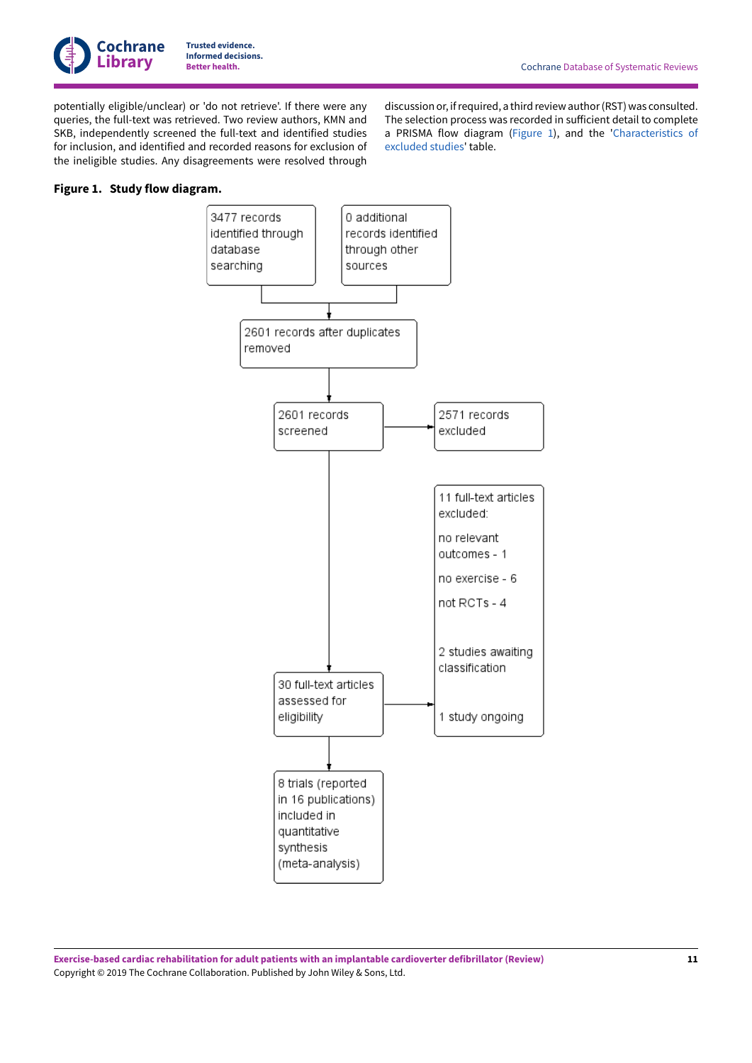potentially eligible/unclear) or 'do not retrieve'. If there were any queries, the full-text was retrieved. Two review authors, KMN and SKB, independently screened the full-text and identified studies for inclusion, and identified and recorded reasons for exclusion of the ineligible studies. Any disagreements were resolved through discussion or, if required, a third review author (RST) was consulted. The selection process was recorded in sufficient detail to complete a PRISMA flow diagram (Figure 1), and the 'Characteristics of excluded studies' table.

**Figure 1. Study flow diagram.**

3477 records identified through database searching

0 additional records identified through other sources

2601 records after duplicates removed

2601 records screened

2571 records excluded

30 full-text articles assessed for eligibility

11 full-text articles excluded:

no relevant outcomes - 1

no exercise - 6

not RCTs - 4

2 studies awaiting classification

1 study ongoing

8 trials (reported in 16 publications) included in quantitative synthesis (meta-analysis)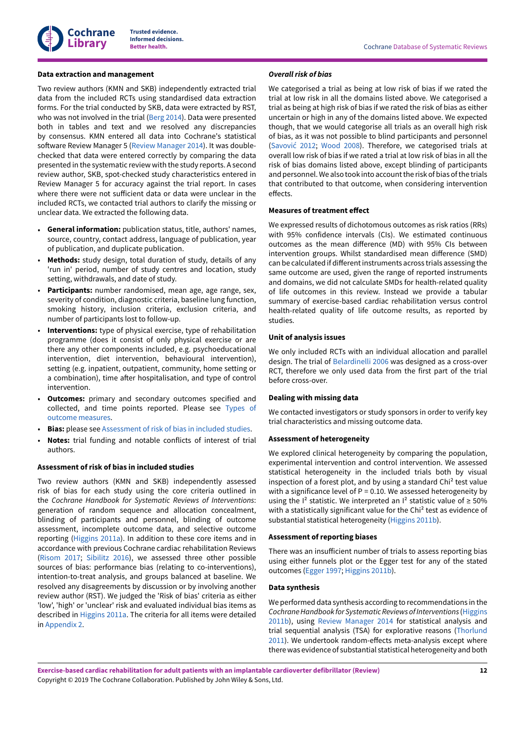#### Data extraction and management

Two review authors (KMN and SKB) independently extracted trial data from the included RCTs using standardised data extraction forms. For the trial conducted by SKB, data were extracted by RST, who was not involved in the trial (Berg 2014). Data were presented both in tables and text and we resolved any discrepancies by consensus. KMN entered all data into Cochrane's statistical software Review Manager 5 (Review Manager 2014). It was double-checked that data were entered correctly by comparing the data presented in the systematic review with the study reports. A second review author, SKB, spot-checked study characteristics entered in Review Manager 5 for accuracy against the trial report. In cases where there were not sufficient data or data were unclear in the included RCTs, we contacted trial authors to clarify the missing or unclear data. We extracted the following data.

- **General information:** publication status, title, authors' names, source, country, contact address, language of publication, year of publication, and duplicate publication.
- **Methods:** study design, total duration of study, details of any 'run in' period, number of study centres and location, study setting, withdrawals, and date of study.
- **Participants:** number randomised, mean age, age range, sex, severity of condition, diagnostic criteria, baseline lung function, smoking history, inclusion criteria, exclusion criteria, and number of participants lost to follow-up.
- **Interventions:** type of physical exercise, type of rehabilitation programme (does it consist of only physical exercise or are there any other components included, e.g. psychoeducational intervention, diet intervention, behavioural intervention), setting (e.g. inpatient, outpatient, community, home setting or a combination), time after hospitalisation, and type of control intervention.
- **Outcomes:** primary and secondary outcomes specified and collected, and time points reported. Please see Types of outcome measures.
- **Bias:** please see Assessment of risk of bias in included studies.
- **Notes:** trial funding and notable conflicts of interest of trial authors.

#### Assessment of risk of bias in included studies

Two review authors (KMN and SKB) independently assessed risk of bias for each study using the core criteria outlined in the *Cochrane Handbook for Systematic Reviews of Interventions*: generation of random sequence and allocation concealment, blinding of participants and personnel, blinding of outcome assessment, incomplete outcome data, and selective outcome reporting (Higgins 2011a). In addition to these core items and in accordance with previous Cochrane cardiac rehabilitation Reviews (Risom 2017; Sibilitz 2016), we assessed three other possible sources of bias: performance bias (relating to co-interventions), intention-to-treat analysis, and groups balanced at baseline. We resolved any disagreements by discussion or by involving another review author (RST). We judged the 'Risk of bias' criteria as either 'low', 'high' or 'unclear' risk and evaluated individual bias items as described in Higgins 2011a. The criteria for all items were detailed in Appendix 2.

#### *Overall risk of bias*

We categorised a trial as being at low risk of bias if we rated the trial at low risk in all the domains listed above. We categorised a trial as being at high risk of bias if we rated the risk of bias as either uncertain or high in any of the domains listed above. We expected though, that we would categorise all trials as an overall high risk of bias, as it was not possible to blind participants and personnel (Savović 2012; Wood 2008). Therefore, we categorised trials at overall low risk of bias if we rated a trial at low risk of bias in all the risk of bias domains listed above, except blinding of participants and personnel. We also took into account the risk of bias of the trials that contributed to that outcome, when considering intervention effects.

#### Measures of treatment effect

We expressed results of dichotomous outcomes as risk ratios (RRs) with 95% confidence intervals (CIs). We estimated continuous outcomes as the mean difference (MD) with 95% CIs between intervention groups. Whilst standardised mean difference (SMD) can be calculated if different instruments across trials assessing the same outcome are used, given the range of reported instruments and domains, we did not calculate SMDs for health-related quality of life outcomes in this review. Instead we provide a tabular summary of exercise-based cardiac rehabilitation versus control health-related quality of life outcome results, as reported by studies.

#### Unit of analysis issues

We only included RCTs with an individual allocation and parallel design. The trial of Belardinelli 2006 was designed as a cross-over RCT, therefore we only used data from the first part of the trial before cross-over.

#### Dealing with missing data

We contacted investigators or study sponsors in order to verify key trial characteristics and missing outcome data.

#### Assessment of heterogeneity

We explored clinical heterogeneity by comparing the population, experimental intervention and control intervention. We assessed statistical heterogeneity in the included trials both by visual inspection of a forest plot, and by using a standard $Chi^2$ test value with a significance level of $P = 0.10$. We assessed heterogeneity by using the $I^2$ statistic. We interpreted an $I^2$ statistic value of $\geq 50\%$ with a statistically significant value for the $Chi^2$ test as evidence of substantial statistical heterogeneity (Higgins 2011b).

#### Assessment of reporting biases

There was an insufficient number of trials to assess reporting bias using either funnels plot or the Egger test for any of the stated outcomes (Egger 1997; Higgins 2011b).

#### Data synthesis

We performed data synthesis according to recommendations in the *Cochrane Handbook for Systematic Reviews of Interventions* (Higgins 2011b), using Review Manager 2014 for statistical analysis and trial sequential analysis (TSA) for explorative reasons (Thorlund 2011). We undertook random-effects meta-analysis except where there was evidence of substantial statistical heterogeneity and both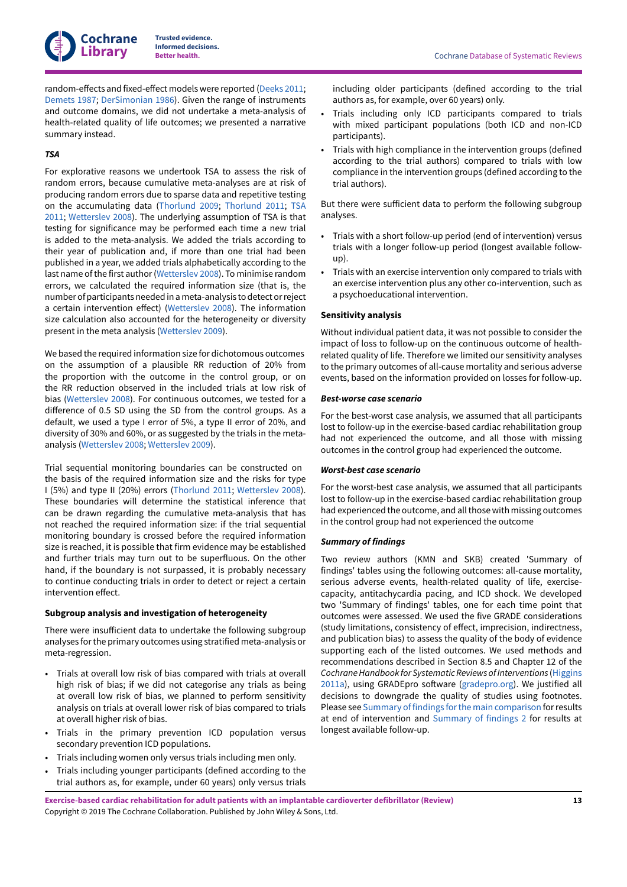random-effects and fixed-effect models were reported (Deeks 2011; Demets 1987; DerSimonian 1986). Given the range of instruments and outcome domains, we did not undertake a meta-analysis of health-related quality of life outcomes; we presented a narrative summary instead.

#### *TSA*

For explorative reasons we undertook TSA to assess the risk of random errors, because cumulative meta-analyses are at risk of producing random errors due to sparse data and repetitive testing on the accumulating data (Thorlund 2009; Thorlund 2011; TSA 2011; Wetterslev 2008). The underlying assumption of TSA is that testing for significance may be performed each time a new trial is added to the meta-analysis. We added the trials according to their year of publication and, if more than one trial had been published in a year, we added trials alphabetically according to the last name of the first author (Wetterslev 2008). To minimise random errors, we calculated the required information size (that is, the number of participants needed in a meta-analysis to detect or reject a certain intervention effect) (Wetterslev 2008). The information size calculation also accounted for the heterogeneity or diversity present in the meta analysis (Wetterslev 2009).

We based the required information size for dichotomous outcomes on the assumption of a plausible RR reduction of 20% from the proportion with the outcome in the control group, or on the RR reduction observed in the included trials at low risk of bias (Wetterslev 2008). For continuous outcomes, we tested for a difference of 0.5 SD using the SD from the control groups. As a default, we used a type I error of 5%, a type II error of 20%, and diversity of 30% and 60%, or as suggested by the trials in the meta-analysis (Wetterslev 2008; Wetterslev 2009).

Trial sequential monitoring boundaries can be constructed on the basis of the required information size and the risks for type I (5%) and type II (20%) errors (Thorlund 2011; Wetterslev 2008). These boundaries will determine the statistical inference that can be drawn regarding the cumulative meta-analysis that has not reached the required information size: if the trial sequential monitoring boundary is crossed before the required information size is reached, it is possible that firm evidence may be established and further trials may turn out to be superfluous. On the other hand, if the boundary is not surpassed, it is probably necessary to continue conducting trials in order to detect or reject a certain intervention effect.

### Subgroup analysis and investigation of heterogeneity

There were insufficient data to undertake the following subgroup analyses for the primary outcomes using stratified meta-analysis or meta-regression.

- Trials at overall low risk of bias compared with trials at overall high risk of bias; if we did not categorise any trials as being at overall low risk of bias, we planned to perform sensitivity analysis on trials at overall lower risk of bias compared to trials at overall higher risk of bias.
- Trials in the primary prevention ICD population versus secondary prevention ICD populations.
- Trials including women only versus trials including men only.
- Trials including younger participants (defined according to the trial authors as, for example, under 60 years) only versus trials including older participants (defined according to the trial authors as, for example, over 60 years) only.
- Trials including only ICD participants compared to trials with mixed participant populations (both ICD and non-ICD participants).
- Trials with high compliance in the intervention groups (defined according to the trial authors) compared to trials with low compliance in the intervention groups (defined according to the trial authors).

But there were sufficient data to perform the following subgroup analyses.

- Trials with a short follow-up period (end of intervention) versus trials with a longer follow-up period (longest available follow-up).
- Trials with an exercise intervention only compared to trials with an exercise intervention plus any other co-intervention, such as a psychoeducational intervention.

### Sensitivity analysis

Without individual patient data, it was not possible to consider the impact of loss to follow-up on the continuous outcome of health-related quality of life. Therefore we limited our sensitivity analyses to the primary outcomes of all-cause mortality and serious adverse events, based on the information provided on losses for follow-up.

#### *Best-worse case scenario*

For the best-worst case analysis, we assumed that all participants lost to follow-up in the exercise-based cardiac rehabilitation group had not experienced the outcome, and all those with missing outcomes in the control group had experienced the outcome.

#### *Worst-best case scenario*

For the worst-best case analysis, we assumed that all participants lost to follow-up in the exercise-based cardiac rehabilitation group had experienced the outcome, and all those with missing outcomes in the control group had not experienced the outcome

#### *Summary of findings*

Two review authors (KMN and SKB) created 'Summary of findings' tables using the following outcomes: all-cause mortality, serious adverse events, health-related quality of life, exercise-capacity, antitachycardia pacing, and ICD shock. We developed two 'Summary of findings' tables, one for each time point that outcomes were assessed. We used the five GRADE considerations (study limitations, consistency of effect, imprecision, indirectness, and publication bias) to assess the quality of the body of evidence supporting each of the listed outcomes. We used methods and recommendations described in Section 8.5 and Chapter 12 of the *Cochrane Handbook for Systematic Reviews of Interventions* (Higgins 2011a), using GRADEpro software (gradepro.org). We justified all decisions to downgrade the quality of studies using footnotes. Please see Summary of findings for the main comparison for results at end of intervention and Summary of findings 2 for results at longest available follow-up.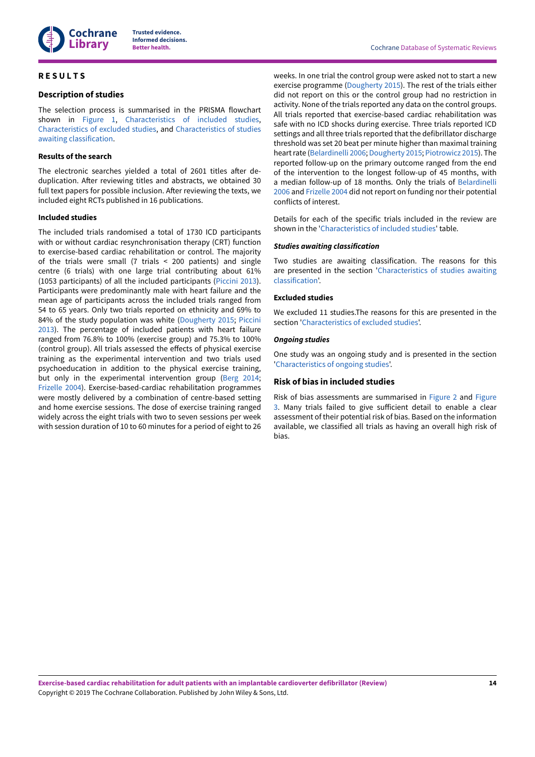# RESULTS

## Description of studies

The selection process is summarised in the PRISMA flowchart shown in Figure 1, Characteristics of included studies, Characteristics of excluded studies, and Characteristics of studies awaiting classification.

### Results of the search

The electronic searches yielded a total of 2601 titles after de-duplication. After reviewing titles and abstracts, we obtained 30 full text papers for possible inclusion. After reviewing the texts, we included eight RCTs published in 16 publications.

### Included studies

The included trials randomised a total of 1730 ICD participants with or without cardiac resynchronisation therapy (CRT) function to exercise-based cardiac rehabilitation or control. The majority of the trials were small (7 trials < 200 patients) and single centre (6 trials) with one large trial contributing about 61% (1053 participants) of all the included participants (Piccini 2013). Participants were predominantly male with heart failure and the mean age of participants across the included trials ranged from 54 to 65 years. Only two trials reported on ethnicity and 69% to 84% of the study population was white (Dougherty 2015; Piccini 2013). The percentage of included patients with heart failure ranged from 76.8% to 100% (exercise group) and 75.3% to 100% (control group). All trials assessed the effects of physical exercise training as the experimental intervention and two trials used psychoeducation in addition to the physical exercise training, but only in the experimental intervention group (Berg 2014; Frizelle 2004). Exercise-based-cardiac rehabilitation programmes were mostly delivered by a combination of centre-based setting and home exercise sessions. The dose of exercise training ranged widely across the eight trials with two to seven sessions per week with session duration of 10 to 60 minutes for a period of eight to 26 weeks. In one trial the control group were asked not to start a new exercise programme (Dougherty 2015). The rest of the trials either did not report on this or the control group had no restriction in activity. None of the trials reported any data on the control groups. All trials reported that exercise-based cardiac rehabilitation was safe with no ICD shocks during exercise. Three trials reported ICD settings and all three trials reported that the defibrillator discharge threshold was set 20 beat per minute higher than maximal training heart rate (Belardinelli 2006; Dougherty 2015; Piotrowicz 2015). The reported follow-up on the primary outcome ranged from the end of the intervention to the longest follow-up of 45 months, with a median follow-up of 18 months. Only the trials of Belardinelli 2006 and Frizelle 2004 did not report on funding nor their potential conflicts of interest.

Details for each of the specific trials included in the review are shown in the 'Characteristics of included studies' table.

### *Studies awaiting classification*

Two studies are awaiting classification. The reasons for this are presented in the section 'Characteristics of studies awaiting classification'.

### Excluded studies

We excluded 11 studies.The reasons for this are presented in the section 'Characteristics of excluded studies'.

### *Ongoing studies*

One study was an ongoing study and is presented in the section 'Characteristics of ongoing studies'.

## Risk of bias in included studies

Risk of bias assessments are summarised in Figure 2 and Figure 3. Many trials failed to give sufficient detail to enable a clear assessment of their potential risk of bias. Based on the information available, we classified all trials as having an overall high risk of bias.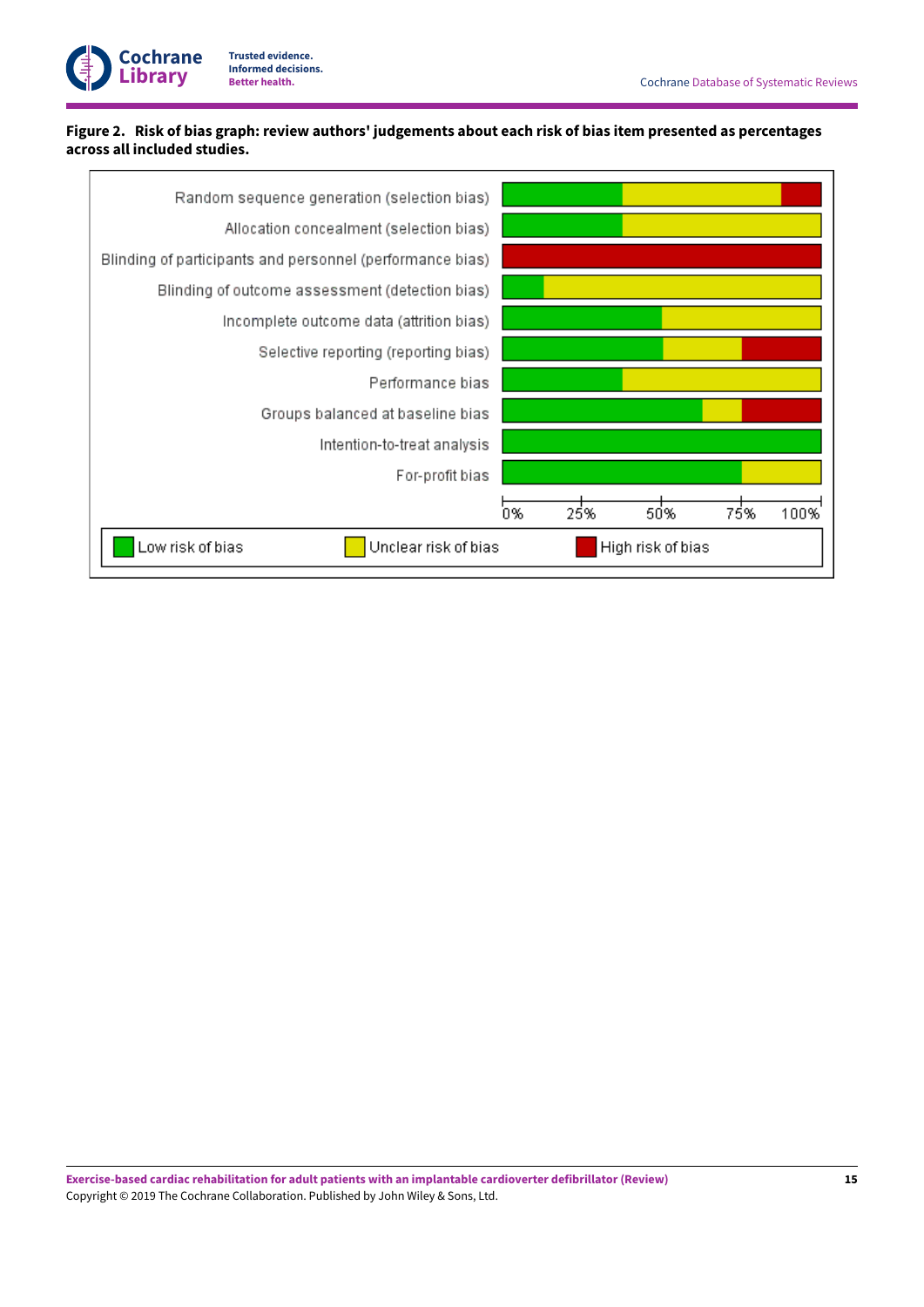**Figure 2. Risk of bias graph: review authors' judgements about each risk of bias item presented as percentages across all included studies.**

| Risk of bias item | Low risk of bias | Unclear risk of bias | High risk of bias |
|---|---|---|---|
| Random sequence generation (selection bias) | | | |
| Allocation concealment (selection bias) | | | |
| Blinding of participants and personnel (performance bias) | | | |
| Blinding of outcome assessment (detection bias) | | | |
| Incomplete outcome data (attrition bias) | | | |
| Selective reporting (reporting bias) | | | |
| Performance bias | | | |
| Groups balanced at baseline bias | | | |
| Intention-to-treat analysis | | | |
| For-profit bias | | | |

Axis: 0%, 25%, 50%, 75%, 100%

Legend: Low risk of bias; Unclear risk of bias; High risk of bias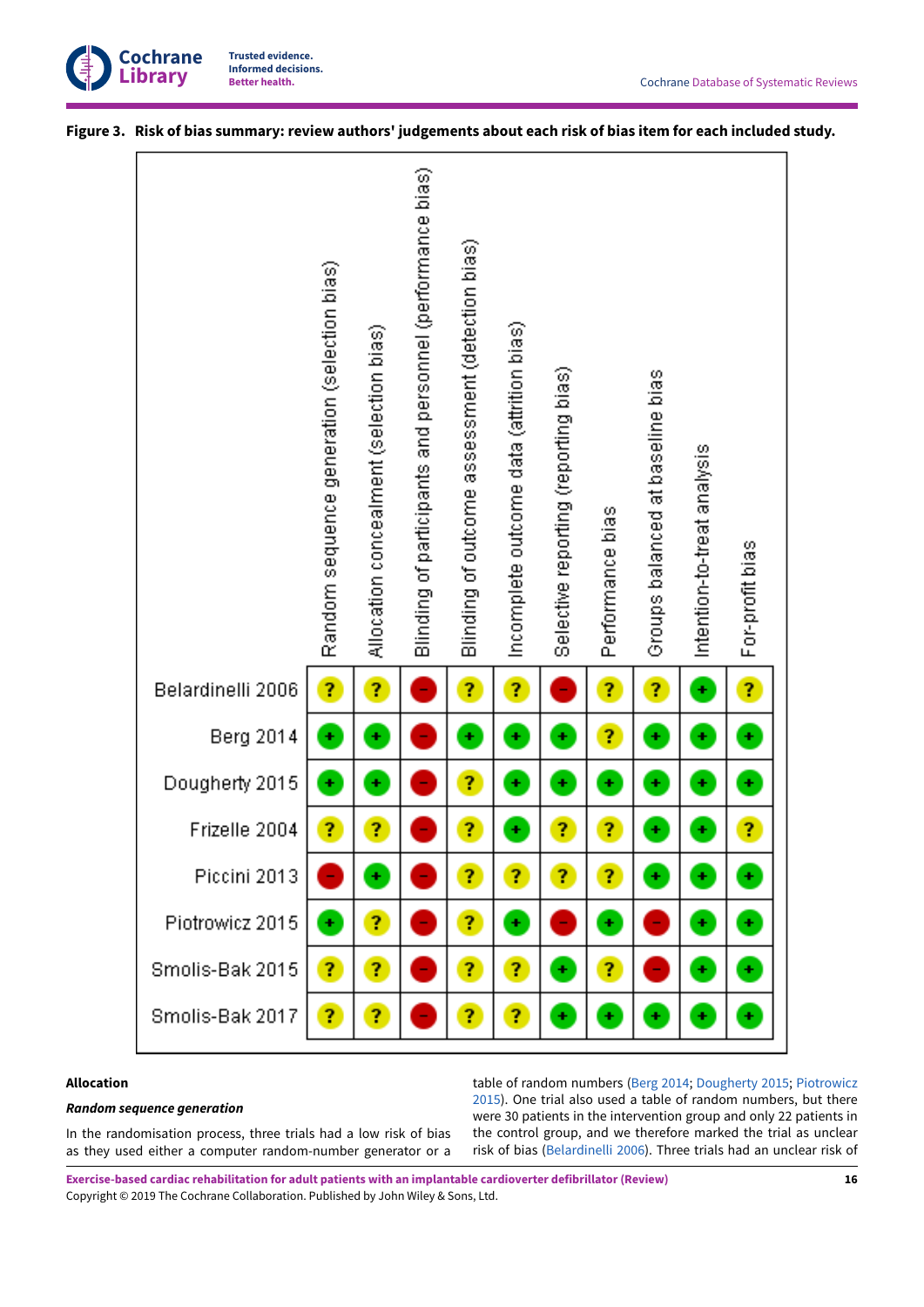**Figure 3. Risk of bias summary: review authors' judgements about each risk of bias item for each included study.**

| | Random sequence generation (selection bias) | Allocation concealment (selection bias) | Blinding of participants and personnel (performance bias) | Blinding of outcome assessment (detection bias) | Incomplete outcome data (attrition bias) | Selective reporting (reporting bias) | Performance bias | Groups balanced at baseline bias | Intention-to-treat analysis | For-profit bias |
|---|---|---|---|---|---|---|---|---|---|---|
| Belardinelli 2006 | ? | ? | - | ? | ? | - | ? | ? | + | ? |
| Berg 2014 | + | + | - | + | + | + | ? | + | + | + |
| Dougherty 2015 | + | + | - | ? | + | + | + | + | + | + |
| Frizelle 2004 | ? | ? | - | ? | + | ? | ? | + | + | ? |
| Piccini 2013 | - | + | - | ? | ? | ? | ? | + | + | + |
| Piotrowicz 2015 | + | ? | - | ? | + | - | + | - | + | + |
| Smolis-Bak 2015 | ? | ? | - | ? | ? | + | ? | - | + | + |
| Smolis-Bak 2017 | ? | ? | - | ? | ? | + | + | + | + | + |

### Allocation

#### *Random sequence generation*

In the randomisation process, three trials had a low risk of bias as they used either a computer random-number generator or a table of random numbers (Berg 2014; Dougherty 2015; Piotrowicz 2015). One trial also used a table of random numbers, but there were 30 patients in the intervention group and only 22 patients in the control group, and we therefore marked the trial as unclear risk of bias (Belardinelli 2006). Three trials had an unclear risk of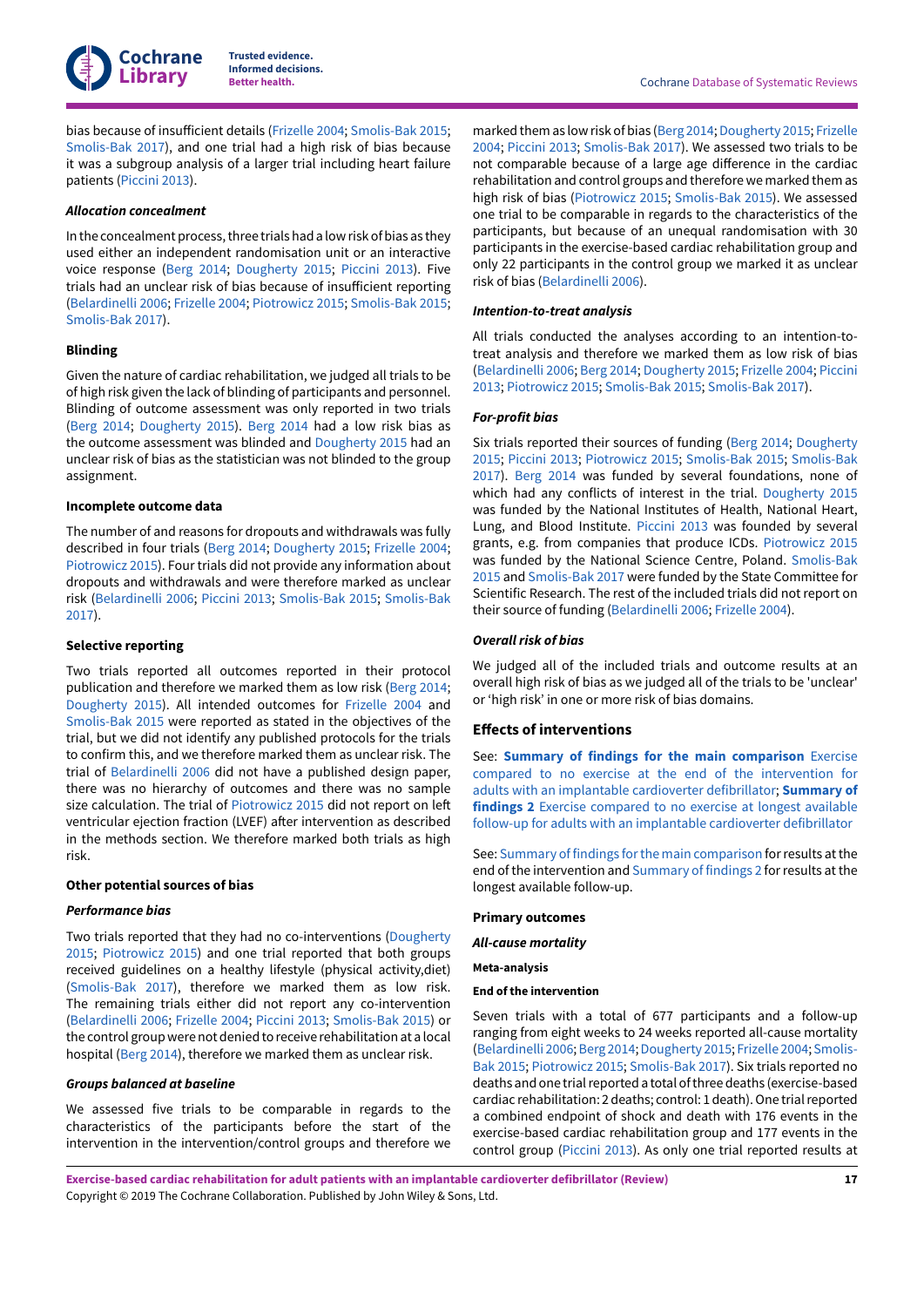bias because of insufficient details (Frizelle 2004; Smolis-Bak 2015; Smolis-Bak 2017), and one trial had a high risk of bias because it was a subgroup analysis of a larger trial including heart failure patients (Piccini 2013).

#### *Allocation concealment*

In the concealment process, three trials had a low risk of bias as they used either an independent randomisation unit or an interactive voice response (Berg 2014; Dougherty 2015; Piccini 2013). Five trials had an unclear risk of bias because of insufficient reporting (Belardinelli 2006; Frizelle 2004; Piotrowicz 2015; Smolis-Bak 2015; Smolis-Bak 2017).

#### Blinding

Given the nature of cardiac rehabilitation, we judged all trials to be of high risk given the lack of blinding of participants and personnel. Blinding of outcome assessment was only reported in two trials (Berg 2014; Dougherty 2015). Berg 2014 had a low risk bias as the outcome assessment was blinded and Dougherty 2015 had an unclear risk of bias as the statistician was not blinded to the group assignment.

#### Incomplete outcome data

The number of and reasons for dropouts and withdrawals was fully described in four trials (Berg 2014; Dougherty 2015; Frizelle 2004; Piotrowicz 2015). Four trials did not provide any information about dropouts and withdrawals and were therefore marked as unclear risk (Belardinelli 2006; Piccini 2013; Smolis-Bak 2015; Smolis-Bak 2017).

#### Selective reporting

Two trials reported all outcomes reported in their protocol publication and therefore we marked them as low risk (Berg 2014; Dougherty 2015). All intended outcomes for Frizelle 2004 and Smolis-Bak 2015 were reported as stated in the objectives of the trial, but we did not identify any published protocols for the trials to confirm this, and we therefore marked them as unclear risk. The trial of Belardinelli 2006 did not have a published design paper, there was no hierarchy of outcomes and there was no sample size calculation. The trial of Piotrowicz 2015 did not report on left ventricular ejection fraction (LVEF) after intervention as described in the methods section. We therefore marked both trials as high risk.

#### Other potential sources of bias

#### *Performance bias*

Two trials reported that they had no co-interventions (Dougherty 2015; Piotrowicz 2015) and one trial reported that both groups received guidelines on a healthy lifestyle (physical activity,diet) (Smolis-Bak 2017), therefore we marked them as low risk. The remaining trials either did not report any co-intervention (Belardinelli 2006; Frizelle 2004; Piccini 2013; Smolis-Bak 2015) or the control group were not denied to receive rehabilitation at a local hospital (Berg 2014), therefore we marked them as unclear risk.

#### *Groups balanced at baseline*

We assessed five trials to be comparable in regards to the characteristics of the participants before the start of the intervention in the intervention/control groups and therefore we marked them as low risk of bias (Berg 2014; Dougherty 2015; Frizelle 2004; Piccini 2013; Smolis-Bak 2017). We assessed two trials to be not comparable because of a large age difference in the cardiac rehabilitation and control groups and therefore we marked them as high risk of bias (Piotrowicz 2015; Smolis-Bak 2015). We assessed one trial to be comparable in regards to the characteristics of the participants, but because of an unequal randomisation with 30 participants in the exercise-based cardiac rehabilitation group and only 22 participants in the control group we marked it as unclear risk of bias (Belardinelli 2006).

#### *Intention-to-treat analysis*

All trials conducted the analyses according to an intention-to-treat analysis and therefore we marked them as low risk of bias (Belardinelli 2006; Berg 2014; Dougherty 2015; Frizelle 2004; Piccini 2013; Piotrowicz 2015; Smolis-Bak 2015; Smolis-Bak 2017).

#### *For-profit bias*

Six trials reported their sources of funding (Berg 2014; Dougherty 2015; Piccini 2013; Piotrowicz 2015; Smolis-Bak 2015; Smolis-Bak 2017). Berg 2014 was funded by several foundations, none of which had any conflicts of interest in the trial. Dougherty 2015 was funded by the National Institutes of Health, National Heart, Lung, and Blood Institute. Piccini 2013 was founded by several grants, e.g. from companies that produce ICDs. Piotrowicz 2015 was funded by the National Science Centre, Poland. Smolis-Bak 2015 and Smolis-Bak 2017 were funded by the State Committee for Scientific Research. The rest of the included trials did not report on their source of funding (Belardinelli 2006; Frizelle 2004).

#### *Overall risk of bias*

We judged all of the included trials and outcome results at an overall high risk of bias as we judged all of the trials to be 'unclear' or 'high risk' in one or more risk of bias domains.

## Effects of interventions

See: **Summary of findings for the main comparison** Exercise compared to no exercise at the end of the intervention for adults with an implantable cardioverter defibrillator; **Summary of findings 2** Exercise compared to no exercise at longest available follow-up for adults with an implantable cardioverter defibrillator

See: Summary of findings for the main comparison for results at the end of the intervention and Summary of findings 2 for results at the longest available follow-up.

#### Primary outcomes

#### *All-cause mortality*

##### Meta-analysis

##### End of the intervention

Seven trials with a total of 677 participants and a follow-up ranging from eight weeks to 24 weeks reported all-cause mortality (Belardinelli 2006; Berg 2014; Dougherty 2015; Frizelle 2004; Smolis-Bak 2015; Piotrowicz 2015; Smolis-Bak 2017). Six trials reported no deaths and one trial reported a total of three deaths (exercise-based cardiac rehabilitation: 2 deaths; control: 1 death). One trial reported a combined endpoint of shock and death with 176 events in the exercise-based cardiac rehabilitation group and 177 events in the control group (Piccini 2013). As only one trial reported results at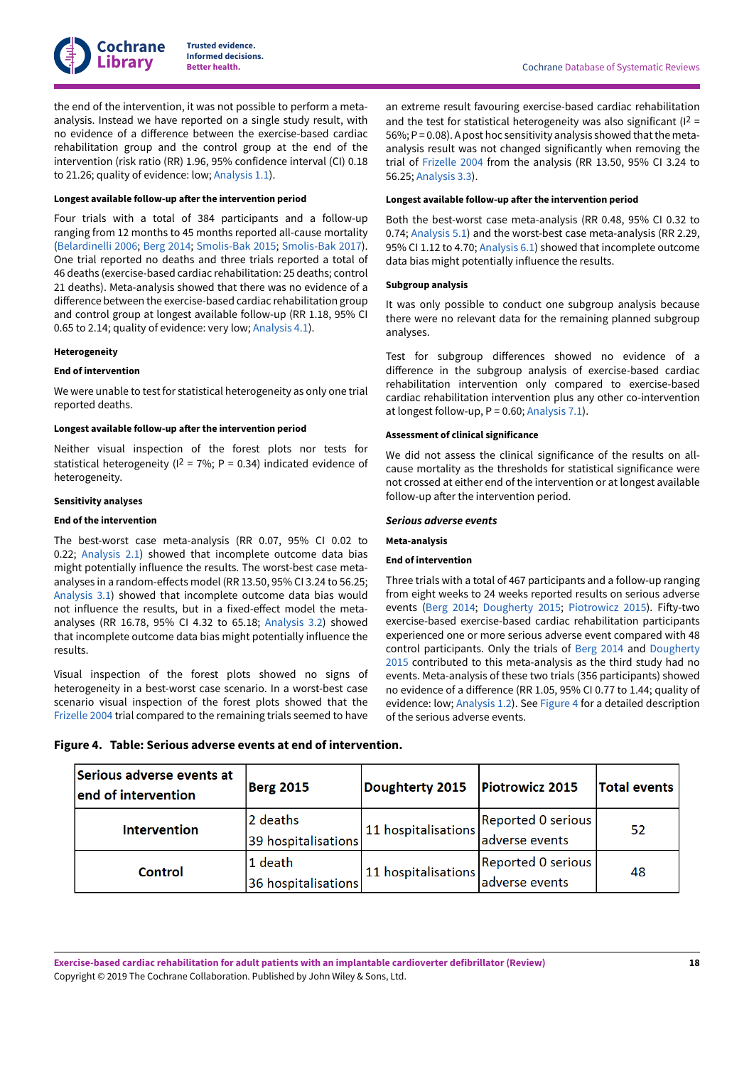the end of the intervention, it was not possible to perform a meta-analysis. Instead we have reported on a single study result, with no evidence of a difference between the exercise-based cardiac rehabilitation group and the control group at the end of the intervention (risk ratio (RR) 1.96, 95% confidence interval (CI) 0.18 to 21.26; quality of evidence: low; Analysis 1.1).

#### Longest available follow-up after the intervention period

Four trials with a total of 384 participants and a follow-up ranging from 12 months to 45 months reported all-cause mortality (Belardinelli 2006; Berg 2014; Smolis-Bak 2015; Smolis-Bak 2017). One trial reported no deaths and three trials reported a total of 46 deaths (exercise-based cardiac rehabilitation: 25 deaths; control 21 deaths). Meta-analysis showed that there was no evidence of a difference between the exercise-based cardiac rehabilitation group and control group at longest available follow-up (RR 1.18, 95% CI 0.65 to 2.14; quality of evidence: very low; Analysis 4.1).

#### Heterogeneity

#### End of intervention

We were unable to test for statistical heterogeneity as only one trial reported deaths.

#### Longest available follow-up after the intervention period

Neither visual inspection of the forest plots nor tests for statistical heterogeneity ($I^2$ = 7%; P = 0.34) indicated evidence of heterogeneity.

#### Sensitivity analyses

#### End of the intervention

The best-worst case meta-analysis (RR 0.07, 95% CI 0.02 to 0.22; Analysis 2.1) showed that incomplete outcome data bias might potentially influence the results. The worst-best case meta-analyses in a random-effects model (RR 13.50, 95% CI 3.24 to 56.25; Analysis 3.1) showed that incomplete outcome data bias would not influence the results, but in a fixed-effect model the meta-analyses (RR 16.78, 95% CI 4.32 to 65.18; Analysis 3.2) showed that incomplete outcome data bias might potentially influence the results.

Visual inspection of the forest plots showed no signs of heterogeneity in a best-worst case scenario. In a worst-best case scenario visual inspection of the forest plots showed that the Frizelle 2004 trial compared to the remaining trials seemed to have an extreme result favouring exercise-based cardiac rehabilitation and the test for statistical heterogeneity was also significant ($I^2$ = 56%; P = 0.08). A post hoc sensitivity analysis showed that the meta-analysis result was not changed significantly when removing the trial of Frizelle 2004 from the analysis (RR 13.50, 95% CI 3.24 to 56.25; Analysis 3.3).

#### Longest available follow-up after the intervention period

Both the best-worst case meta-analysis (RR 0.48, 95% CI 0.32 to 0.74; Analysis 5.1) and the worst-best case meta-analysis (RR 2.29, 95% CI 1.12 to 4.70; Analysis 6.1) showed that incomplete outcome data bias might potentially influence the results.

#### Subgroup analysis

It was only possible to conduct one subgroup analysis because there were no relevant data for the remaining planned subgroup analyses.

Test for subgroup differences showed no evidence of a difference in the subgroup analysis of exercise-based cardiac rehabilitation intervention only compared to exercise-based cardiac rehabilitation intervention plus any other co-intervention at longest follow-up, P = 0.60; Analysis 7.1).

#### Assessment of clinical significance

We did not assess the clinical significance of the results on all-cause mortality as the thresholds for statistical significance were not crossed at either end of the intervention or at longest available follow-up after the intervention period.

### *Serious adverse events*

#### Meta-analysis

#### End of intervention

Three trials with a total of 467 participants and a follow-up ranging from eight weeks to 24 weeks reported results on serious adverse events (Berg 2014; Dougherty 2015; Piotrowicz 2015). Fifty-two exercise-based cardiac rehabilitation participants experienced one or more serious adverse event compared with 48 control participants. Only the trials of Berg 2014 and Dougherty 2015 contributed to this meta-analysis as the third study had no events. Meta-analysis of these two trials (356 participants) showed no evidence of a difference (RR 1.05, 95% CI 0.77 to 1.44; quality of evidence: low; Analysis 1.2). See Figure 4 for a detailed description of the serious adverse events.

**Figure 4. Table: Serious adverse events at end of intervention.**

| Serious adverse events at end of intervention | Berg 2015 | Doughterty 2015 | Piotrowicz 2015 | Total events |
|---|---|---|---|---|
| Intervention | 2 deaths<br>39 hospitalisations | 11 hospitalisations | Reported 0 serious adverse events | 52 |
| Control | 1 death<br>36 hospitalisations | 11 hospitalisations | Reported 0 serious adverse events | 48 |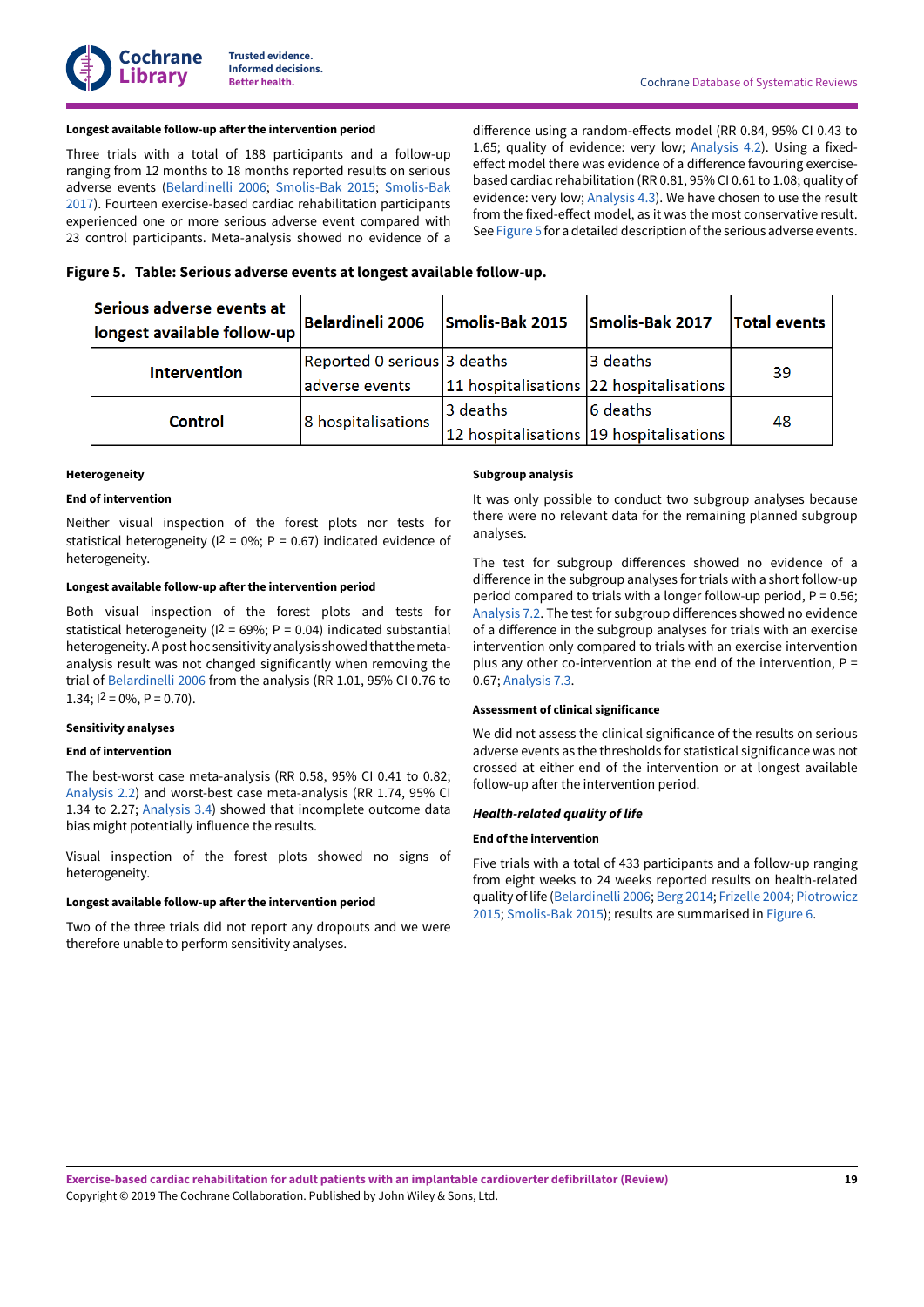#### Longest available follow-up after the intervention period

Three trials with a total of 188 participants and a follow-up ranging from 12 months to 18 months reported results on serious adverse events (Belardinelli 2006; Smolis-Bak 2015; Smolis-Bak 2017). Fourteen exercise-based cardiac rehabilitation participants experienced one or more serious adverse event compared with 23 control participants. Meta-analysis showed no evidence of a difference using a random-effects model (RR 0.84, 95% CI 0.43 to 1.65; quality of evidence: very low; Analysis 4.2). Using a fixed-effect model there was evidence of a difference favouring exercise-based cardiac rehabilitation (RR 0.81, 95% CI 0.61 to 1.08; quality of evidence: very low; Analysis 4.3). We have chosen to use the result from the fixed-effect model, as it was the most conservative result. See Figure 5 for a detailed description of the serious adverse events.

**Figure 5. Table: Serious adverse events at longest available follow-up.**

| Serious adverse events at longest available follow-up | Belardineli 2006 | Smolis-Bak 2015 | Smolis-Bak 2017 | Total events |
|---|---|---|---|---|
| Intervention | Reported 0 serious adverse events | 3 deaths<br>11 hospitalisations | 3 deaths<br>22 hospitalisations | 39 |
| Control | 8 hospitalisations | 3 deaths<br>12 hospitalisations | 6 deaths<br>19 hospitalisations | 48 |

#### Heterogeneity

##### End of intervention

Neither visual inspection of the forest plots nor tests for statistical heterogeneity ($I^2$ = 0%; P = 0.67) indicated evidence of heterogeneity.

##### Longest available follow-up after the intervention period

Both visual inspection of the forest plots and tests for statistical heterogeneity ($I^2$ = 69%; P = 0.04) indicated substantial heterogeneity. A post hoc sensitivity analysis showed that the meta-analysis result was not changed significantly when removing the trial of Belardinelli 2006 from the analysis (RR 1.01, 95% CI 0.76 to 1.34; $I^2$ = 0%, P = 0.70).

#### Sensitivity analyses

##### End of intervention

The best-worst case meta-analysis (RR 0.58, 95% CI 0.41 to 0.82; Analysis 2.2) and worst-best case meta-analysis (RR 1.74, 95% CI 1.34 to 2.27; Analysis 3.4) showed that incomplete outcome data bias might potentially influence the results.

Visual inspection of the forest plots showed no signs of heterogeneity.

##### Longest available follow-up after the intervention period

Two of the three trials did not report any dropouts and we were therefore unable to perform sensitivity analyses.

#### Subgroup analysis

It was only possible to conduct two subgroup analyses because there were no relevant data for the remaining planned subgroup analyses.

The test for subgroup differences showed no evidence of a difference in the subgroup analyses for trials with a short follow-up period compared to trials with a longer follow-up period, P = 0.56; Analysis 7.2. The test for subgroup differences showed no evidence of a difference in the subgroup analyses for trials with an exercise intervention only compared to trials with an exercise intervention plus any other co-intervention at the end of the intervention, P = 0.67; Analysis 7.3.

#### Assessment of clinical significance

We did not assess the clinical significance of the results on serious adverse events as the thresholds for statistical significance was not crossed at either end of the intervention or at longest available follow-up after the intervention period.

### *Health-related quality of life*

##### End of the intervention

Five trials with a total of 433 participants and a follow-up ranging from eight weeks to 24 weeks reported results on health-related quality of life (Belardinelli 2006; Berg 2014; Frizelle 2004; Piotrowicz 2015; Smolis-Bak 2015); results are summarised in Figure 6.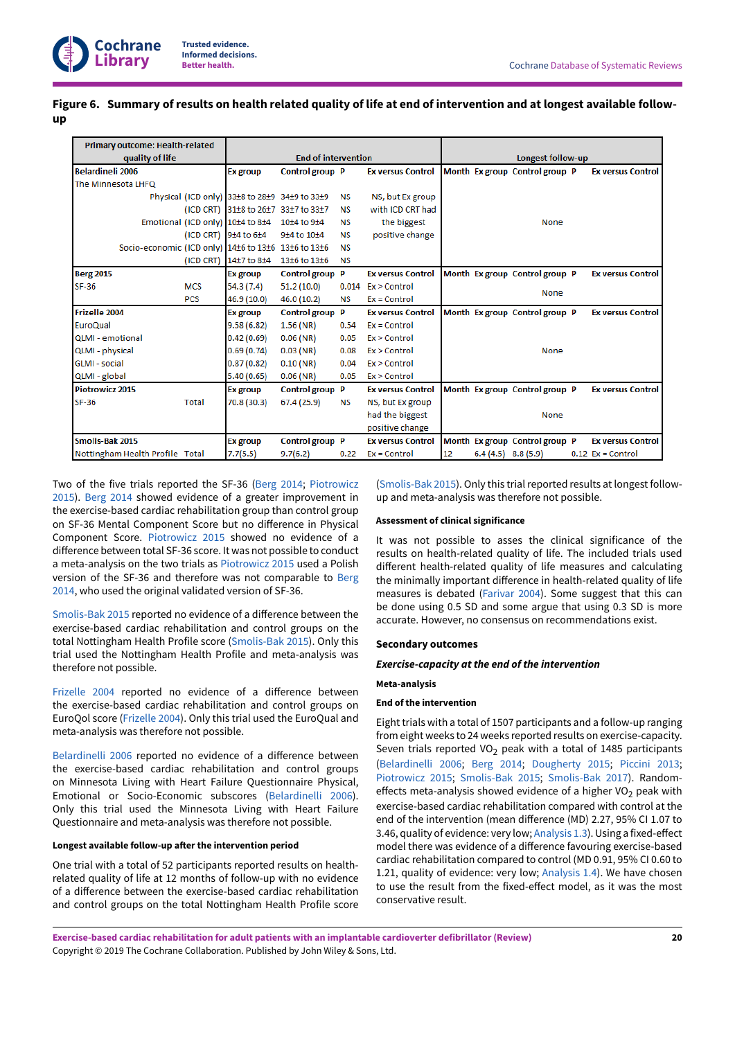## Figure 6. Summary of results on health related quality of life at end of intervention and at longest available follow-up

| Primary outcome: Health-related quality of life | End of intervention | | | | Longest follow-up | | | | |
|---|---|---|---|---|---|---|---|---|---|
| **Belardinelli 2006** | **Ex group** | **Control group** | **P** | **Ex versus Control** | **Month** | **Ex group** | **Control group** | **P** | **Ex versus Control** |
| The Minnesota LHFQ | | | | | | | | | |
| Physical (ICD only) | 33±8 to 28±9 | 34±9 to 33±9 | NS | NS, but Ex group with ICD CRT had the biggest positive change | None | | | | |
| (ICD CRT) | 31±8 to 26±7 | 33±7 to 33±7 | NS | | | | | | |
| Emotional (ICD only) | 10±4 to 8±4 | 10±4 to 9±4 | NS | | | | | | |
| (ICD CRT) | 9±4 to 6±4 | 9±4 to 10±4 | NS | | | | | | |
| Socio-economic (ICD only) | 14±6 to 13±6 | 13±6 to 13±6 | NS | | | | | | |
| (ICD CRT) | 14±7 to 8±4 | 13±6 to 13±6 | NS | | | | | | |
| **Berg 2015** | **Ex group** | **Control group** | **P** | **Ex versus Control** | **Month** | **Ex group** | **Control group** | **P** | **Ex versus Control** |
| SF-36 MCS | 54.3 (7.4) | 51.2 (10.0) | 0.014 | Ex > Control | None | | | | |
| PCS | 46.9 (10.0) | 46.0 (10.2) | NS | Ex = Control | | | | | |
| **Frizelle 2004** | **Ex group** | **Control group** | **P** | **Ex versus Control** | **Month** | **Ex group** | **Control group** | **P** | **Ex versus Control** |
| EuroQual | 9.58 (6.82) | 1.56 (NR) | 0.54 | Ex = Control | None | | | | |
| QLMI - emotional | 0.42 (0.69) | 0.06 (NR) | 0.05 | Ex > Control | | | | | |
| QLMI - physical | 0.69 (0.74) | 0.03 (NR) | 0.08 | Ex > Control | | | | | |
| GLMI - social | 0.87 (0.82) | 0.10 (NR) | 0.04 | Ex > Control | | | | | |
| QLMI - global | 5.40 (0.65) | 0.06 (NR) | 0.05 | Ex > Control | | | | | |
| **Piotrowicz 2015** | **Ex group** | **Control group** | **P** | **Ex versus Control** | **Month** | **Ex group** | **Control group** | **P** | **Ex versus Control** |
| SF-36 Total | 70.8 (30.3) | 67.4 (25.9) | NS | NS, but Ex group had the biggest positive change | None | | | | |
| **Smolis-Bak 2015** | **Ex group** | **Control group** | **P** | **Ex versus Control** | **Month** | **Ex group** | **Control group** | **P** | **Ex versus Control** |
| Nottingham Health Profile Total | 7.7(5.5) | 9.7(6.2) | 0.22 | Ex = Control | 12 | 6.4 (4.5) | 8.8 (5.9) | 0.12 | Ex = Control |

Two of the five trials reported the SF-36 (Berg 2014; Piotrowicz 2015). Berg 2014 showed evidence of a greater improvement in the exercise-based cardiac rehabilitation group than control group on SF-36 Mental Component Score but no difference in Physical Component Score. Piotrowicz 2015 showed no evidence of a difference between total SF-36 score. It was not possible to conduct a meta-analysis on the two trials as Piotrowicz 2015 used a Polish version of the SF-36 and therefore was not comparable to Berg 2014, who used the original validated version of SF-36.

Smolis-Bak 2015 reported no evidence of a difference between the exercise-based cardiac rehabilitation and control groups on the total Nottingham Health Profile score (Smolis-Bak 2015). Only this trial used the Nottingham Health Profile and meta-analysis was therefore not possible.

Frizelle 2004 reported no evidence of a difference between the exercise-based cardiac rehabilitation and control groups on EuroQol score (Frizelle 2004). Only this trial used the EuroQual and meta-analysis was therefore not possible.

Belardinelli 2006 reported no evidence of a difference between the exercise-based cardiac rehabilitation and control groups on Minnesota Living with Heart Failure Questionnaire Physical, Emotional or Socio-Economic subscores (Belardinelli 2006). Only this trial used the Minnesota Living with Heart Failure Questionnaire and meta-analysis was therefore not possible.

#### Longest available follow-up after the intervention period

One trial with a total of 52 participants reported results on health-related quality of life at 12 months of follow-up with no evidence of a difference between the exercise-based cardiac rehabilitation and control groups on the total Nottingham Health Profile score (Smolis-Bak 2015). Only this trial reported results at longest follow-up and meta-analysis was therefore not possible.

#### Assessment of clinical significance

It was not possible to asses the clinical significance of the results on health-related quality of life. The included trials used different health-related quality of life measures and calculating the minimally important difference in health-related quality of life measures is debated (Farivar 2004). Some suggest that this can be done using 0.5 SD and some argue that using 0.3 SD is more accurate. However, no consensus on recommendations exist.

### Secondary outcomes

### *Exercise-capacity at the end of the intervention*

#### Meta-analysis

#### End of the intervention

Eight trials with a total of 1507 participants and a follow-up ranging from eight weeks to 24 weeks reported results on exercise-capacity. Seven trials reported $VO_2$ peak with a total of 1485 participants (Belardinelli 2006; Berg 2014; Dougherty 2015; Piccini 2013; Piotrowicz 2015; Smolis-Bak 2015; Smolis-Bak 2017). Random-effects meta-analysis showed evidence of a higher $VO_2$ peak with exercise-based cardiac rehabilitation compared with control at the end of the intervention (mean difference (MD) 2.27, 95% CI 1.07 to 3.46, quality of evidence: very low; Analysis 1.3). Using a fixed-effect model there was evidence of a difference favouring exercise-based cardiac rehabilitation compared to control (MD 0.91, 95% CI 0.60 to 1.21, quality of evidence: very low; Analysis 1.4). We have chosen to use the result from the fixed-effect model, as it was the most conservative result.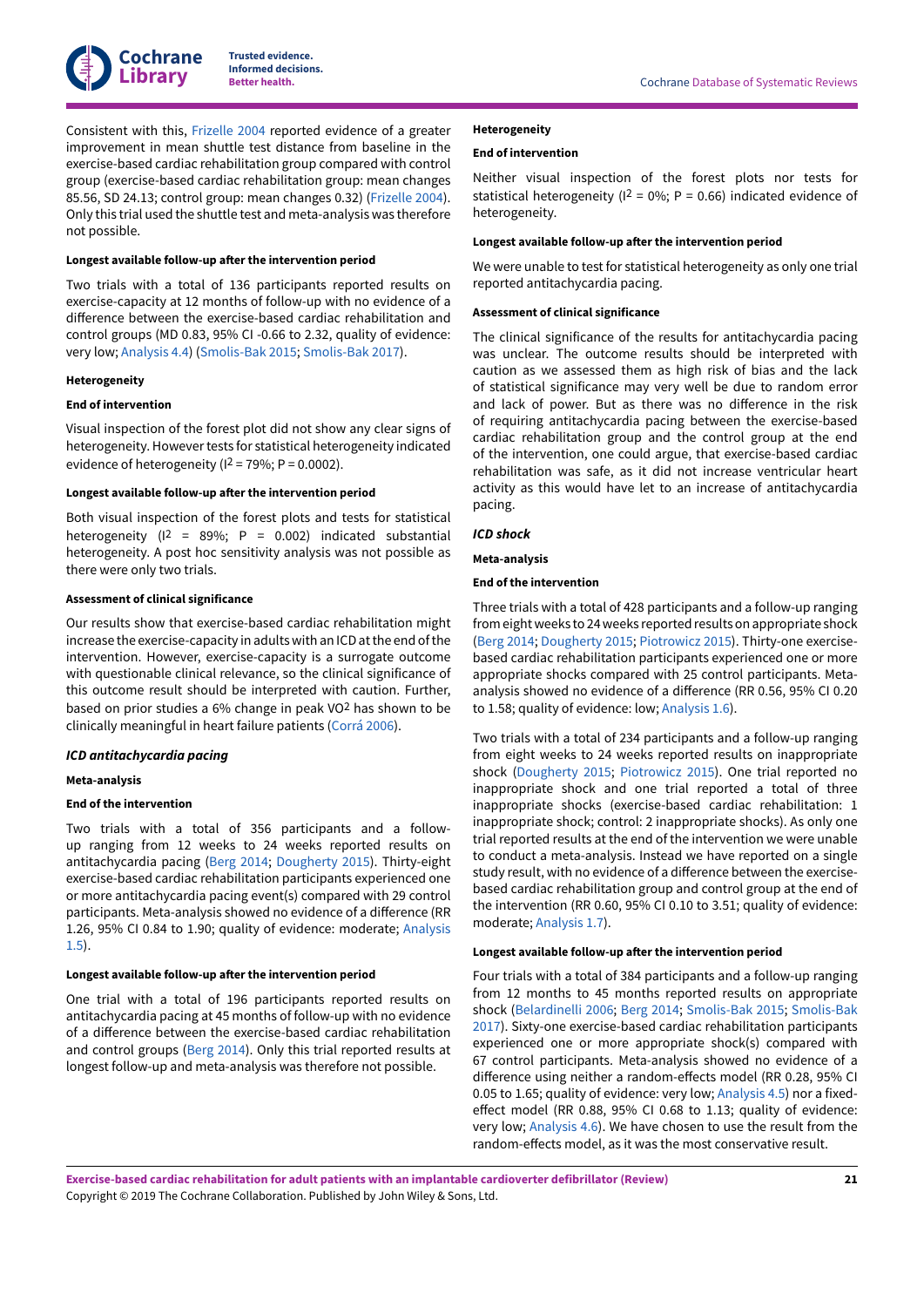Consistent with this, Frizelle 2004 reported evidence of a greater improvement in mean shuttle test distance from baseline in the exercise-based cardiac rehabilitation group compared with control group (exercise-based cardiac rehabilitation group: mean changes 85.56, SD 24.13; control group: mean changes 0.32) (Frizelle 2004). Only this trial used the shuttle test and meta-analysis was therefore not possible.

#### Longest available follow-up after the intervention period

Two trials with a total of 136 participants reported results on exercise-capacity at 12 months of follow-up with no evidence of a difference between the exercise-based cardiac rehabilitation and control groups (MD 0.83, 95% CI -0.66 to 2.32, quality of evidence: very low; Analysis 4.4) (Smolis-Bak 2015; Smolis-Bak 2017).

#### Heterogeneity

#### End of intervention

Visual inspection of the forest plot did not show any clear signs of heterogeneity. However tests for statistical heterogeneity indicated evidence of heterogeneity ($I^2$ = 79%; P = 0.0002).

#### Longest available follow-up after the intervention period

Both visual inspection of the forest plots and tests for statistical heterogeneity ($I^2$ = 89%; P = 0.002) indicated substantial heterogeneity. A post hoc sensitivity analysis was not possible as there were only two trials.

#### Assessment of clinical significance

Our results show that exercise-based cardiac rehabilitation might increase the exercise-capacity in adults with an ICD at the end of the intervention. However, exercise-capacity is a surrogate outcome with questionable clinical relevance, so the clinical significance of this outcome result should be interpreted with caution. Further, based on prior studies a 6% change in peak $VO^2$ has shown to be clinically meaningful in heart failure patients (Corrá 2006).

### *ICD antitachycardia pacing*

#### Meta-analysis

#### End of the intervention

Two trials with a total of 356 participants and a follow-up ranging from 12 weeks to 24 weeks reported results on antitachycardia pacing (Berg 2014; Dougherty 2015). Thirty-eight exercise-based cardiac rehabilitation participants experienced one or more antitachycardia pacing event(s) compared with 29 control participants. Meta-analysis showed no evidence of a difference (RR 1.26, 95% CI 0.84 to 1.90; quality of evidence: moderate; Analysis 1.5).

#### Longest available follow-up after the intervention period

One trial with a total of 196 participants reported results on antitachycardia pacing at 45 months of follow-up with no evidence of a difference between the exercise-based cardiac rehabilitation and control groups (Berg 2014). Only this trial reported results at longest follow-up and meta-analysis was therefore not possible.

#### Heterogeneity

#### End of intervention

Neither visual inspection of the forest plots nor tests for statistical heterogeneity ($I^2$ = 0%; P = 0.66) indicated evidence of heterogeneity.

#### Longest available follow-up after the intervention period

We were unable to test for statistical heterogeneity as only one trial reported antitachycardia pacing.

#### Assessment of clinical significance

The clinical significance of the results for antitachycardia pacing was unclear. The outcome results should be interpreted with caution as we assessed them as high risk of bias and the lack of statistical significance may very well be due to random error and lack of power. But as there was no difference in the risk of requiring antitachycardia pacing between the exercise-based cardiac rehabilitation group and the control group at the end of the intervention, one could argue, that exercise-based cardiac rehabilitation was safe, as it did not increase ventricular heart activity as this would have let to an increase of antitachycardia pacing.

### *ICD shock*

#### Meta-analysis

#### End of the intervention

Three trials with a total of 428 participants and a follow-up ranging from eight weeks to 24 weeks reported results on appropriate shock (Berg 2014; Dougherty 2015; Piotrowicz 2015). Thirty-one exercise-based cardiac rehabilitation participants experienced one or more appropriate shocks compared with 25 control participants. Meta-analysis showed no evidence of a difference (RR 0.56, 95% CI 0.20 to 1.58; quality of evidence: low; Analysis 1.6).

Two trials with a total of 234 participants and a follow-up ranging from eight weeks to 24 weeks reported results on inappropriate shock (Dougherty 2015; Piotrowicz 2015). One trial reported no inappropriate shock and one trial reported a total of three inappropriate shocks (exercise-based cardiac rehabilitation: 1 inappropriate shock; control: 2 inappropriate shocks). As only one trial reported results at the end of the intervention we were unable to conduct a meta-analysis. Instead we have reported on a single study result, with no evidence of a difference between the exercise-based cardiac rehabilitation group and control group at the end of the intervention (RR 0.60, 95% CI 0.10 to 3.51; quality of evidence: moderate; Analysis 1.7).

#### Longest available follow-up after the intervention period

Four trials with a total of 384 participants and a follow-up ranging from 12 months to 45 months reported results on appropriate shock (Belardinelli 2006; Berg 2014; Smolis-Bak 2015; Smolis-Bak 2017). Sixty-one exercise-based cardiac rehabilitation participants experienced one or more appropriate shock(s) compared with 67 control participants. Meta-analysis showed no evidence of a difference using neither a random-effects model (RR 0.28, 95% CI 0.05 to 1.65; quality of evidence: very low; Analysis 4.5) nor a fixed-effect model (RR 0.88, 95% CI 0.68 to 1.13; quality of evidence: very low; Analysis 4.6). We have chosen to use the result from the random-effects model, as it was the most conservative result.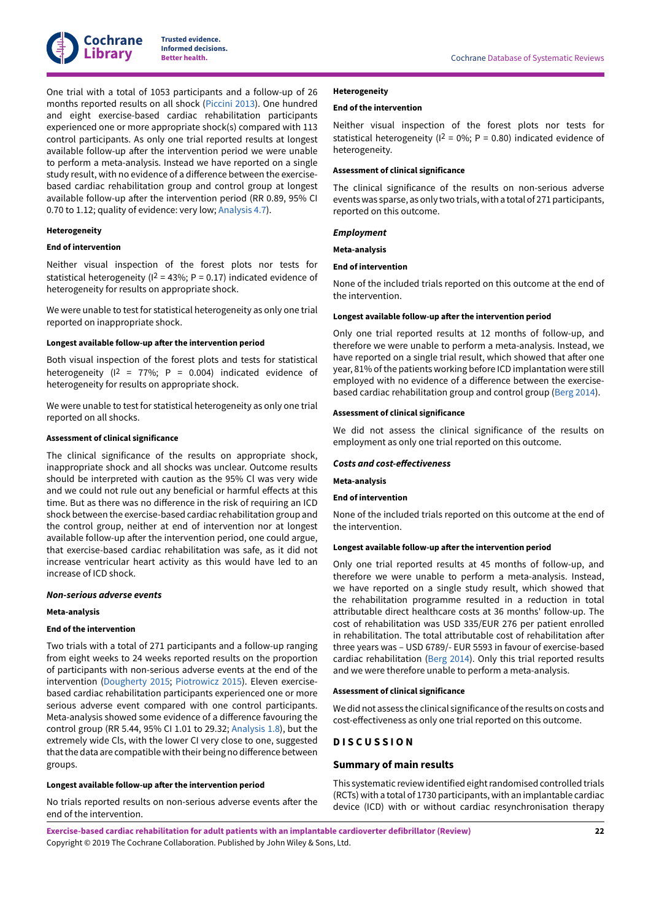One trial with a total of 1053 participants and a follow-up of 26 months reported results on all shock (Piccini 2013). One hundred and eight exercise-based cardiac rehabilitation participants experienced one or more appropriate shock(s) compared with 113 control participants. As only one trial reported results at longest available follow-up after the intervention period we were unable to perform a meta-analysis. Instead we have reported on a single study result, with no evidence of a difference between the exercise-based cardiac rehabilitation group and control group at longest available follow-up after the intervention period (RR 0.89, 95% CI 0.70 to 1.12; quality of evidence: very low; Analysis 4.7).

**Heterogeneity**

**End of intervention**

Neither visual inspection of the forest plots nor tests for statistical heterogeneity ($I^2$ = 43%; P = 0.17) indicated evidence of heterogeneity for results on appropriate shock.

We were unable to test for statistical heterogeneity as only one trial reported on inappropriate shock.

**Longest available follow-up after the intervention period**

Both visual inspection of the forest plots and tests for statistical heterogeneity ($I^2$ = 77%; P = 0.004) indicated evidence of heterogeneity for results on appropriate shock.

We were unable to test for statistical heterogeneity as only one trial reported on all shocks.

**Assessment of clinical significance**

The clinical significance of the results on appropriate shock, inappropriate shock and all shocks was unclear. Outcome results should be interpreted with caution as the 95% CI was very wide and we could not rule out any beneficial or harmful effects at this time. But as there was no difference in the risk of requiring an ICD shock between the exercise-based cardiac rehabilitation group and the control group, neither at end of intervention nor at longest available follow-up after the intervention period, one could argue, that exercise-based cardiac rehabilitation was safe, as it did not increase ventricular heart activity as this would have led to an increase of ICD shock.

***Non-serious adverse events***

**Meta-analysis**

**End of the intervention**

Two trials with a total of 271 participants and a follow-up ranging from eight weeks to 24 weeks reported results on the proportion of participants with non-serious adverse events at the end of the intervention (Dougherty 2015; Piotrowicz 2015). Eleven exercise-based cardiac rehabilitation participants experienced one or more serious adverse event compared with one control participants. Meta-analysis showed some evidence of a difference favouring the control group (RR 5.44, 95% CI 1.01 to 29.32; Analysis 1.8), but the extremely wide CIs, with the lower CI very close to one, suggested that the data are compatible with their being no difference between groups.

**Longest available follow-up after the intervention period**

No trials reported results on non-serious adverse events after the end of the intervention.

**Heterogeneity**

**End of the intervention**

Neither visual inspection of the forest plots nor tests for statistical heterogeneity ($I^2$ = 0%; P = 0.80) indicated evidence of heterogeneity.

**Assessment of clinical significance**

The clinical significance of the results on non-serious adverse events was sparse, as only two trials, with a total of 271 participants, reported on this outcome.

***Employment***

**Meta-analysis**

**End of intervention**

None of the included trials reported on this outcome at the end of the intervention.

**Longest available follow-up after the intervention period**

Only one trial reported results at 12 months of follow-up, and therefore we were unable to perform a meta-analysis. Instead, we have reported on a single trial result, which showed that after one year, 81% of the patients working before ICD implantation were still employed with no evidence of a difference between the exercise-based cardiac rehabilitation group and control group (Berg 2014).

**Assessment of clinical significance**

We did not assess the clinical significance of the results on employment as only one trial reported on this outcome.

***Costs and cost-effectiveness***

**Meta-analysis**

**End of intervention**

None of the included trials reported on this outcome at the end of the intervention.

**Longest available follow-up after the intervention period**

Only one trial reported results at 45 months of follow-up, and therefore we were unable to perform a meta-analysis. Instead, we have reported on a single study result, which showed that the rehabilitation programme resulted in a reduction in total attributable direct healthcare costs at 36 months' follow-up. The cost of rehabilitation was USD 335/EUR 276 per patient enrolled in rehabilitation. The total attributable cost of rehabilitation after three years was – USD 6789/- EUR 5593 in favour of exercise-based cardiac rehabilitation (Berg 2014). Only this trial reported results and we were therefore unable to perform a meta-analysis.

**Assessment of clinical significance**

We did not assess the clinical significance of the results on costs and cost-effectiveness as only one trial reported on this outcome.

# DISCUSSION

## Summary of main results

This systematic review identified eight randomised controlled trials (RCTs) with a total of 1730 participants, with an implantable cardiac device (ICD) with or without cardiac resynchronisation therapy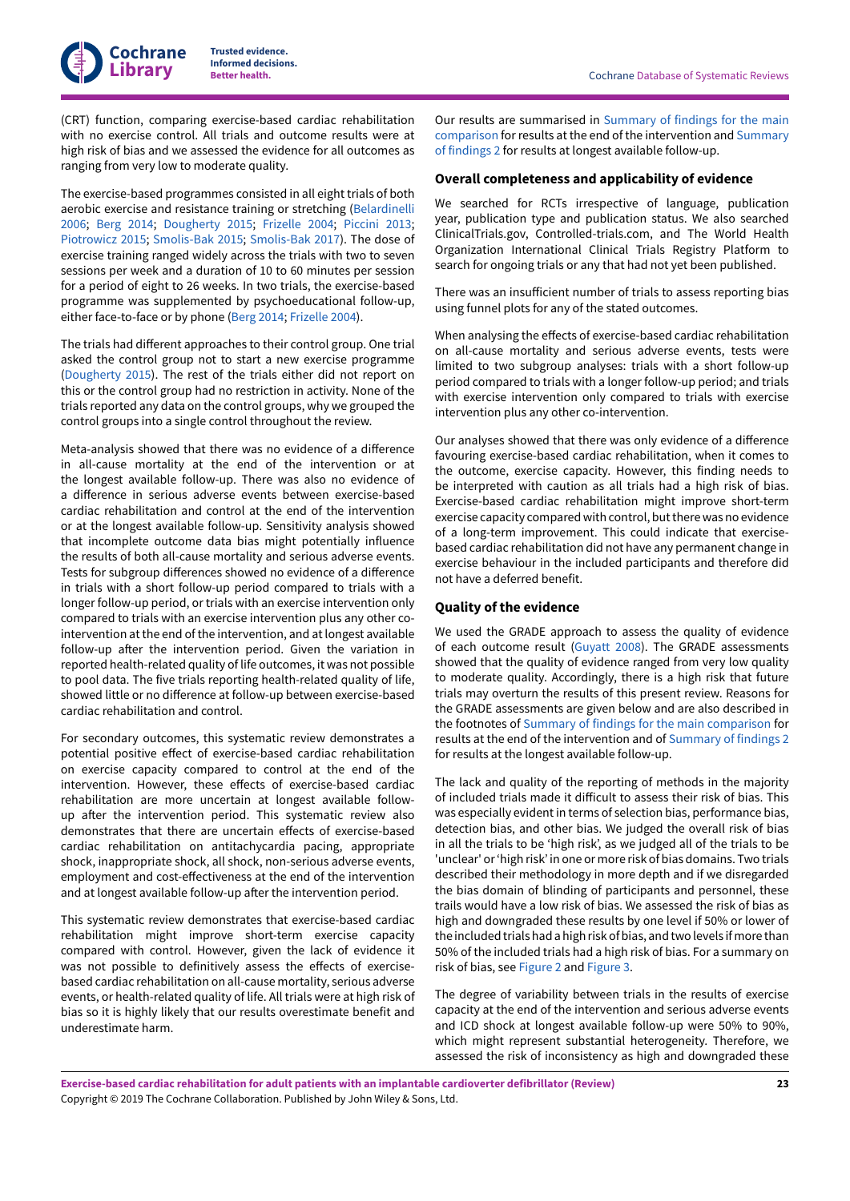(CRT) function, comparing exercise-based cardiac rehabilitation with no exercise control. All trials and outcome results were at high risk of bias and we assessed the evidence for all outcomes as ranging from very low to moderate quality.

The exercise-based programmes consisted in all eight trials of both aerobic exercise and resistance training or stretching (Belardinelli 2006; Berg 2014; Dougherty 2015; Frizelle 2004; Piccini 2013; Piotrowicz 2015; Smolis-Bak 2015; Smolis-Bak 2017). The dose of exercise training ranged widely across the trials with two to seven sessions per week and a duration of 10 to 60 minutes per session for a period of eight to 26 weeks. In two trials, the exercise-based programme was supplemented by psychoeducational follow-up, either face-to-face or by phone (Berg 2014; Frizelle 2004).

The trials had different approaches to their control group. One trial asked the control group not to start a new exercise programme (Dougherty 2015). The rest of the trials either did not report on this or the control group had no restriction in activity. None of the trials reported any data on the control groups, why we grouped the control groups into a single control throughout the review.

Meta-analysis showed that there was no evidence of a difference in all-cause mortality at the end of the intervention or at the longest available follow-up. There was also no evidence of a difference in serious adverse events between exercise-based cardiac rehabilitation and control at the end of the intervention or at the longest available follow-up. Sensitivity analysis showed that incomplete outcome data bias might potentially influence the results of both all-cause mortality and serious adverse events. Tests for subgroup differences showed no evidence of a difference in trials with a short follow-up period compared to trials with a longer follow-up period, or trials with an exercise intervention only compared to trials with an exercise intervention plus any other co-intervention at the end of the intervention, and at longest available follow-up after the intervention period. Given the variation in reported health-related quality of life outcomes, it was not possible to pool data. The five trials reporting health-related quality of life, showed little or no difference at follow-up between exercise-based cardiac rehabilitation and control.

For secondary outcomes, this systematic review demonstrates a potential positive effect of exercise-based cardiac rehabilitation on exercise capacity compared to control at the end of the intervention. However, these effects of exercise-based cardiac rehabilitation are more uncertain at longest available follow-up after the intervention period. This systematic review also demonstrates that there are uncertain effects of exercise-based cardiac rehabilitation on antitachycardia pacing, appropriate shock, inappropriate shock, all shock, non-serious adverse events, employment and cost-effectiveness at the end of the intervention and at longest available follow-up after the intervention period.

This systematic review demonstrates that exercise-based cardiac rehabilitation might improve short-term exercise capacity compared with control. However, given the lack of evidence it was not possible to definitively assess the effects of exercise-based cardiac rehabilitation on all-cause mortality, serious adverse events, or health-related quality of life. All trials were at high risk of bias so it is highly likely that our results overestimate benefit and underestimate harm.

Our results are summarised in Summary of findings for the main comparison for results at the end of the intervention and Summary of findings 2 for results at longest available follow-up.

## Overall completeness and applicability of evidence

We searched for RCTs irrespective of language, publication year, publication type and publication status. We also searched ClinicalTrials.gov, Controlled-trials.com, and The World Health Organization International Clinical Trials Registry Platform to search for ongoing trials or any that had not yet been published.

There was an insufficient number of trials to assess reporting bias using funnel plots for any of the stated outcomes.

When analysing the effects of exercise-based cardiac rehabilitation on all-cause mortality and serious adverse events, tests were limited to two subgroup analyses: trials with a short follow-up period compared to trials with a longer follow-up period; and trials with exercise intervention only compared to trials with exercise intervention plus any other co-intervention.

Our analyses showed that there was only evidence of a difference favouring exercise-based cardiac rehabilitation, when it comes to the outcome, exercise capacity. However, this finding needs to be interpreted with caution as all trials had a high risk of bias. Exercise-based cardiac rehabilitation might improve short-term exercise capacity compared with control, but there was no evidence of a long-term improvement. This could indicate that exercise-based cardiac rehabilitation did not have any permanent change in exercise behaviour in the included participants and therefore did not have a deferred benefit.

## Quality of the evidence

We used the GRADE approach to assess the quality of evidence of each outcome result (Guyatt 2008). The GRADE assessments showed that the quality of evidence ranged from very low quality to moderate quality. Accordingly, there is a high risk that future trials may overturn the results of this present review. Reasons for the GRADE assessments are given below and are also described in the footnotes of Summary of findings for the main comparison for results at the end of the intervention and of Summary of findings 2 for results at the longest available follow-up.

The lack and quality of the reporting of methods in the majority of included trials made it difficult to assess their risk of bias. This was especially evident in terms of selection bias, performance bias, detection bias, and other bias. We judged the overall risk of bias in all the trials to be 'high risk', as we judged all of the trials to be 'unclear' or 'high risk' in one or more risk of bias domains. Two trials described their methodology in more depth and if we disregarded the bias domain of blinding of participants and personnel, these trails would have a low risk of bias. We assessed the risk of bias as high and downgraded these results by one level if 50% or lower of the included trials had a high risk of bias, and two levels if more than 50% of the included trials had a high risk of bias. For a summary on risk of bias, see Figure 2 and Figure 3.

The degree of variability between trials in the results of exercise capacity at the end of the intervention and serious adverse events and ICD shock at longest available follow-up were 50% to 90%, which might represent substantial heterogeneity. Therefore, we assessed the risk of inconsistency as high and downgraded these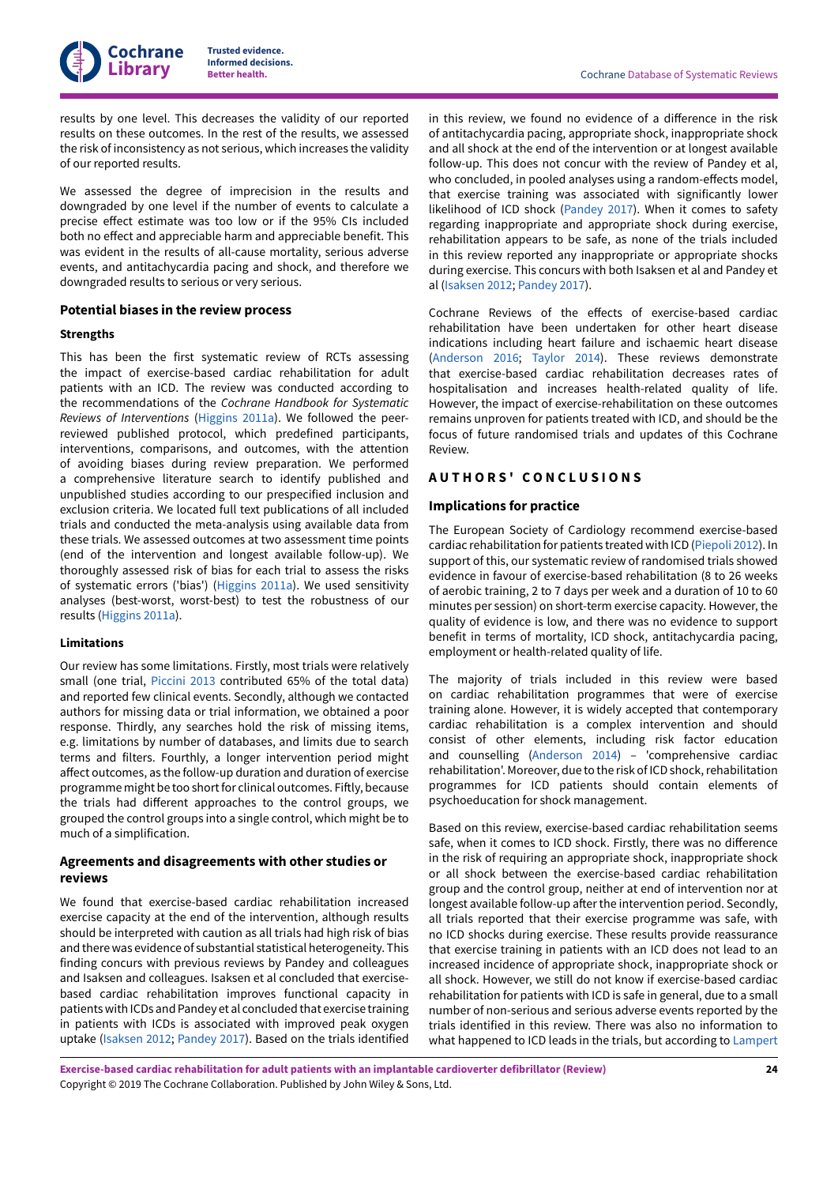results by one level. This decreases the validity of our reported results on these outcomes. In the rest of the results, we assessed the risk of inconsistency as not serious, which increases the validity of our reported results.

We assessed the degree of imprecision in the results and downgraded by one level if the number of events to calculate a precise effect estimate was too low or if the 95% CIs included both no effect and appreciable harm and appreciable benefit. This was evident in the results of all-cause mortality, serious adverse events, and antitachycardia pacing and shock, and therefore we downgraded results to serious or very serious.

### Potential biases in the review process

#### Strengths

This has been the first systematic review of RCTs assessing the impact of exercise-based cardiac rehabilitation for adult patients with an ICD. The review was conducted according to the recommendations of the *Cochrane Handbook for Systematic Reviews of Interventions* (Higgins 2011a). We followed the peer-reviewed published protocol, which predefined participants, interventions, comparisons, and outcomes, with the attention of avoiding biases during review preparation. We performed a comprehensive literature search to identify published and unpublished studies according to our prespecified inclusion and exclusion criteria. We located full text publications of all included trials and conducted the meta-analysis using available data from these trials. We assessed outcomes at two assessment time points (end of the intervention and longest available follow-up). We thoroughly assessed risk of bias for each trial to assess the risks of systematic errors ('bias') (Higgins 2011a). We used sensitivity analyses (best-worst, worst-best) to test the robustness of our results (Higgins 2011a).

#### Limitations

Our review has some limitations. Firstly, most trials were relatively small (one trial, Piccini 2013 contributed 65% of the total data) and reported few clinical events. Secondly, although we contacted authors for missing data or trial information, we obtained a poor response. Thirdly, any searches hold the risk of missing items, e.g. limitations by number of databases, and limits due to search terms and filters. Fourthly, a longer intervention period might affect outcomes, as the follow-up duration and duration of exercise programme might be too short for clinical outcomes. Fiftly, because the trials had different approaches to the control groups, we grouped the control groups into a single control, which might be to much of a simplification.

### Agreements and disagreements with other studies or reviews

We found that exercise-based cardiac rehabilitation increased exercise capacity at the end of the intervention, although results should be interpreted with caution as all trials had high risk of bias and there was evidence of substantial statistical heterogeneity. This finding concurs with previous reviews by Pandey and colleagues and Isaksen and colleagues. Isaksen et al concluded that exercise-based cardiac rehabilitation improves functional capacity in patients with ICDs and Pandey et al concluded that exercise training in patients with ICDs is associated with improved peak oxygen uptake (Isaksen 2012; Pandey 2017). Based on the trials identified in this review, we found no evidence of a difference in the risk of antitachycardia pacing, appropriate shock, inappropriate shock and all shock at the end of the intervention or at longest available follow-up. This does not concur with the review of Pandey et al, who concluded, in pooled analyses using a random-effects model, that exercise training was associated with significantly lower likelihood of ICD shock (Pandey 2017). When it comes to safety regarding inappropriate and appropriate shock during exercise, rehabilitation appears to be safe, as none of the trials included in this review reported any inappropriate or appropriate shocks during exercise. This concurs with both Isaksen et al and Pandey et al (Isaksen 2012; Pandey 2017).

Cochrane Reviews of the effects of exercise-based cardiac rehabilitation have been undertaken for other heart disease indications including heart failure and ischaemic heart disease (Anderson 2016; Taylor 2014). These reviews demonstrate that exercise-based cardiac rehabilitation decreases rates of hospitalisation and increases health-related quality of life. However, the impact of exercise-rehabilitation on these outcomes remains unproven for patients treated with ICD, and should be the focus of future randomised trials and updates of this Cochrane Review.

## AUTHORS' CONCLUSIONS

### Implications for practice

The European Society of Cardiology recommend exercise-based cardiac rehabilitation for patients treated with ICD (Piepoli 2012). In support of this, our systematic review of randomised trials showed evidence in favour of exercise-based rehabilitation (8 to 26 weeks of aerobic training, 2 to 7 days per week and a duration of 10 to 60 minutes per session) on short-term exercise capacity. However, the quality of evidence is low, and there was no evidence to support benefit in terms of mortality, ICD shock, antitachycardia pacing, employment or health-related quality of life.

The majority of trials included in this review were based on cardiac rehabilitation programmes that were of exercise training alone. However, it is widely accepted that contemporary cardiac rehabilitation is a complex intervention and should consist of other elements, including risk factor education and counselling (Anderson 2014) – 'comprehensive cardiac rehabilitation'. Moreover, due to the risk of ICD shock, rehabilitation programmes for ICD patients should contain elements of psychoeducation for shock management.

Based on this review, exercise-based cardiac rehabilitation seems safe, when it comes to ICD shock. Firstly, there was no difference in the risk of requiring an appropriate shock, inappropriate shock or all shock between the exercise-based cardiac rehabilitation group and the control group, neither at end of intervention nor at longest available follow-up after the intervention period. Secondly, all trials reported that their exercise programme was safe, with no ICD shocks during exercise. These results provide reassurance that exercise training in patients with an ICD does not lead to an increased incidence of appropriate shock, inappropriate shock or all shock. However, we still do not know if exercise-based cardiac rehabilitation for patients with ICD is safe in general, due to a small number of non-serious and serious adverse events reported by the trials identified in this review. There was also no information to what happened to ICD leads in the trials, but according to Lampert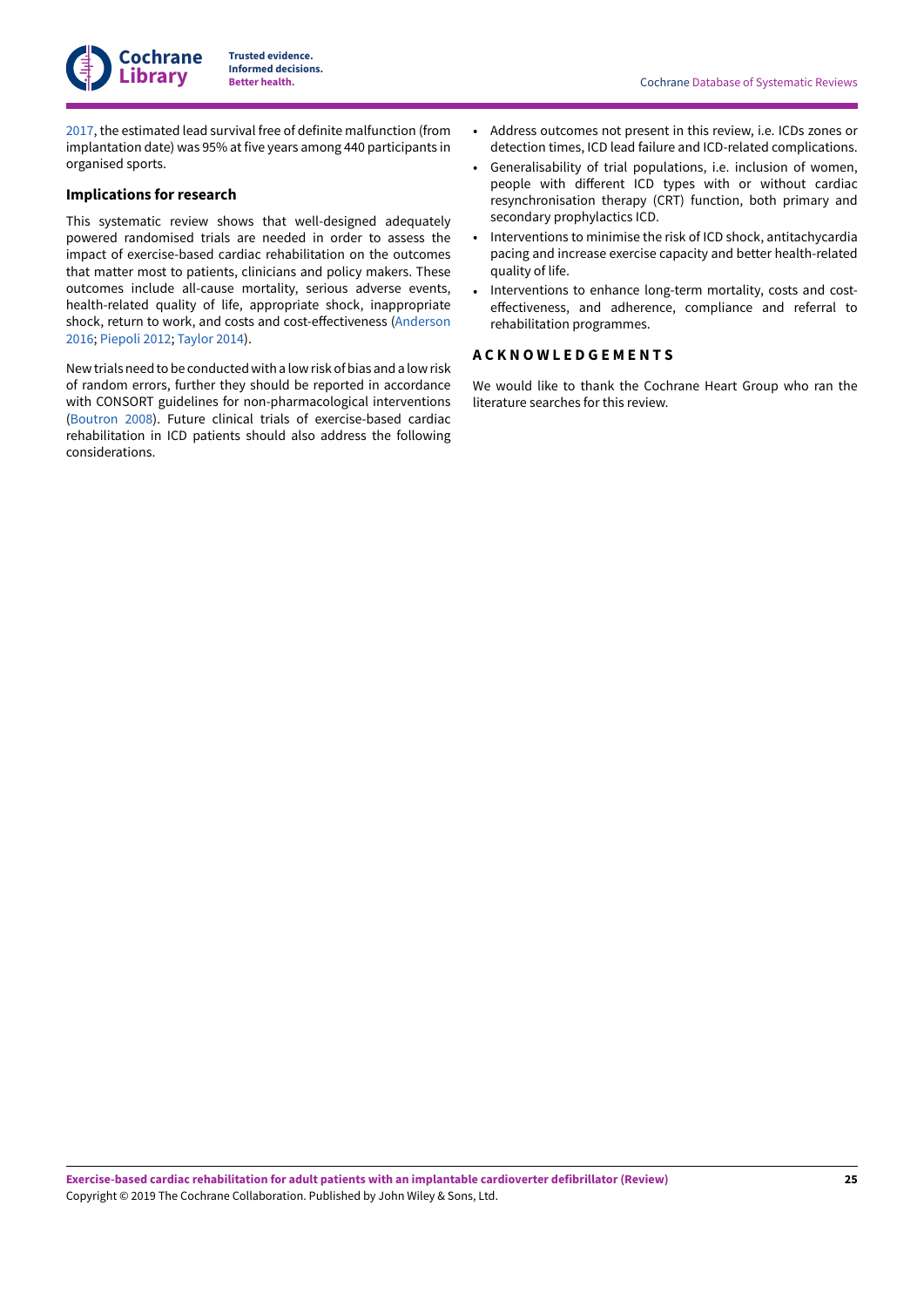2017, the estimated lead survival free of definite malfunction (from implantation date) was 95% at five years among 440 participants in organised sports.

### Implications for research

This systematic review shows that well-designed adequately powered randomised trials are needed in order to assess the impact of exercise-based cardiac rehabilitation on the outcomes that matter most to patients, clinicians and policy makers. These outcomes include all-cause mortality, serious adverse events, health-related quality of life, appropriate shock, inappropriate shock, return to work, and costs and cost-effectiveness (Anderson 2016; Piepoli 2012; Taylor 2014).

New trials need to be conducted with a low risk of bias and a low risk of random errors, further they should be reported in accordance with CONSORT guidelines for non-pharmacological interventions (Boutron 2008). Future clinical trials of exercise-based cardiac rehabilitation in ICD patients should also address the following considerations.

- Address outcomes not present in this review, i.e. ICDs zones or detection times, ICD lead failure and ICD-related complications.
- Generalisability of trial populations, i.e. inclusion of women, people with different ICD types with or without cardiac resynchronisation therapy (CRT) function, both primary and secondary prophylactics ICD.
- Interventions to minimise the risk of ICD shock, antitachycardia pacing and increase exercise capacity and better health-related quality of life.
- Interventions to enhance long-term mortality, costs and cost-effectiveness, and adherence, compliance and referral to rehabilitation programmes.

## ACKNOWLEDGEMENTS

We would like to thank the Cochrane Heart Group who ran the literature searches for this review.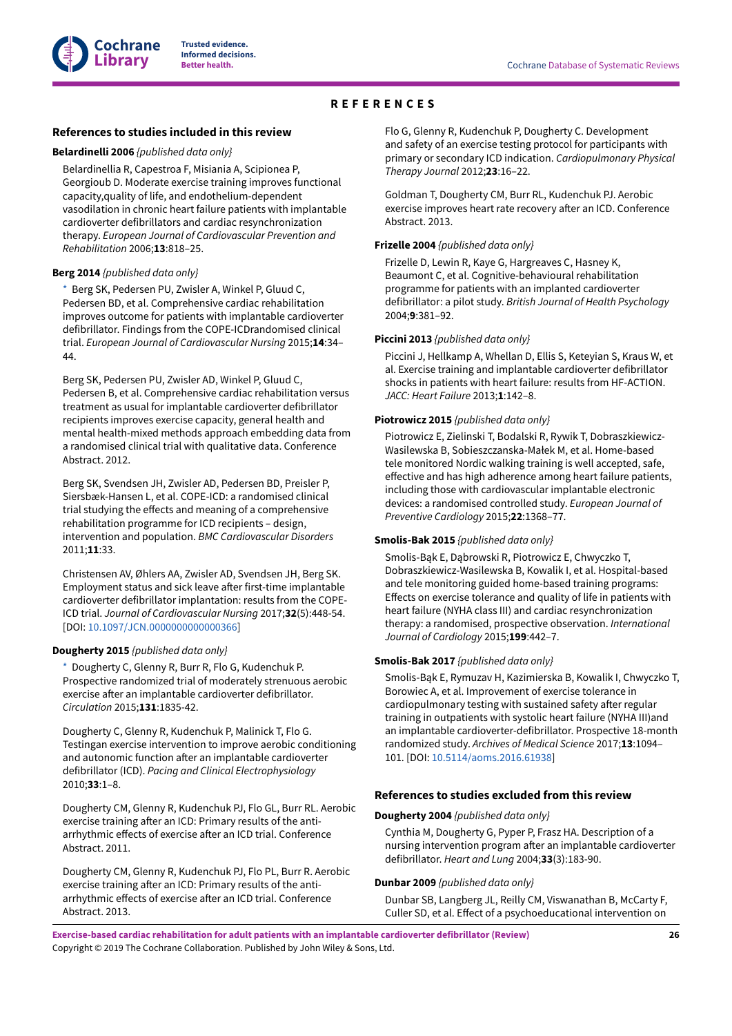# REFERENCES

## References to studies included in this review

**Belardinelli 2006** *{published data only}*

Belardinellia R, Capestroa F, Misiania A, Scipionea P, Georgioub D. Moderate exercise training improves functional capacity,quality of life, and endothelium-dependent vasodilation in chronic heart failure patients with implantable cardioverter defibrillators and cardiac resynchronization therapy. *European Journal of Cardiovascular Prevention and Rehabilitation* 2006;**13**:818–25.

**Berg 2014** *{published data only}*

\* Berg SK, Pedersen PU, Zwisler A, Winkel P, Gluud C, Pedersen BD, et al. Comprehensive cardiac rehabilitation improves outcome for patients with implantable cardioverter defibrillator. Findings from the COPE-ICDrandomised clinical trial. *European Journal of Cardiovascular Nursing* 2015;**14**:34–44.

Berg SK, Pedersen PU, Zwisler AD, Winkel P, Gluud C, Pedersen B, et al. Comprehensive cardiac rehabilitation versus treatment as usual for implantable cardioverter defibrillator recipients improves exercise capacity, general health and mental health-mixed methods approach embedding data from a randomised clinical trial with qualitative data. Conference Abstract. 2012.

Berg SK, Svendsen JH, Zwisler AD, Pedersen BD, Preisler P, Siersbæk-Hansen L, et al. COPE-ICD: a randomised clinical trial studying the effects and meaning of a comprehensive rehabilitation programme for ICD recipients – design, intervention and population. *BMC Cardiovascular Disorders* 2011;**11**:33.

Christensen AV, Øhlers AA, Zwisler AD, Svendsen JH, Berg SK. Employment status and sick leave after first-time implantable cardioverter defibrillator implantation: results from the COPE-ICD trial. *Journal of Cardiovascular Nursing* 2017;**32**(5):448-54. [DOI: 10.1097/JCN.0000000000000366]

**Dougherty 2015** *{published data only}*

\* Dougherty C, Glenny R, Burr R, Flo G, Kudenchuk P. Prospective randomized trial of moderately strenuous aerobic exercise after an implantable cardioverter defibrillator. *Circulation* 2015;**131**:1835-42.

Dougherty C, Glenny R, Kudenchuk P, Malinick T, Flo G. Testingan exercise intervention to improve aerobic conditioning and autonomic function after an implantable cardioverter defibrillator (ICD). *Pacing and Clinical Electrophysiology* 2010;**33**:1–8.

Dougherty CM, Glenny R, Kudenchuk PJ, Flo GL, Burr RL. Aerobic exercise training after an ICD: Primary results of the anti-arrhythmic effects of exercise after an ICD trial. Conference Abstract. 2011.

Dougherty CM, Glenny R, Kudenchuk PJ, Flo PL, Burr R. Aerobic exercise training after an ICD: Primary results of the anti-arrhythmic effects of exercise after an ICD trial. Conference Abstract. 2013.

Flo G, Glenny R, Kudenchuk P, Dougherty C. Development and safety of an exercise testing protocol for participants with primary or secondary ICD indication. *Cardiopulmonary Physical Therapy Journal* 2012;**23**:16–22.

Goldman T, Dougherty CM, Burr RL, Kudenchuk PJ. Aerobic exercise improves heart rate recovery after an ICD. Conference Abstract. 2013.

**Frizelle 2004** *{published data only}*

Frizelle D, Lewin R, Kaye G, Hargreaves C, Hasney K, Beaumont C, et al. Cognitive-behavioural rehabilitation programme for patients with an implanted cardioverter defibrillator: a pilot study. *British Journal of Health Psychology* 2004;**9**:381–92.

**Piccini 2013** *{published data only}*

Piccini J, Hellkamp A, Whellan D, Ellis S, Keteyian S, Kraus W, et al. Exercise training and implantable cardioverter defibrillator shocks in patients with heart failure: results from HF-ACTION. *JACC: Heart Failure* 2013;**1**:142–8.

**Piotrowicz 2015** *{published data only}*

Piotrowicz E, Zielinski T, Bodalski R, Rywik T, Dobraszkiewicz-Wasilewska B, Sobieszczanska-Małek M, et al. Home-based tele monitored Nordic walking training is well accepted, safe, effective and has high adherence among heart failure patients, including those with cardiovascular implantable electronic devices: a randomised controlled study. *European Journal of Preventive Cardiology* 2015;**22**:1368–77.

**Smolis-Bak 2015** *{published data only}*

Smolis-Bąk E, Dąbrowski R, Piotrowicz E, Chwyczko T, Dobraszkiewicz-Wasilewska B, Kowalik I, et al. Hospital-based and tele monitoring guided home-based training programs: Effects on exercise tolerance and quality of life in patients with heart failure (NYHA class III) and cardiac resynchronization therapy: a randomised, prospective observation. *International Journal of Cardiology* 2015;**199**:442–7.

**Smolis-Bak 2017** *{published data only}*

Smolis-Bąk E, Rymuzav H, Kazimierska B, Kowalik I, Chwyczko T, Borowiec A, et al. Improvement of exercise tolerance in cardiopulmonary testing with sustained safety after regular training in outpatients with systolic heart failure (NYHA III)and an implantable cardioverter-defibrillator. Prospective 18-month randomized study. *Archives of Medical Science* 2017;**13**:1094–101. [DOI: 10.5114/aoms.2016.61938]

## References to studies excluded from this review

**Dougherty 2004** *{published data only}*

Cynthia M, Dougherty G, Pyper P, Frasz HA. Description of a nursing intervention program after an implantable cardioverter defibrillator. *Heart and Lung* 2004;**33**(3):183-90.

**Dunbar 2009** *{published data only}*

Dunbar SB, Langberg JL, Reilly CM, Viswanathan B, McCarty F, Culler SD, et al. Effect of a psychoeducational intervention on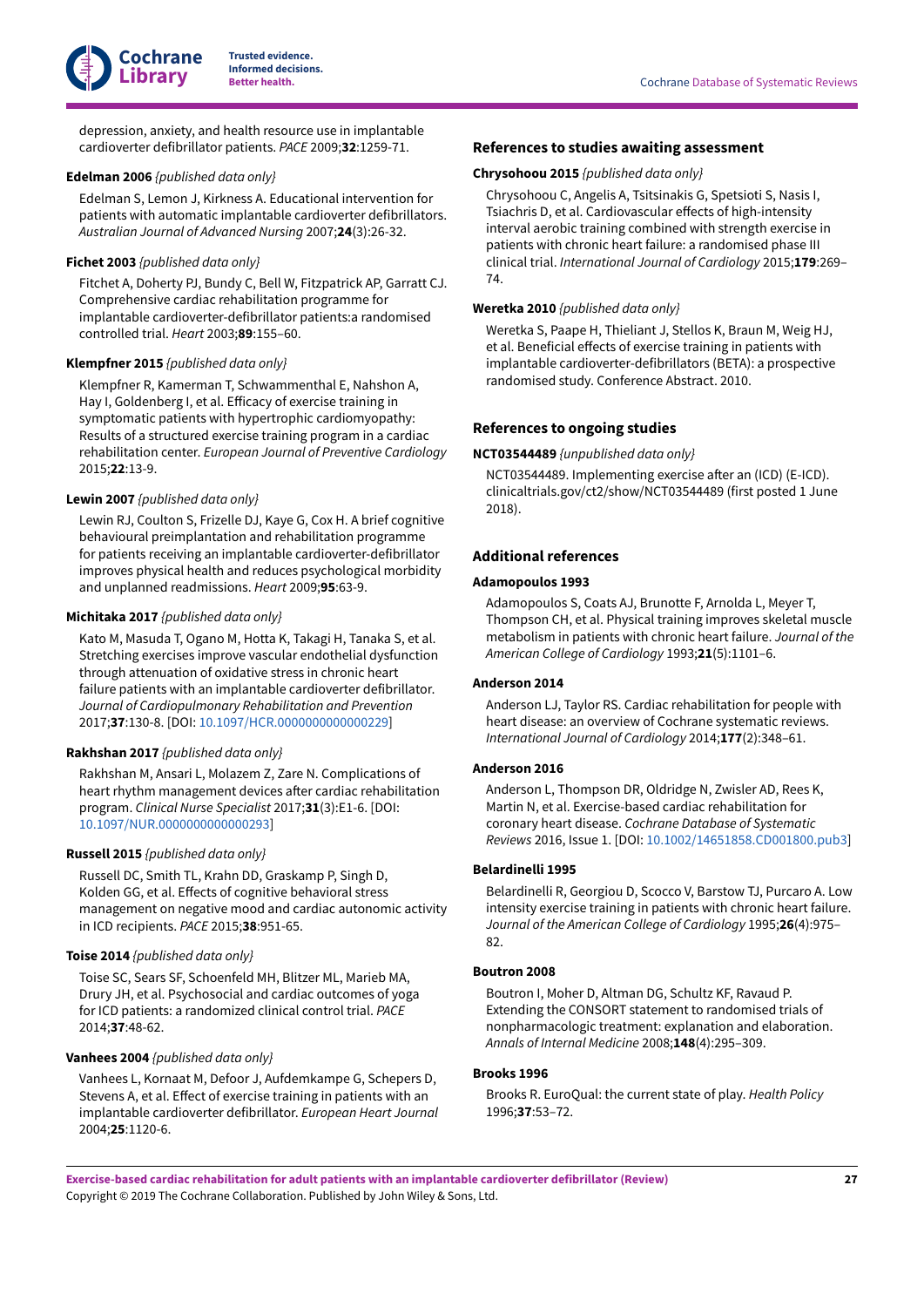depression, anxiety, and health resource use in implantable cardioverter defibrillator patients. *PACE* 2009;**32**:1259-71.

**Edelman 2006** *{published data only}*

Edelman S, Lemon J, Kirkness A. Educational intervention for patients with automatic implantable cardioverter defibrillators. *Australian Journal of Advanced Nursing* 2007;**24**(3):26-32.

**Fichet 2003** *{published data only}*

Fitchet A, Doherty PJ, Bundy C, Bell W, Fitzpatrick AP, Garratt CJ. Comprehensive cardiac rehabilitation programme for implantable cardioverter-defibrillator patients:a randomised controlled trial. *Heart* 2003;**89**:155–60.

**Klempfner 2015** *{published data only}*

Klempfner R, Kamerman T, Schwammenthal E, Nahshon A, Hay I, Goldenberg I, et al. Efficacy of exercise training in symptomatic patients with hypertrophic cardiomyopathy: Results of a structured exercise training program in a cardiac rehabilitation center. *European Journal of Preventive Cardiology* 2015;**22**:13-9.

**Lewin 2007** *{published data only}*

Lewin RJ, Coulton S, Frizelle DJ, Kaye G, Cox H. A brief cognitive behavioural preimplantation and rehabilitation programme for patients receiving an implantable cardioverter-defibrillator improves physical health and reduces psychological morbidity and unplanned readmissions. *Heart* 2009;**95**:63-9.

**Michitaka 2017** *{published data only}*

Kato M, Masuda T, Ogano M, Hotta K, Takagi H, Tanaka S, et al. Stretching exercises improve vascular endothelial dysfunction through attenuation of oxidative stress in chronic heart failure patients with an implantable cardioverter defibrillator. *Journal of Cardiopulmonary Rehabilitation and Prevention* 2017;**37**:130-8. [DOI: 10.1097/HCR.0000000000000229]

**Rakhshan 2017** *{published data only}*

Rakhshan M, Ansari L, Molazem Z, Zare N. Complications of heart rhythm management devices after cardiac rehabilitation program. *Clinical Nurse Specialist* 2017;**31**(3):E1-6. [DOI: 10.1097/NUR.0000000000000293]

**Russell 2015** *{published data only}*

Russell DC, Smith TL, Krahn DD, Graskamp P, Singh D, Kolden GG, et al. Effects of cognitive behavioral stress management on negative mood and cardiac autonomic activity in ICD recipients. *PACE* 2015;**38**:951-65.

**Toise 2014** *{published data only}*

Toise SC, Sears SF, Schoenfeld MH, Blitzer ML, Marieb MA, Drury JH, et al. Psychosocial and cardiac outcomes of yoga for ICD patients: a randomized clinical control trial. *PACE* 2014;**37**:48-62.

**Vanhees 2004** *{published data only}*

Vanhees L, Kornaat M, Defoor J, Aufdemkampe G, Schepers D, Stevens A, et al. Effect of exercise training in patients with an implantable cardioverter defibrillator. *European Heart Journal* 2004;**25**:1120-6.

## References to studies awaiting assessment

**Chrysohoou 2015** *{published data only}*

Chrysohoou C, Angelis A, Tsitsinakis G, Spetsioti S, Nasis I, Tsiachris D, et al. Cardiovascular effects of high-intensity interval aerobic training combined with strength exercise in patients with chronic heart failure: a randomised phase III clinical trial. *International Journal of Cardiology* 2015;**179**:269–74.

**Weretka 2010** *{published data only}*

Weretka S, Paape H, Thieliant J, Stellos K, Braun M, Weig HJ, et al. Beneficial effects of exercise training in patients with implantable cardioverter-defibrillators (BETA): a prospective randomised study. Conference Abstract. 2010.

## References to ongoing studies

**NCT03544489** *{unpublished data only}*

NCT03544489. Implementing exercise after an (ICD) (E-ICD). clinicaltrials.gov/ct2/show/NCT03544489 (first posted 1 June 2018).

## Additional references

**Adamopoulos 1993**

Adamopoulos S, Coats AJ, Brunotte F, Arnolda L, Meyer T, Thompson CH, et al. Physical training improves skeletal muscle metabolism in patients with chronic heart failure. *Journal of the American College of Cardiology* 1993;**21**(5):1101–6.

**Anderson 2014**

Anderson LJ, Taylor RS. Cardiac rehabilitation for people with heart disease: an overview of Cochrane systematic reviews. *International Journal of Cardiology* 2014;**177**(2):348–61.

**Anderson 2016**

Anderson L, Thompson DR, Oldridge N, Zwisler AD, Rees K, Martin N, et al. Exercise-based cardiac rehabilitation for coronary heart disease. *Cochrane Database of Systematic Reviews* 2016, Issue 1. [DOI: 10.1002/14651858.CD001800.pub3]

**Belardinelli 1995**

Belardinelli R, Georgiou D, Scocco V, Barstow TJ, Purcaro A. Low intensity exercise training in patients with chronic heart failure. *Journal of the American College of Cardiology* 1995;**26**(4):975–82.

**Boutron 2008**

Boutron I, Moher D, Altman DG, Schultz KF, Ravaud P. Extending the CONSORT statement to randomised trials of nonpharmacologic treatment: explanation and elaboration. *Annals of Internal Medicine* 2008;**148**(4):295–309.

**Brooks 1996**

Brooks R. EuroQual: the current state of play. *Health Policy* 1996;**37**:53–72.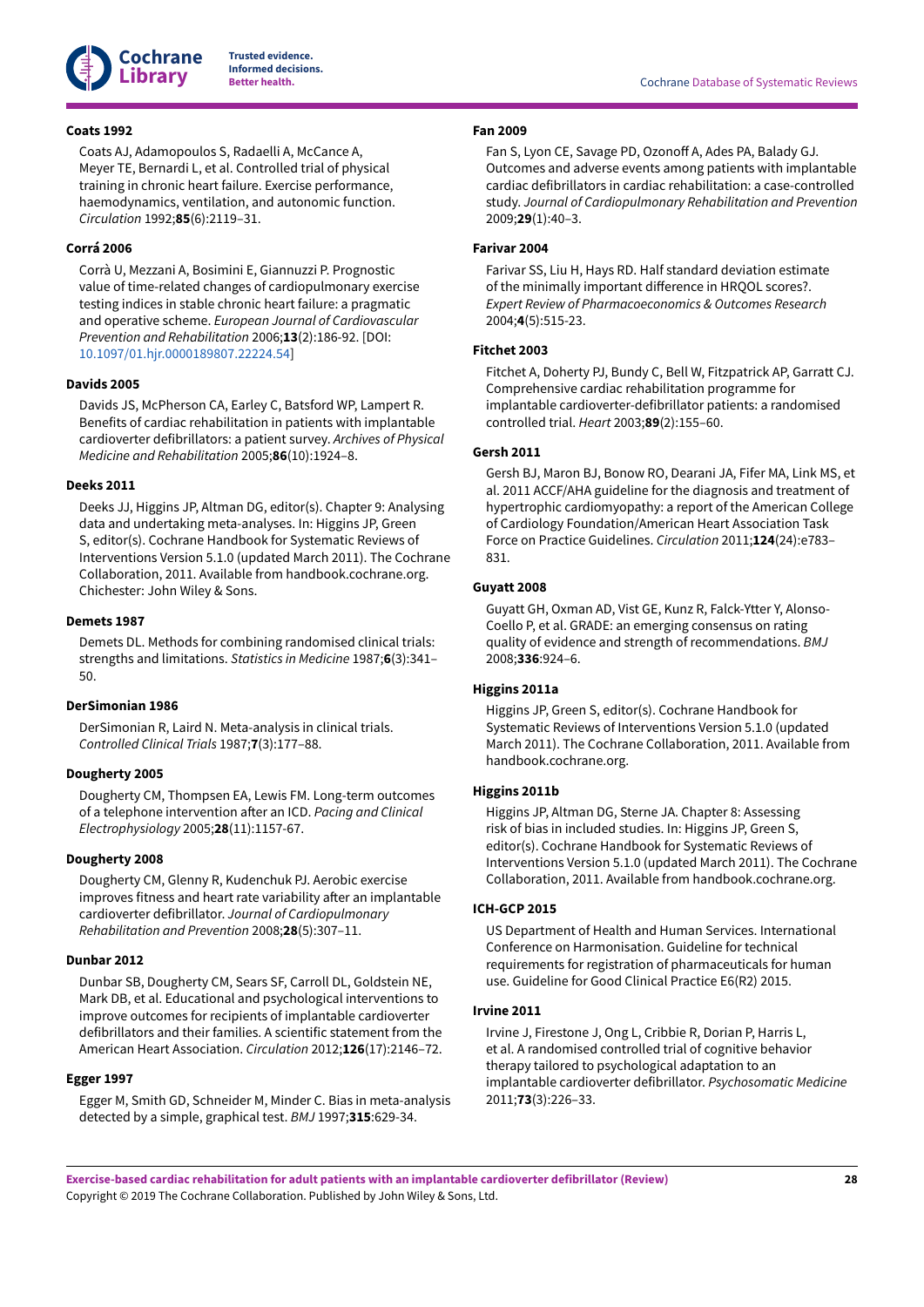**Coats 1992**

Coats AJ, Adamopoulos S, Radaelli A, McCance A, Meyer TE, Bernardi L, et al. Controlled trial of physical training in chronic heart failure. Exercise performance, haemodynamics, ventilation, and autonomic function. *Circulation* 1992;**85**(6):2119–31.

**Corrá 2006**

Corrà U, Mezzani A, Bosimini E, Giannuzzi P. Prognostic value of time-related changes of cardiopulmonary exercise testing indices in stable chronic heart failure: a pragmatic and operative scheme. *European Journal of Cardiovascular Prevention and Rehabilitation* 2006;**13**(2):186-92. [DOI: 10.1097/01.hjr.0000189807.22224.54]

**Davids 2005**

Davids JS, McPherson CA, Earley C, Batsford WP, Lampert R. Benefits of cardiac rehabilitation in patients with implantable cardioverter defibrillators: a patient survey. *Archives of Physical Medicine and Rehabilitation* 2005;**86**(10):1924–8.

**Deeks 2011**

Deeks JJ, Higgins JP, Altman DG, editor(s). Chapter 9: Analysing data and undertaking meta-analyses. In: Higgins JP, Green S, editor(s). Cochrane Handbook for Systematic Reviews of Interventions Version 5.1.0 (updated March 2011). The Cochrane Collaboration, 2011. Available from handbook.cochrane.org. Chichester: John Wiley & Sons.

**Demets 1987**

Demets DL. Methods for combining randomised clinical trials: strengths and limitations. *Statistics in Medicine* 1987;**6**(3):341–50.

**DerSimonian 1986**

DerSimonian R, Laird N. Meta-analysis in clinical trials. *Controlled Clinical Trials* 1987;**7**(3):177–88.

**Dougherty 2005**

Dougherty CM, Thompsen EA, Lewis FM. Long-term outcomes of a telephone intervention after an ICD. *Pacing and Clinical Electrophysiology* 2005;**28**(11):1157-67.

**Dougherty 2008**

Dougherty CM, Glenny R, Kudenchuk PJ. Aerobic exercise improves fitness and heart rate variability after an implantable cardioverter defibrillator. *Journal of Cardiopulmonary Rehabilitation and Prevention* 2008;**28**(5):307–11.

**Dunbar 2012**

Dunbar SB, Dougherty CM, Sears SF, Carroll DL, Goldstein NE, Mark DB, et al. Educational and psychological interventions to improve outcomes for recipients of implantable cardioverter defibrillators and their families. A scientific statement from the American Heart Association. *Circulation* 2012;**126**(17):2146–72.

**Egger 1997**

Egger M, Smith GD, Schneider M, Minder C. Bias in meta-analysis detected by a simple, graphical test. *BMJ* 1997;**315**:629-34.

**Fan 2009**

Fan S, Lyon CE, Savage PD, Ozonoff A, Ades PA, Balady GJ. Outcomes and adverse events among patients with implantable cardiac defibrillators in cardiac rehabilitation: a case-controlled study. *Journal of Cardiopulmonary Rehabilitation and Prevention* 2009;**29**(1):40–3.

**Farivar 2004**

Farivar SS, Liu H, Hays RD. Half standard deviation estimate of the minimally important difference in HRQOL scores?. *Expert Review of Pharmacoeconomics & Outcomes Research* 2004;**4**(5):515-23.

**Fitchet 2003**

Fitchet A, Doherty PJ, Bundy C, Bell W, Fitzpatrick AP, Garratt CJ. Comprehensive cardiac rehabilitation programme for implantable cardioverter-defibrillator patients: a randomised controlled trial. *Heart* 2003;**89**(2):155–60.

**Gersh 2011**

Gersh BJ, Maron BJ, Bonow RO, Dearani JA, Fifer MA, Link MS, et al. 2011 ACCF/AHA guideline for the diagnosis and treatment of hypertrophic cardiomyopathy: a report of the American College of Cardiology Foundation/American Heart Association Task Force on Practice Guidelines. *Circulation* 2011;**124**(24):e783–831.

**Guyatt 2008**

Guyatt GH, Oxman AD, Vist GE, Kunz R, Falck-Ytter Y, Alonso-Coello P, et al. GRADE: an emerging consensus on rating quality of evidence and strength of recommendations. *BMJ* 2008;**336**:924–6.

**Higgins 2011a**

Higgins JP, Green S, editor(s). Cochrane Handbook for Systematic Reviews of Interventions Version 5.1.0 (updated March 2011). The Cochrane Collaboration, 2011. Available from handbook.cochrane.org.

**Higgins 2011b**

Higgins JP, Altman DG, Sterne JA. Chapter 8: Assessing risk of bias in included studies. In: Higgins JP, Green S, editor(s). Cochrane Handbook for Systematic Reviews of Interventions Version 5.1.0 (updated March 2011). The Cochrane Collaboration, 2011. Available from handbook.cochrane.org.

**ICH-GCP 2015**

US Department of Health and Human Services. International Conference on Harmonisation. Guideline for technical requirements for registration of pharmaceuticals for human use. Guideline for Good Clinical Practice E6(R2) 2015.

**Irvine 2011**

Irvine J, Firestone J, Ong L, Cribbie R, Dorian P, Harris L, et al. A randomised controlled trial of cognitive behavior therapy tailored to psychological adaptation to an implantable cardioverter defibrillator. *Psychosomatic Medicine* 2011;**73**(3):226–33.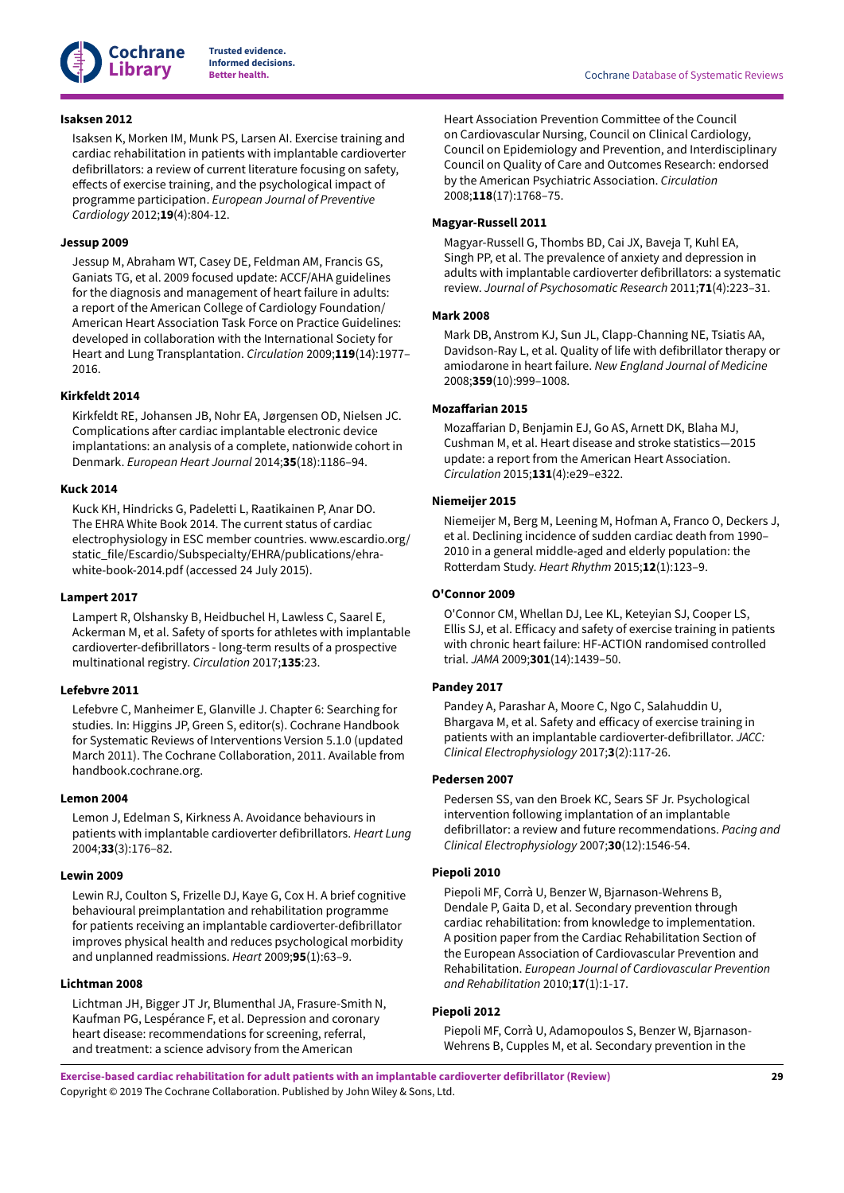**Isaksen 2012**

Isaksen K, Morken IM, Munk PS, Larsen AI. Exercise training and cardiac rehabilitation in patients with implantable cardioverter defibrillators: a review of current literature focusing on safety, effects of exercise training, and the psychological impact of programme participation. *European Journal of Preventive Cardiology* 2012;**19**(4):804-12.

**Jessup 2009**

Jessup M, Abraham WT, Casey DE, Feldman AM, Francis GS, Ganiats TG, et al. 2009 focused update: ACCF/AHA guidelines for the diagnosis and management of heart failure in adults: a report of the American College of Cardiology Foundation/American Heart Association Task Force on Practice Guidelines: developed in collaboration with the International Society for Heart and Lung Transplantation. *Circulation* 2009;**119**(14):1977–2016.

**Kirkfeldt 2014**

Kirkfeldt RE, Johansen JB, Nohr EA, Jørgensen OD, Nielsen JC. Complications after cardiac implantable electronic device implantations: an analysis of a complete, nationwide cohort in Denmark. *European Heart Journal* 2014;**35**(18):1186–94.

**Kuck 2014**

Kuck KH, Hindricks G, Padeletti L, Raatikainen P, Anar DO. The EHRA White Book 2014. The current status of cardiac electrophysiology in ESC member countries. www.escardio.org/static_file/Escardio/Subspecialty/EHRA/publications/ehra-white-book-2014.pdf (accessed 24 July 2015).

**Lampert 2017**

Lampert R, Olshansky B, Heidbuchel H, Lawless C, Saarel E, Ackerman M, et al. Safety of sports for athletes with implantable cardioverter-defibrillators - long-term results of a prospective multinational registry. *Circulation* 2017;**135**:23.

**Lefebvre 2011**

Lefebvre C, Manheimer E, Glanville J. Chapter 6: Searching for studies. In: Higgins JP, Green S, editor(s). Cochrane Handbook for Systematic Reviews of Interventions Version 5.1.0 (updated March 2011). The Cochrane Collaboration, 2011. Available from handbook.cochrane.org.

**Lemon 2004**

Lemon J, Edelman S, Kirkness A. Avoidance behaviours in patients with implantable cardioverter defibrillators. *Heart Lung* 2004;**33**(3):176–82.

**Lewin 2009**

Lewin RJ, Coulton S, Frizelle DJ, Kaye G, Cox H. A brief cognitive behavioural preimplantation and rehabilitation programme for patients receiving an implantable cardioverter-defibrillator improves physical health and reduces psychological morbidity and unplanned readmissions. *Heart* 2009;**95**(1):63–9.

**Lichtman 2008**

Lichtman JH, Bigger JT Jr, Blumenthal JA, Frasure-Smith N, Kaufman PG, Lespérance F, et al. Depression and coronary heart disease: recommendations for screening, referral, and treatment: a science advisory from the American Heart Association Prevention Committee of the Council on Cardiovascular Nursing, Council on Clinical Cardiology, Council on Epidemiology and Prevention, and Interdisciplinary Council on Quality of Care and Outcomes Research: endorsed by the American Psychiatric Association. *Circulation* 2008;**118**(17):1768–75.

**Magyar-Russell 2011**

Magyar-Russell G, Thombs BD, Cai JX, Baveja T, Kuhl EA, Singh PP, et al. The prevalence of anxiety and depression in adults with implantable cardioverter defibrillators: a systematic review. *Journal of Psychosomatic Research* 2011;**71**(4):223–31.

**Mark 2008**

Mark DB, Anstrom KJ, Sun JL, Clapp-Channing NE, Tsiatis AA, Davidson-Ray L, et al. Quality of life with defibrillator therapy or amiodarone in heart failure. *New England Journal of Medicine* 2008;**359**(10):999–1008.

**Mozaffarian 2015**

Mozaffarian D, Benjamin EJ, Go AS, Arnett DK, Blaha MJ, Cushman M, et al. Heart disease and stroke statistics—2015 update: a report from the American Heart Association. *Circulation* 2015;**131**(4):e29–e322.

**Niemeijer 2015**

Niemeijer M, Berg M, Leening M, Hofman A, Franco O, Deckers J, et al. Declining incidence of sudden cardiac death from 1990–2010 in a general middle-aged and elderly population: the Rotterdam Study. *Heart Rhythm* 2015;**12**(1):123–9.

**O'Connor 2009**

O'Connor CM, Whellan DJ, Lee KL, Keteyian SJ, Cooper LS, Ellis SJ, et al. Efficacy and safety of exercise training in patients with chronic heart failure: HF-ACTION randomised controlled trial. *JAMA* 2009;**301**(14):1439–50.

**Pandey 2017**

Pandey A, Parashar A, Moore C, Ngo C, Salahuddin U, Bhargava M, et al. Safety and efficacy of exercise training in patients with an implantable cardioverter-defibrillator. *JACC: Clinical Electrophysiology* 2017;**3**(2):117-26.

**Pedersen 2007**

Pedersen SS, van den Broek KC, Sears SF Jr. Psychological intervention following implantation of an implantable defibrillator: a review and future recommendations. *Pacing and Clinical Electrophysiology* 2007;**30**(12):1546-54.

**Piepoli 2010**

Piepoli MF, Corrà U, Benzer W, Bjarnason-Wehrens B, Dendale P, Gaita D, et al. Secondary prevention through cardiac rehabilitation: from knowledge to implementation. A position paper from the Cardiac Rehabilitation Section of the European Association of Cardiovascular Prevention and Rehabilitation. *European Journal of Cardiovascular Prevention and Rehabilitation* 2010;**17**(1):1-17.

**Piepoli 2012**

Piepoli MF, Corrà U, Adamopoulos S, Benzer W, Bjarnason-Wehrens B, Cupples M, et al. Secondary prevention in the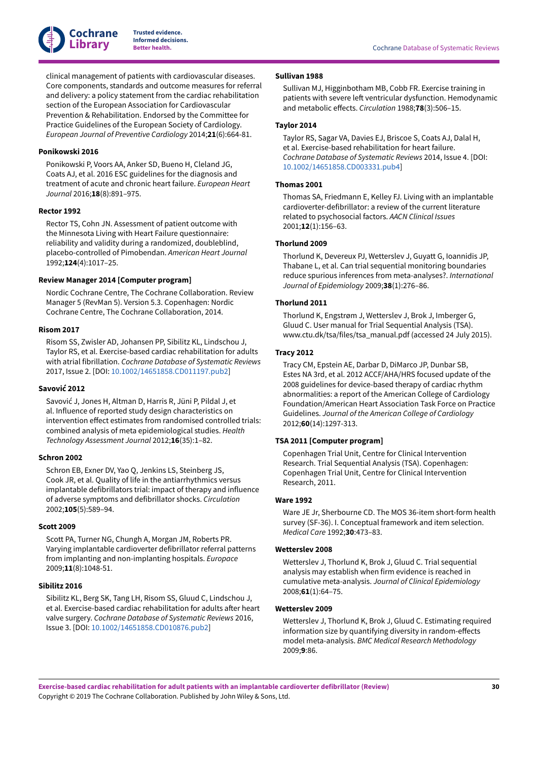clinical management of patients with cardiovascular diseases. Core components, standards and outcome measures for referral and delivery: a policy statement from the cardiac rehabilitation section of the European Association for Cardiovascular Prevention & Rehabilitation. Endorsed by the Committee for Practice Guidelines of the European Society of Cardiology. *European Journal of Preventive Cardiology* 2014;**21**(6):664-81.

**Ponikowski 2016**

Ponikowski P, Voors AA, Anker SD, Bueno H, Cleland JG, Coats AJ, et al. 2016 ESC guidelines for the diagnosis and treatment of acute and chronic heart failure. *European Heart Journal* 2016;**18**(8):891–975.

**Rector 1992**

Rector TS, Cohn JN. Assessment of patient outcome with the Minnesota Living with Heart Failure questionnaire: reliability and validity during a randomized, doubleblind, placebo-controlled of Pimobendan. *American Heart Journal* 1992;**124**(4):1017–25.

**Review Manager 2014 [Computer program]**

Nordic Cochrane Centre, The Cochrane Collaboration. Review Manager 5 (RevMan 5). Version 5.3. Copenhagen: Nordic Cochrane Centre, The Cochrane Collaboration, 2014.

**Risom 2017**

Risom SS, Zwisler AD, Johansen PP, Sibilitz KL, Lindschou J, Taylor RS, et al. Exercise-based cardiac rehabilitation for adults with atrial fibrillation. *Cochrane Database of Systematic Reviews* 2017, Issue 2. [DOI: 10.1002/14651858.CD011197.pub2]

**Savović 2012**

Savović J, Jones H, Altman D, Harris R, Jüni P, Pildal J, et al. Influence of reported study design characteristics on intervention effect estimates from randomised controlled trials: combined analysis of meta epidemiological studies. *Health Technology Assessment Journal* 2012;**16**(35):1–82.

**Schron 2002**

Schron EB, Exner DV, Yao Q, Jenkins LS, Steinberg JS, Cook JR, et al. Quality of life in the antiarrhythmics versus implantable defibrillators trial: impact of therapy and influence of adverse symptoms and defibrillator shocks. *Circulation* 2002;**105**(5):589–94.

**Scott 2009**

Scott PA, Turner NG, Chungh A, Morgan JM, Roberts PR. Varying implantable cardioverter defibrillator referral patterns from implanting and non-implanting hospitals. *Europace* 2009;**11**(8):1048-51.

**Sibilitz 2016**

Sibilitz KL, Berg SK, Tang LH, Risom SS, Gluud C, Lindschou J, et al. Exercise-based cardiac rehabilitation for adults after heart valve surgery. *Cochrane Database of Systematic Reviews* 2016, Issue 3. [DOI: 10.1002/14651858.CD010876.pub2]

**Sullivan 1988**

Sullivan MJ, Higginbotham MB, Cobb FR. Exercise training in patients with severe left ventricular dysfunction. Hemodynamic and metabolic effects. *Circulation* 1988;**78**(3):506–15.

**Taylor 2014**

Taylor RS, Sagar VA, Davies EJ, Briscoe S, Coats AJ, Dalal H, et al. Exercise-based rehabilitation for heart failure. *Cochrane Database of Systematic Reviews* 2014, Issue 4. [DOI: 10.1002/14651858.CD003331.pub4]

**Thomas 2001**

Thomas SA, Friedmann E, Kelley FJ. Living with an implantable cardioverter-defibrillator: a review of the current literature related to psychosocial factors. *AACN Clinical Issues* 2001;**12**(1):156–63.

**Thorlund 2009**

Thorlund K, Devereux PJ, Wetterslev J, Guyatt G, Ioannidis JP, Thabane L, et al. Can trial sequential monitoring boundaries reduce spurious inferences from meta-analyses?. *International Journal of Epidemiology* 2009;**38**(1):276–86.

**Thorlund 2011**

Thorlund K, Engstrøm J, Wetterslev J, Brok J, Imberger G, Gluud C. User manual for Trial Sequential Analysis (TSA). www.ctu.dk/tsa/files/tsa_manual.pdf (accessed 24 July 2015).

**Tracy 2012**

Tracy CM, Epstein AE, Darbar D, DiMarco JP, Dunbar SB, Estes NA 3rd, et al. 2012 ACCF/AHA/HRS focused update of the 2008 guidelines for device-based therapy of cardiac rhythm abnormalities: a report of the American College of Cardiology Foundation/American Heart Association Task Force on Practice Guidelines. *Journal of the American College of Cardiology* 2012;**60**(14):1297-313.

**TSA 2011 [Computer program]**

Copenhagen Trial Unit, Centre for Clinical Intervention Research. Trial Sequential Analysis (TSA). Copenhagen: Copenhagen Trial Unit, Centre for Clinical Intervention Research, 2011.

**Ware 1992**

Ware JE Jr, Sherbourne CD. The MOS 36-item short-form health survey (SF-36). I. Conceptual framework and item selection. *Medical Care* 1992;**30**:473–83.

**Wetterslev 2008**

Wetterslev J, Thorlund K, Brok J, Gluud C. Trial sequential analysis may establish when firm evidence is reached in cumulative meta-analysis. *Journal of Clinical Epidemiology* 2008;**61**(1):64–75.

**Wetterslev 2009**

Wetterslev J, Thorlund K, Brok J, Gluud C. Estimating required information size by quantifying diversity in random-effects model meta-analysis. *BMC Medical Research Methodology* 2009;**9**:86.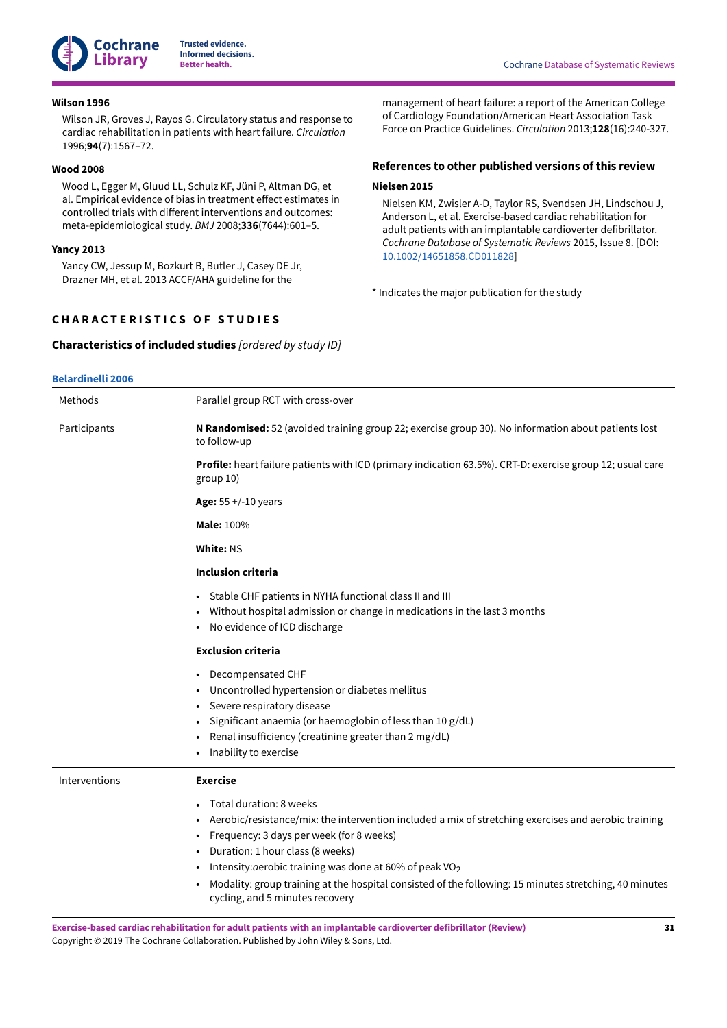**Wilson 1996**

Wilson JR, Groves J, Rayos G. Circulatory status and response to cardiac rehabilitation in patients with heart failure. *Circulation* 1996;**94**(7):1567–72.

**Wood 2008**

Wood L, Egger M, Gluud LL, Schulz KF, Jüni P, Altman DG, et al. Empirical evidence of bias in treatment effect estimates in controlled trials with different interventions and outcomes: meta-epidemiological study. *BMJ* 2008;**336**(7644):601–5.

**Yancy 2013**

Yancy CW, Jessup M, Bozkurt B, Butler J, Casey DE Jr, Drazner MH, et al. 2013 ACCF/AHA guideline for the management of heart failure: a report of the American College of Cardiology Foundation/American Heart Association Task Force on Practice Guidelines. *Circulation* 2013;**128**(16):240-327.

### References to other published versions of this review

**Nielsen 2015**

Nielsen KM, Zwisler A-D, Taylor RS, Svendsen JH, Lindschou J, Anderson L, et al. Exercise-based cardiac rehabilitation for adult patients with an implantable cardioverter defibrillator. *Cochrane Database of Systematic Reviews* 2015, Issue 8. [DOI: 10.1002/14651858.CD011828]

* Indicates the major publication for the study

## CHARACTERISTICS OF STUDIES

### Characteristics of included studies *[ordered by study ID]*

**Belardinelli 2006**

| | |
|---|---|
| Methods | Parallel group RCT with cross-over |
| Participants | **N Randomised:** 52 (avoided training group 22; exercise group 30). No information about patients lost to follow-up<br><br>**Profile:** heart failure patients with ICD (primary indication 63.5%). CRT-D: exercise group 12; usual care group 10)<br><br>**Age:** 55 +/-10 years<br><br>**Male:** 100%<br><br>**White:** NS<br><br>**Inclusion criteria**<br><br>• Stable CHF patients in NYHA functional class II and III<br>• Without hospital admission or change in medications in the last 3 months<br>• No evidence of ICD discharge<br><br>**Exclusion criteria**<br><br>• Decompensated CHF<br>• Uncontrolled hypertension or diabetes mellitus<br>• Severe respiratory disease<br>• Significant anaemia (or haemoglobin of less than 10 g/dL)<br>• Renal insufficiency (creatinine greater than 2 mg/dL)<br>• Inability to exercise |
| Interventions | **Exercise**<br><br>• Total duration: 8 weeks<br>• Aerobic/resistance/mix: the intervention included a mix of stretching exercises and aerobic training<br>• Frequency: 3 days per week (for 8 weeks)<br>• Duration: 1 hour class (8 weeks)<br>• Intensity: *a*erobic training was done at 60% of peak $VO_2$<br>• Modality: group training at the hospital consisted of the following: 15 minutes stretching, 40 minutes cycling, and 5 minutes recovery |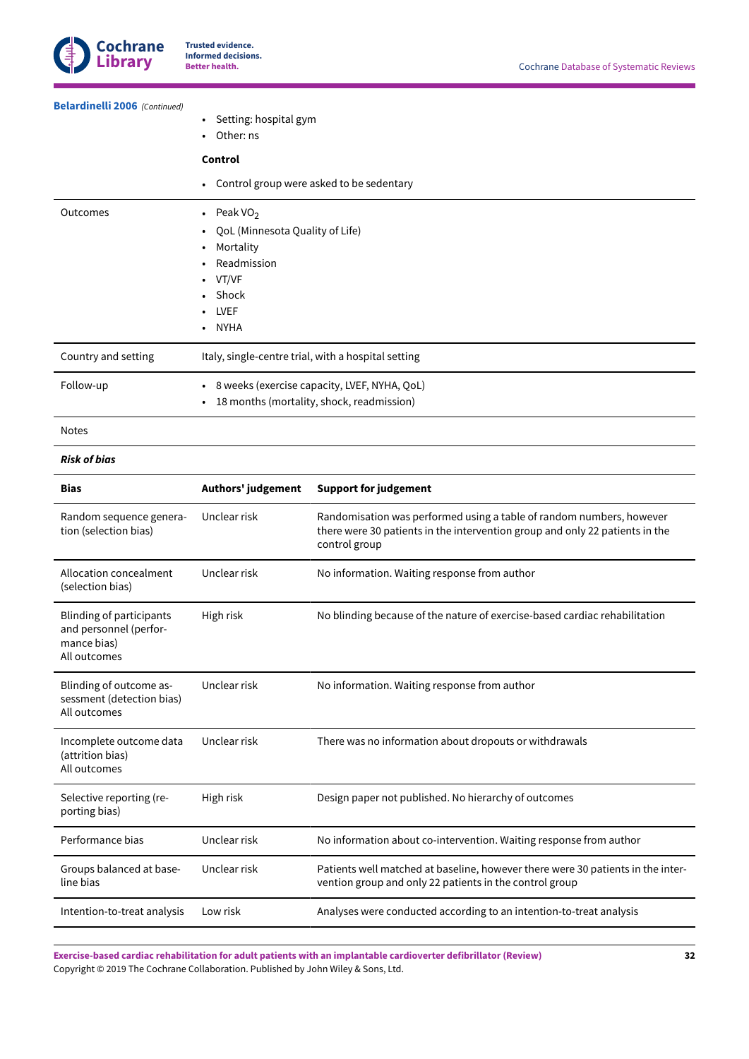**Belardinelli 2006** *(Continued)*

| | |
|---|---|
| | • Setting: hospital gym<br>• Other: ns<br>**Control**<br>• Control group were asked to be sedentary |
| Outcomes | • Peak $VO_2$<br>• QoL (Minnesota Quality of Life)<br>• Mortality<br>• Readmission<br>• VT/VF<br>• Shock<br>• LVEF<br>• NYHA |
| Country and setting | Italy, single-centre trial, with a hospital setting |
| Follow-up | • 8 weeks (exercise capacity, LVEF, NYHA, QoL)<br>• 18 months (mortality, shock, readmission) |
| Notes | |

***Risk of bias***

| Bias | Authors' judgement | Support for judgement |
|---|---|---|
| Random sequence generation (selection bias) | Unclear risk | Randomisation was performed using a table of random numbers, however there were 30 patients in the intervention group and only 22 patients in the control group |
| Allocation concealment (selection bias) | Unclear risk | No information. Waiting response from author |
| Blinding of participants and personnel (performance bias)<br>All outcomes | High risk | No blinding because of the nature of exercise-based cardiac rehabilitation |
| Blinding of outcome assessment (detection bias)<br>All outcomes | Unclear risk | No information. Waiting response from author |
| Incomplete outcome data (attrition bias)<br>All outcomes | Unclear risk | There was no information about dropouts or withdrawals |
| Selective reporting (reporting bias) | High risk | Design paper not published. No hierarchy of outcomes |
| Performance bias | Unclear risk | No information about co-intervention. Waiting response from author |
| Groups balanced at baseline bias | Unclear risk | Patients well matched at baseline, however there were 30 patients in the intervention group and only 22 patients in the control group |
| Intention-to-treat analysis | Low risk | Analyses were conducted according to an intention-to-treat analysis |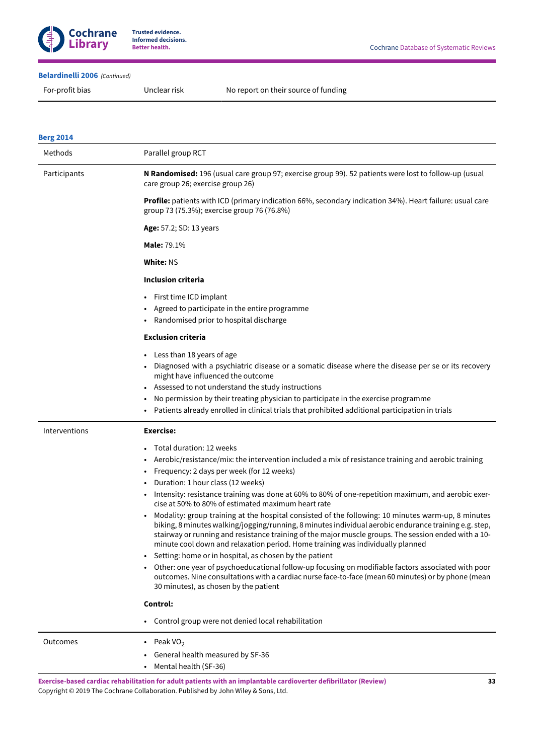**Belardinelli 2006** *(Continued)*

| | | |
|---|---|---|
| For-profit bias | Unclear risk | No report on their source of funding |

**Berg 2014**

| | |
|---|---|
| Methods | Parallel group RCT |
| Participants | **N Randomised:** 196 (usual care group 97; exercise group 99). 52 patients were lost to follow-up (usual care group 26; exercise group 26)<br><br>**Profile:** patients with ICD (primary indication 66%, secondary indication 34%). Heart failure: usual care group 73 (75.3%); exercise group 76 (76.8%)<br><br>**Age:** 57.2; SD: 13 years<br><br>**Male:** 79.1%<br><br>**White:** NS<br><br>**Inclusion criteria**<br><br>• First time ICD implant<br>• Agreed to participate in the entire programme<br>• Randomised prior to hospital discharge<br><br>**Exclusion criteria**<br><br>• Less than 18 years of age<br>• Diagnosed with a psychiatric disease or a somatic disease where the disease per se or its recovery might have influenced the outcome<br>• Assessed to not understand the study instructions<br>• No permission by their treating physician to participate in the exercise programme<br>• Patients already enrolled in clinical trials that prohibited additional participation in trials |
| Interventions | **Exercise:**<br><br>• Total duration: 12 weeks<br>• Aerobic/resistance/mix: the intervention included a mix of resistance training and aerobic training<br>• Frequency: 2 days per week (for 12 weeks)<br>• Duration: 1 hour class (12 weeks)<br>• Intensity: resistance training was done at 60% to 80% of one-repetition maximum, and aerobic exercise at 50% to 80% of estimated maximum heart rate<br>• Modality: group training at the hospital consisted of the following: 10 minutes warm-up, 8 minutes biking, 8 minutes walking/jogging/running, 8 minutes individual aerobic endurance training e.g. step, stairway or running and resistance training of the major muscle groups. The session ended with a 10-minute cool down and relaxation period. Home training was individually planned<br>• Setting: home or in hospital, as chosen by the patient<br>• Other: one year of psychoeducational follow-up focusing on modifiable factors associated with poor outcomes. Nine consultations with a cardiac nurse face-to-face (mean 60 minutes) or by phone (mean 30 minutes), as chosen by the patient<br><br>**Control:**<br><br>• Control group were not denied local rehabilitation |
| Outcomes | • Peak $VO_2$<br>• General health measured by SF-36<br>• Mental health (SF-36) |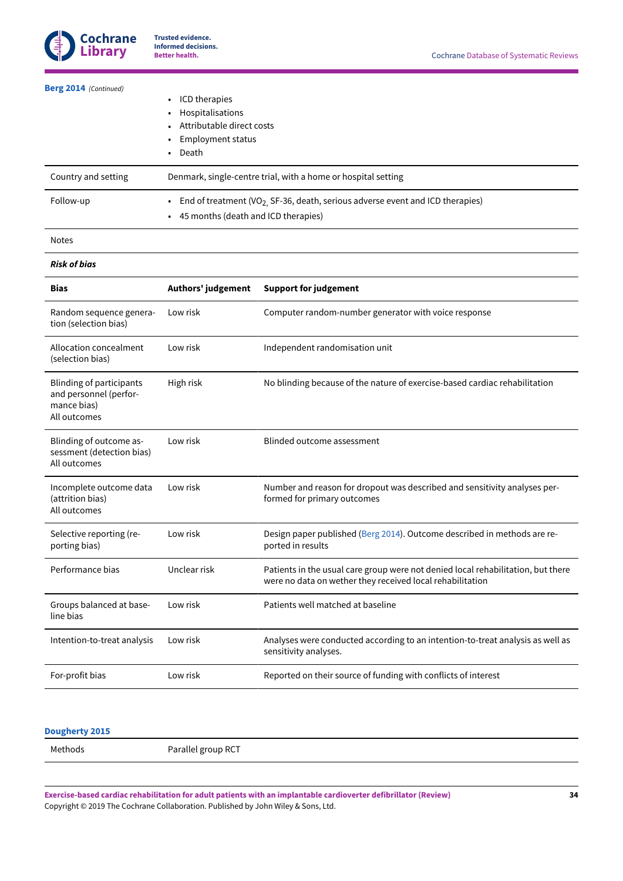**Berg 2014** *(Continued)*

| | |
|---|---|
| | • ICD therapies<br>• Hospitalisations<br>• Attributable direct costs<br>• Employment status<br>• Death |
| Country and setting | Denmark, single-centre trial, with a home or hospital setting |
| Follow-up | • End of treatment ($VO_2$, SF-36, death, serious adverse event and ICD therapies)<br>• 45 months (death and ICD therapies) |
| Notes | |

***Risk of bias***

| Bias | Authors' judgement | Support for judgement |
|---|---|---|
| Random sequence generation (selection bias) | Low risk | Computer random-number generator with voice response |
| Allocation concealment (selection bias) | Low risk | Independent randomisation unit |
| Blinding of participants and personnel (performance bias)<br>All outcomes | High risk | No blinding because of the nature of exercise-based cardiac rehabilitation |
| Blinding of outcome assessment (detection bias)<br>All outcomes | Low risk | Blinded outcome assessment |
| Incomplete outcome data (attrition bias)<br>All outcomes | Low risk | Number and reason for dropout was described and sensitivity analyses performed for primary outcomes |
| Selective reporting (reporting bias) | Low risk | Design paper published (Berg 2014). Outcome described in methods are reported in results |
| Performance bias | Unclear risk | Patients in the usual care group were not denied local rehabilitation, but there were no data on wether they received local rehabilitation |
| Groups balanced at baseline bias | Low risk | Patients well matched at baseline |
| Intention-to-treat analysis | Low risk | Analyses were conducted according to an intention-to-treat analysis as well as sensitivity analyses. |
| For-profit bias | Low risk | Reported on their source of funding with conflicts of interest |

**Dougherty 2015**

| | |
|---|---|
| Methods | Parallel group RCT |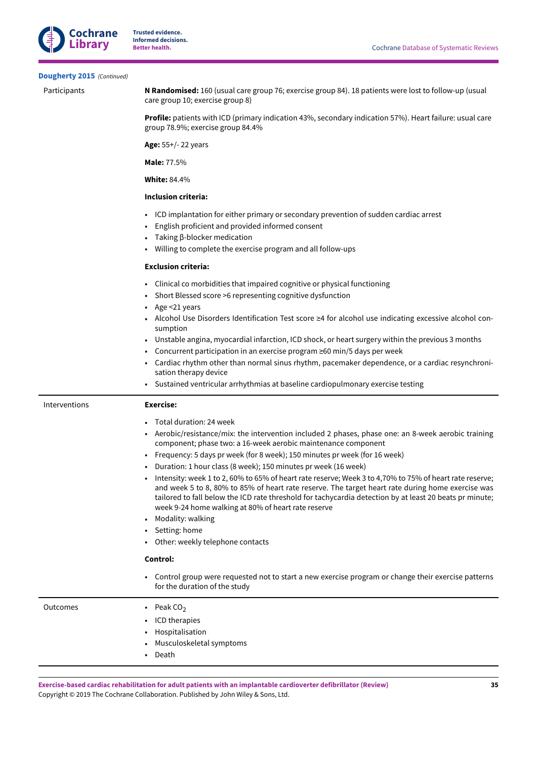**Dougherty 2015** *(Continued)*

| | |
|---|---|
| Participants | **N Randomised:** 160 (usual care group 76; exercise group 84). 18 patients were lost to follow-up (usual care group 10; exercise group 8)<br><br>**Profile:** patients with ICD (primary indication 43%, secondary indication 57%). Heart failure: usual care group 78.9%; exercise group 84.4%<br><br>**Age:** 55+/- 22 years<br><br>**Male:** 77.5%<br><br>**White:** 84.4%<br><br>**Inclusion criteria:**<br><br>• ICD implantation for either primary or secondary prevention of sudden cardiac arrest<br>• English proficient and provided informed consent<br>• Taking β-blocker medication<br>• Willing to complete the exercise program and all follow-ups<br><br>**Exclusion criteria:**<br><br>• Clinical co morbidities that impaired cognitive or physical functioning<br>• Short Blessed score >6 representing cognitive dysfunction<br>• Age <21 years<br>• Alcohol Use Disorders Identification Test score ≥4 for alcohol use indicating excessive alcohol consumption<br>• Unstable angina, myocardial infarction, ICD shock, or heart surgery within the previous 3 months<br>• Concurrent participation in an exercise program ≥60 min/5 days per week<br>• Cardiac rhythm other than normal sinus rhythm, pacemaker dependence, or a cardiac resynchronisation therapy device<br>• Sustained ventricular arrhythmias at baseline cardiopulmonary exercise testing |
| Interventions | **Exercise:**<br><br>• Total duration: 24 week<br>• Aerobic/resistance/mix: the intervention included 2 phases, phase one: an 8-week aerobic training component; phase two: a 16-week aerobic maintenance component<br>• Frequency: 5 days pr week (for 8 week); 150 minutes pr week (for 16 week)<br>• Duration: 1 hour class (8 week); 150 minutes pr week (16 week)<br>• Intensity: week 1 to 2, 60% to 65% of heart rate reserve; Week 3 to 4,70% to 75% of heart rate reserve; and week 5 to 8, 80% to 85% of heart rate reserve. The target heart rate during home exercise was tailored to fall below the ICD rate threshold for tachycardia detection by at least 20 beats pr minute; week 9-24 home walking at 80% of heart rate reserve<br>• Modality: walking<br>• Setting: home<br>• Other: weekly telephone contacts<br><br>**Control:**<br><br>• Control group were requested not to start a new exercise program or change their exercise patterns for the duration of the study |
| Outcomes | • Peak $CO_2$<br>• ICD therapies<br>• Hospitalisation<br>• Musculoskeletal symptoms<br>• Death |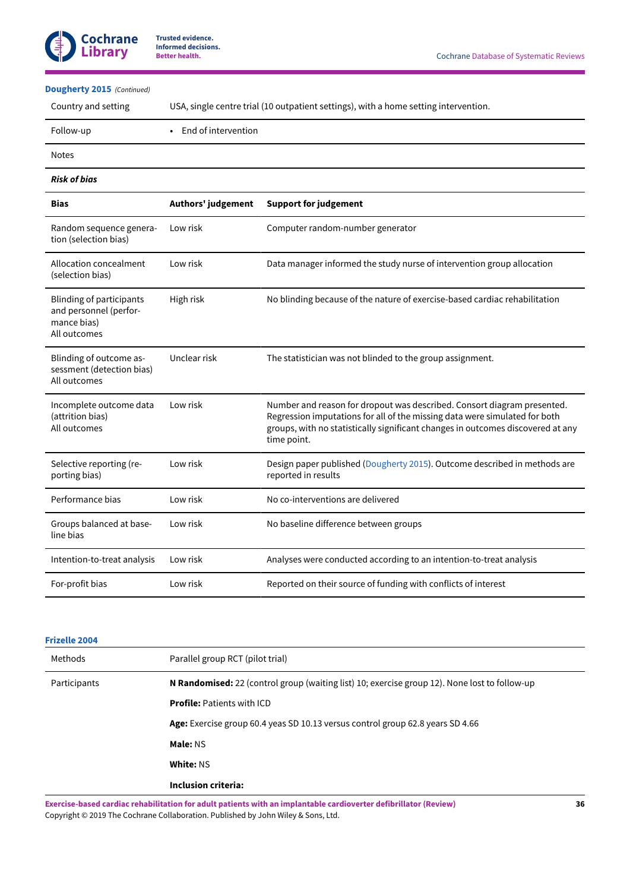**Dougherty 2015** *(Continued)*

| | |
|---|---|
| Country and setting | USA, single centre trial (10 outpatient settings), with a home setting intervention. |
| Follow-up | • End of intervention |
| Notes | |

***Risk of bias***

| Bias | Authors' judgement | Support for judgement |
|---|---|---|
| Random sequence generation (selection bias) | Low risk | Computer random-number generator |
| Allocation concealment (selection bias) | Low risk | Data manager informed the study nurse of intervention group allocation |
| Blinding of participants and personnel (performance bias) All outcomes | High risk | No blinding because of the nature of exercise-based cardiac rehabilitation |
| Blinding of outcome assessment (detection bias) All outcomes | Unclear risk | The statistician was not blinded to the group assignment. |
| Incomplete outcome data (attrition bias) All outcomes | Low risk | Number and reason for dropout was described. Consort diagram presented. Regression imputations for all of the missing data were simulated for both groups, with no statistically significant changes in outcomes discovered at any time point. |
| Selective reporting (reporting bias) | Low risk | Design paper published (Dougherty 2015). Outcome described in methods are reported in results |
| Performance bias | Low risk | No co-interventions are delivered |
| Groups balanced at baseline bias | Low risk | No baseline difference between groups |
| Intention-to-treat analysis | Low risk | Analyses were conducted according to an intention-to-treat analysis |
| For-profit bias | Low risk | Reported on their source of funding with conflicts of interest |

**Frizelle 2004**

| | |
|---|---|
| Methods | Parallel group RCT (pilot trial) |
| Participants | **N Randomised:** 22 (control group (waiting list) 10; exercise group 12). None lost to follow-up<br><br>**Profile:** Patients with ICD<br><br>**Age:** Exercise group 60.4 yeas SD 10.13 versus control group 62.8 years SD 4.66<br><br>**Male:** NS<br><br>**White:** NS<br><br>**Inclusion criteria:** |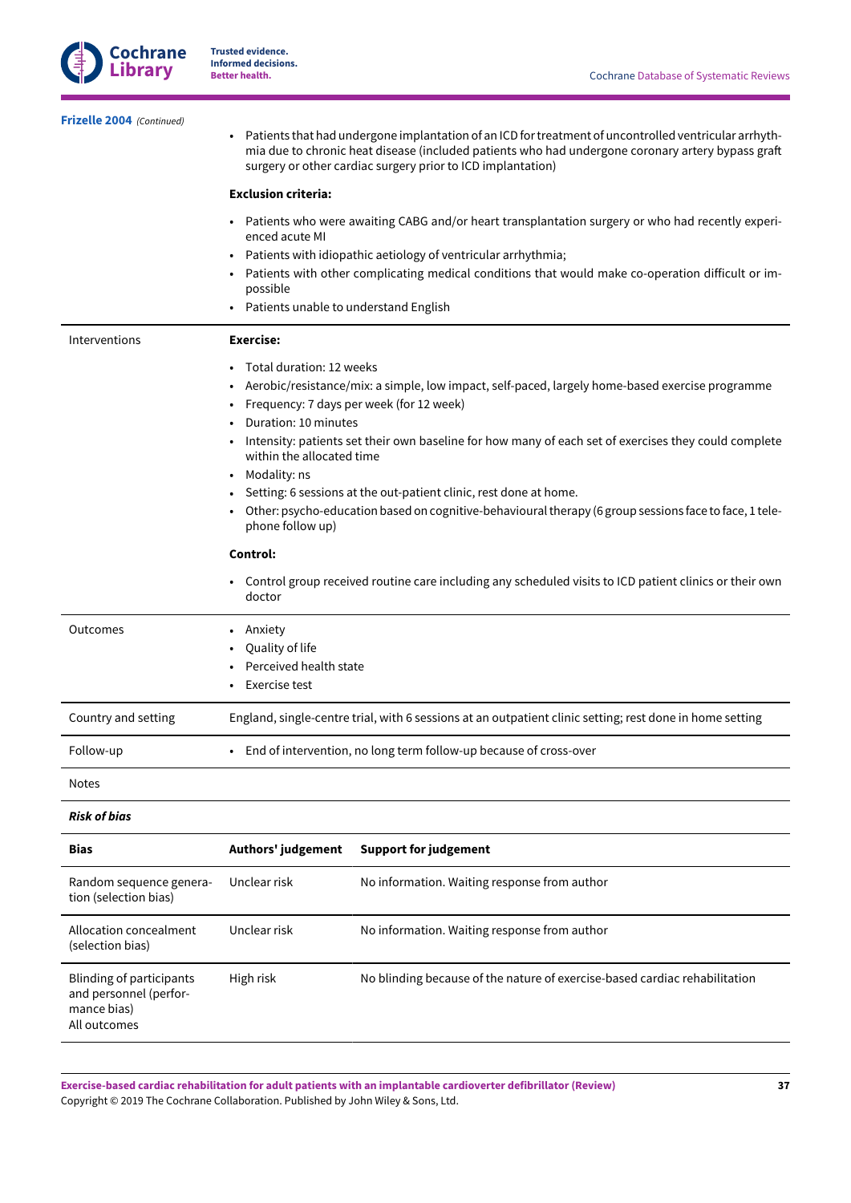**Frizelle 2004** *(Continued)*

| | |
|---|---|
| | • Patients that had undergone implantation of an ICD for treatment of uncontrolled ventricular arrhythmia due to chronic heat disease (included patients who had undergone coronary artery bypass graft surgery or other cardiac surgery prior to ICD implantation)<br><br>**Exclusion criteria:**<br><br>• Patients who were awaiting CABG and/or heart transplantation surgery or who had recently experienced acute MI<br>• Patients with idiopathic aetiology of ventricular arrhythmia;<br>• Patients with other complicating medical conditions that would make co-operation difficult or impossible<br>• Patients unable to understand English |
| Interventions | **Exercise:**<br><br>• Total duration: 12 weeks<br>• Aerobic/resistance/mix: a simple, low impact, self-paced, largely home-based exercise programme<br>• Frequency: 7 days per week (for 12 week)<br>• Duration: 10 minutes<br>• Intensity: patients set their own baseline for how many of each set of exercises they could complete within the allocated time<br>• Modality: ns<br>• Setting: 6 sessions at the out-patient clinic, rest done at home.<br>• Other: psycho-education based on cognitive-behavioural therapy (6 group sessions face to face, 1 telephone follow up)<br><br>**Control:**<br><br>• Control group received routine care including any scheduled visits to ICD patient clinics or their own doctor |
| Outcomes | • Anxiety<br>• Quality of life<br>• Perceived health state<br>• Exercise test |
| Country and setting | England, single-centre trial, with 6 sessions at an outpatient clinic setting; rest done in home setting |
| Follow-up | • End of intervention, no long term follow-up because of cross-over |
| Notes | |

***Risk of bias***

| Bias | Authors' judgement | Support for judgement |
|---|---|---|
| Random sequence generation (selection bias) | Unclear risk | No information. Waiting response from author |
| Allocation concealment (selection bias) | Unclear risk | No information. Waiting response from author |
| Blinding of participants and personnel (performance bias)<br>All outcomes | High risk | No blinding because of the nature of exercise-based cardiac rehabilitation |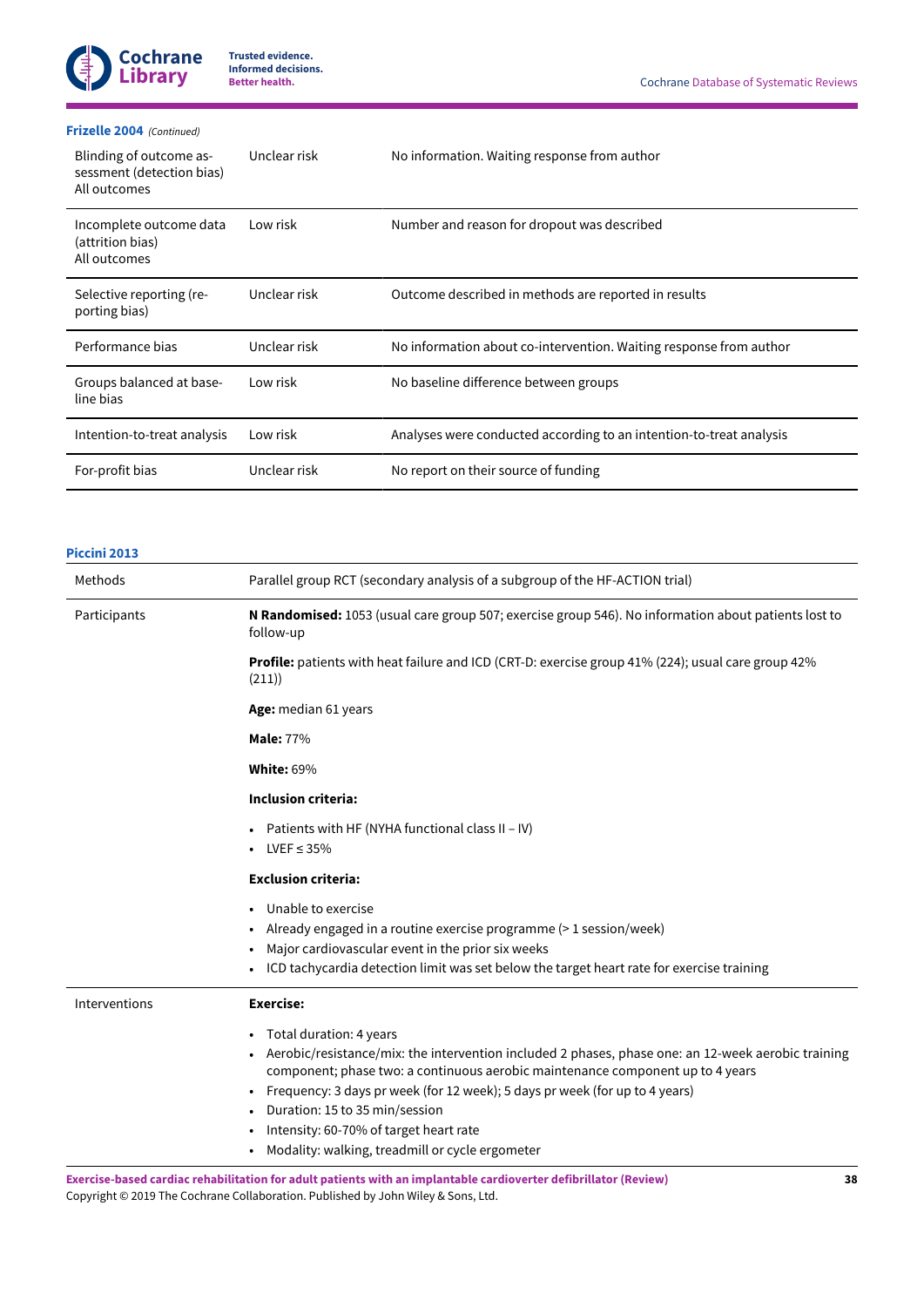**Frizelle 2004** *(Continued)*

| | | |
|---|---|---|
| Blinding of outcome assessment (detection bias) All outcomes | Unclear risk | No information. Waiting response from author |
| Incomplete outcome data (attrition bias) All outcomes | Low risk | Number and reason for dropout was described |
| Selective reporting (reporting bias) | Unclear risk | Outcome described in methods are reported in results |
| Performance bias | Unclear risk | No information about co-intervention. Waiting response from author |
| Groups balanced at baseline bias | Low risk | No baseline difference between groups |
| Intention-to-treat analysis | Low risk | Analyses were conducted according to an intention-to-treat analysis |
| For-profit bias | Unclear risk | No report on their source of funding |

**Piccini 2013**

| | |
|---|---|
| Methods | Parallel group RCT (secondary analysis of a subgroup of the HF-ACTION trial) |
| Participants | **N Randomised:** 1053 (usual care group 507; exercise group 546). No information about patients lost to follow-up<br><br>**Profile:** patients with heat failure and ICD (CRT-D: exercise group 41% (224); usual care group 42% (211))<br><br>**Age:** median 61 years<br><br>**Male:** 77%<br><br>**White:** 69%<br><br>**Inclusion criteria:**<br><br>• Patients with HF (NYHA functional class II – IV)<br>• LVEF ≤ 35%<br><br>**Exclusion criteria:**<br><br>• Unable to exercise<br>• Already engaged in a routine exercise programme (> 1 session/week)<br>• Major cardiovascular event in the prior six weeks<br>• ICD tachycardia detection limit was set below the target heart rate for exercise training |
| Interventions | **Exercise:**<br><br>• Total duration: 4 years<br>• Aerobic/resistance/mix: the intervention included 2 phases, phase one: an 12-week aerobic training component; phase two: a continuous aerobic maintenance component up to 4 years<br>• Frequency: 3 days pr week (for 12 week); 5 days pr week (for up to 4 years)<br>• Duration: 15 to 35 min/session<br>• Intensity: 60-70% of target heart rate<br>• Modality: walking, treadmill or cycle ergometer |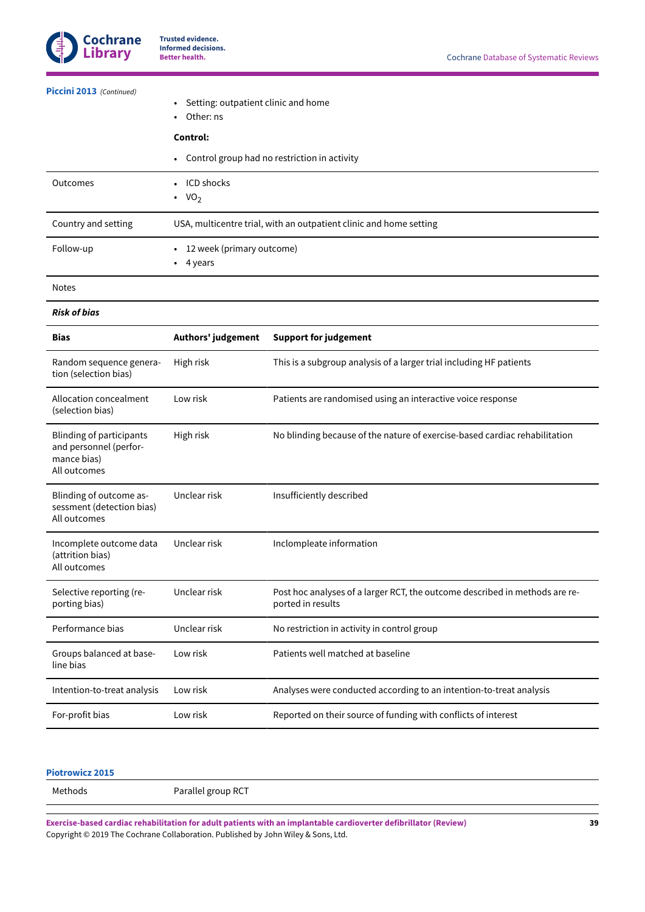**Piccini 2013** *(Continued)*

|  |  |
|---|---|
|  | • Setting: outpatient clinic and home<br>• Other: ns<br>**Control:**<br>• Control group had no restriction in activity |
| Outcomes | • ICD shocks<br>• $VO_2$ |
| Country and setting | USA, multicentre trial, with an outpatient clinic and home setting |
| Follow-up | • 12 week (primary outcome)<br>• 4 years |
| Notes |  |

***Risk of bias***

| **Bias** | **Authors' judgement** | **Support for judgement** |
|---|---|---|
| Random sequence generation (selection bias) | High risk | This is a subgroup analysis of a larger trial including HF patients |
| Allocation concealment (selection bias) | Low risk | Patients are randomised using an interactive voice response |
| Blinding of participants and personnel (performance bias)<br>All outcomes | High risk | No blinding because of the nature of exercise-based cardiac rehabilitation |
| Blinding of outcome assessment (detection bias)<br>All outcomes | Unclear risk | Insufficiently described |
| Incomplete outcome data (attrition bias)<br>All outcomes | Unclear risk | Inclompleate information |
| Selective reporting (reporting bias) | Unclear risk | Post hoc analyses of a larger RCT, the outcome described in methods are reported in results |
| Performance bias | Unclear risk | No restriction in activity in control group |
| Groups balanced at baseline bias | Low risk | Patients well matched at baseline |
| Intention-to-treat analysis | Low risk | Analyses were conducted according to an intention-to-treat analysis |
| For-profit bias | Low risk | Reported on their source of funding with conflicts of interest |

**Piotrowicz 2015**

|  |  |
|---|---|
| Methods | Parallel group RCT |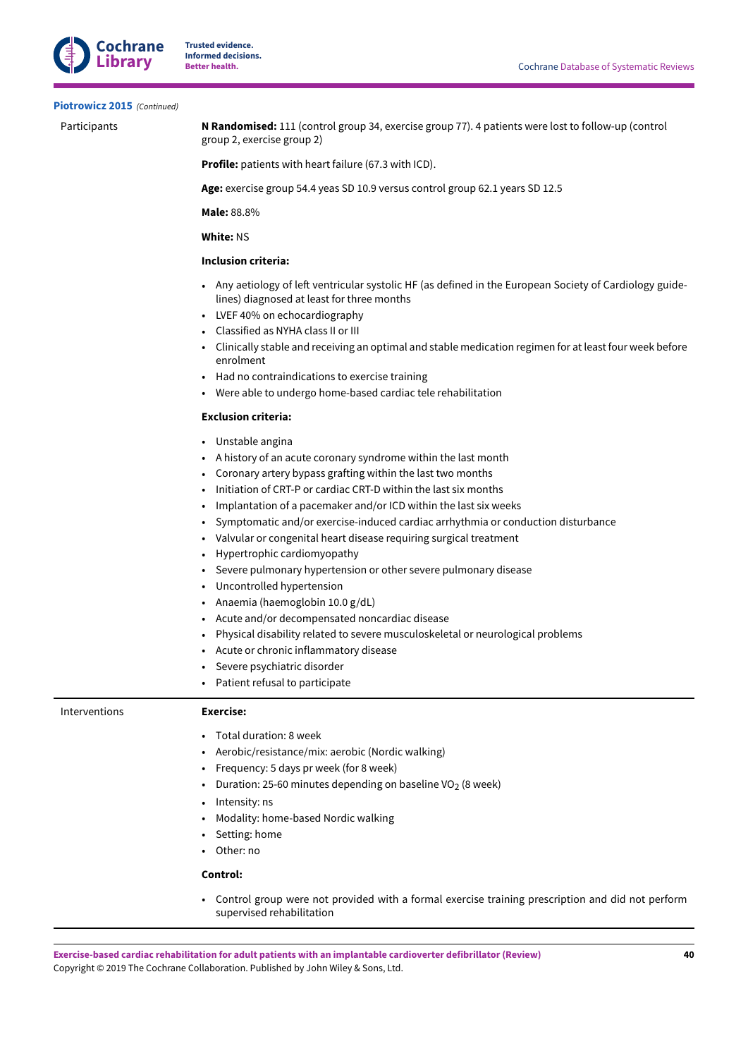**Piotrowicz 2015** *(Continued)*

| | |
|---|---|
| Participants | **N Randomised:** 111 (control group 34, exercise group 77). 4 patients were lost to follow-up (control group 2, exercise group 2)<br><br>**Profile:** patients with heart failure (67.3 with ICD).<br><br>**Age:** exercise group 54.4 yeas SD 10.9 versus control group 62.1 years SD 12.5<br><br>**Male:** 88.8%<br><br>**White:** NS<br><br>**Inclusion criteria:**<br><br>• Any aetiology of left ventricular systolic HF (as defined in the European Society of Cardiology guidelines) diagnosed at least for three months<br>• LVEF 40% on echocardiography<br>• Classified as NYHA class II or III<br>• Clinically stable and receiving an optimal and stable medication regimen for at least four week before enrolment<br>• Had no contraindications to exercise training<br>• Were able to undergo home-based cardiac tele rehabilitation<br><br>**Exclusion criteria:**<br><br>• Unstable angina<br>• A history of an acute coronary syndrome within the last month<br>• Coronary artery bypass grafting within the last two months<br>• Initiation of CRT-P or cardiac CRT-D within the last six months<br>• Implantation of a pacemaker and/or ICD within the last six weeks<br>• Symptomatic and/or exercise-induced cardiac arrhythmia or conduction disturbance<br>• Valvular or congenital heart disease requiring surgical treatment<br>• Hypertrophic cardiomyopathy<br>• Severe pulmonary hypertension or other severe pulmonary disease<br>• Uncontrolled hypertension<br>• Anaemia (haemoglobin 10.0 g/dL)<br>• Acute and/or decompensated noncardiac disease<br>• Physical disability related to severe musculoskeletal or neurological problems<br>• Acute or chronic inflammatory disease<br>• Severe psychiatric disorder<br>• Patient refusal to participate |
| Interventions | **Exercise:**<br><br>• Total duration: 8 week<br>• Aerobic/resistance/mix: aerobic (Nordic walking)<br>• Frequency: 5 days pr week (for 8 week)<br>• Duration: 25-60 minutes depending on baseline $VO_2$ (8 week)<br>• Intensity: ns<br>• Modality: home-based Nordic walking<br>• Setting: home<br>• Other: no<br><br>**Control:**<br><br>• Control group were not provided with a formal exercise training prescription and did not perform supervised rehabilitation |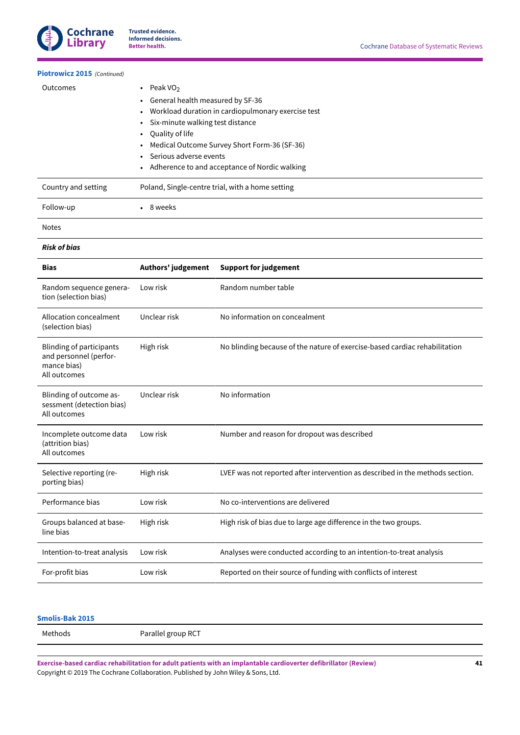**Piotrowicz 2015** *(Continued)*

| | |
|---|---|
| Outcomes | • Peak $VO_2$<br>• General health measured by SF-36<br>• Workload duration in cardiopulmonary exercise test<br>• Six-minute walking test distance<br>• Quality of life<br>• Medical Outcome Survey Short Form-36 (SF-36)<br>• Serious adverse events<br>• Adherence to and acceptance of Nordic walking |
| Country and setting | Poland, Single-centre trial, with a home setting |
| Follow-up | • 8 weeks |
| Notes | |

***Risk of bias***

| Bias | Authors' judgement | Support for judgement |
|---|---|---|
| Random sequence generation (selection bias) | Low risk | Random number table |
| Allocation concealment (selection bias) | Unclear risk | No information on concealment |
| Blinding of participants and personnel (performance bias)<br>All outcomes | High risk | No blinding because of the nature of exercise-based cardiac rehabilitation |
| Blinding of outcome assessment (detection bias)<br>All outcomes | Unclear risk | No information |
| Incomplete outcome data (attrition bias)<br>All outcomes | Low risk | Number and reason for dropout was described |
| Selective reporting (reporting bias) | High risk | LVEF was not reported after intervention as described in the methods section. |
| Performance bias | Low risk | No co-interventions are delivered |
| Groups balanced at baseline bias | High risk | High risk of bias due to large age difference in the two groups. |
| Intention-to-treat analysis | Low risk | Analyses were conducted according to an intention-to-treat analysis |
| For-profit bias | Low risk | Reported on their source of funding with conflicts of interest |

**Smolis-Bak 2015**

| | |
|---|---|
| Methods | Parallel group RCT |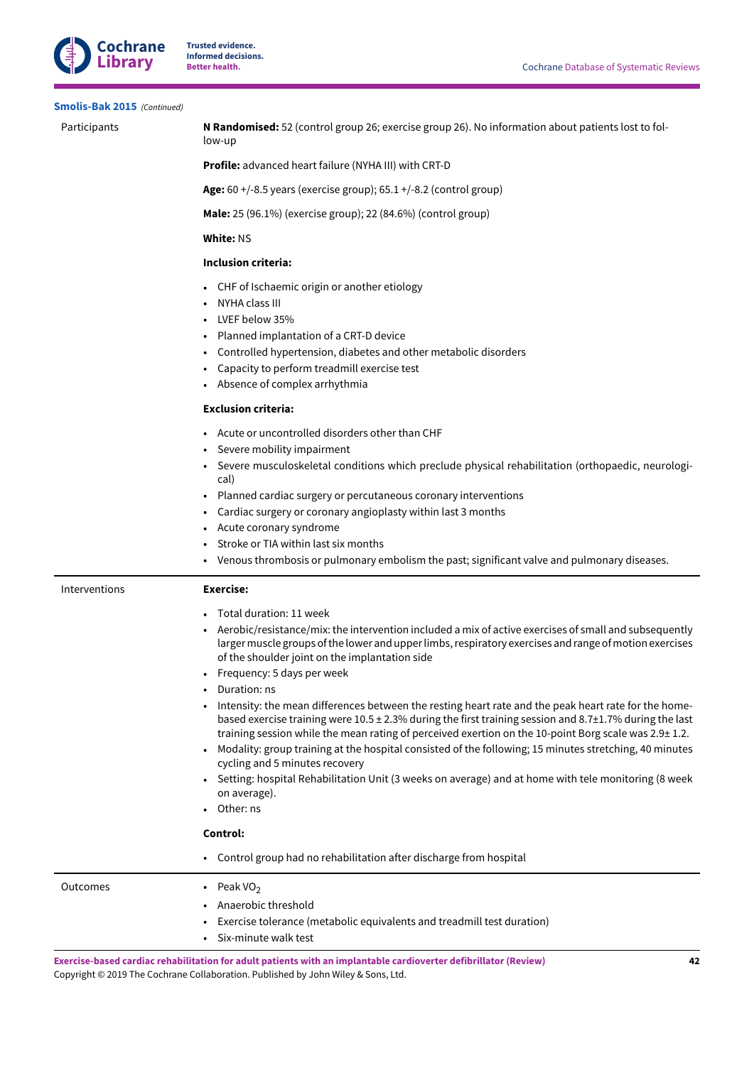**Smolis-Bak 2015** *(Continued)*

| | |
|---|---|
| Participants | **N Randomised:** 52 (control group 26; exercise group 26). No information about patients lost to follow-up<br><br>**Profile:** advanced heart failure (NYHA III) with CRT-D<br><br>**Age:** 60 +/-8.5 years (exercise group); 65.1 +/-8.2 (control group)<br><br>**Male:** 25 (96.1%) (exercise group); 22 (84.6%) (control group)<br><br>**White:** NS<br><br>**Inclusion criteria:**<br><br>• CHF of Ischaemic origin or another etiology<br>• NYHA class III<br>• LVEF below 35%<br>• Planned implantation of a CRT-D device<br>• Controlled hypertension, diabetes and other metabolic disorders<br>• Capacity to perform treadmill exercise test<br>• Absence of complex arrhythmia<br><br>**Exclusion criteria:**<br><br>• Acute or uncontrolled disorders other than CHF<br>• Severe mobility impairment<br>• Severe musculoskeletal conditions which preclude physical rehabilitation (orthopaedic, neurological)<br>• Planned cardiac surgery or percutaneous coronary interventions<br>• Cardiac surgery or coronary angioplasty within last 3 months<br>• Acute coronary syndrome<br>• Stroke or TIA within last six months<br>• Venous thrombosis or pulmonary embolism the past; significant valve and pulmonary diseases. |
| Interventions | **Exercise:**<br><br>• Total duration: 11 week<br>• Aerobic/resistance/mix: the intervention included a mix of active exercises of small and subsequently larger muscle groups of the lower and upper limbs, respiratory exercises and range of motion exercises of the shoulder joint on the implantation side<br>• Frequency: 5 days per week<br>• Duration: ns<br>• Intensity: the mean differences between the resting heart rate and the peak heart rate for the home-based exercise training were 10.5 ± 2.3% during the first training session and 8.7±1.7% during the last training session while the mean rating of perceived exertion on the 10-point Borg scale was 2.9± 1.2.<br>• Modality: group training at the hospital consisted of the following; 15 minutes stretching, 40 minutes cycling and 5 minutes recovery<br>• Setting: hospital Rehabilitation Unit (3 weeks on average) and at home with tele monitoring (8 week on average).<br>• Other: ns<br><br>**Control:**<br><br>• Control group had no rehabilitation after discharge from hospital |
| Outcomes | • Peak $VO_2$<br>• Anaerobic threshold<br>• Exercise tolerance (metabolic equivalents and treadmill test duration)<br>• Six-minute walk test |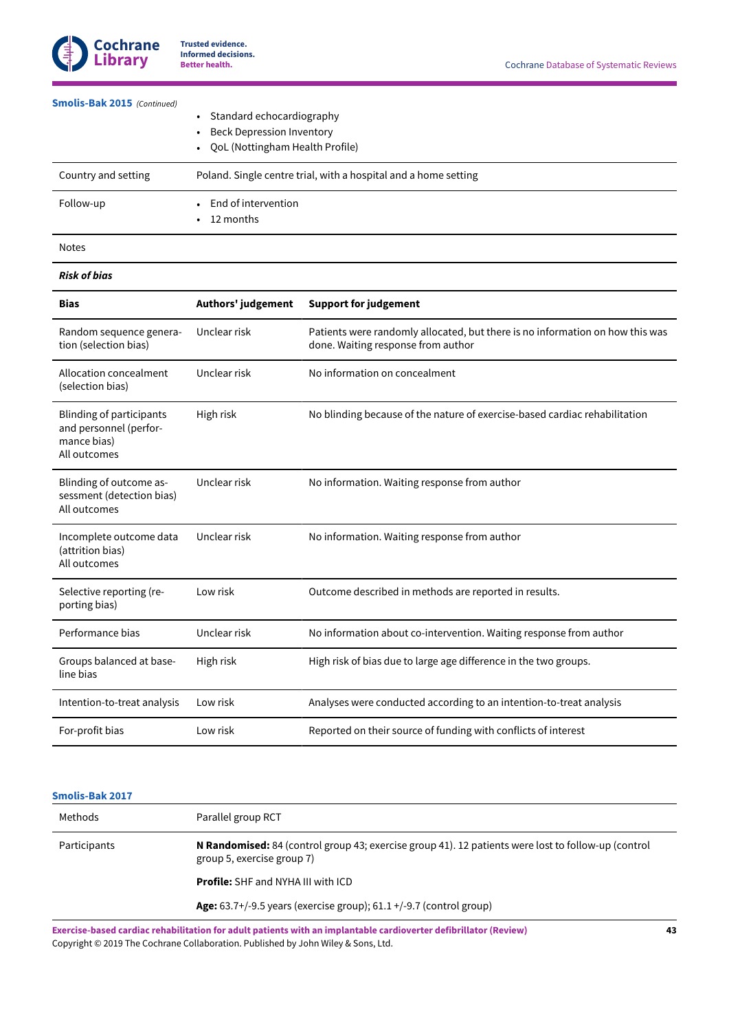**Smolis-Bak 2015** *(Continued)*

| | |
|---|---|
| | • Standard echocardiography<br>• Beck Depression Inventory<br>• QoL (Nottingham Health Profile) |
| Country and setting | Poland. Single centre trial, with a hospital and a home setting |
| Follow-up | • End of intervention<br>• 12 months |
| Notes | |

***Risk of bias***

| Bias | Authors' judgement | Support for judgement |
|---|---|---|
| Random sequence generation (selection bias) | Unclear risk | Patients were randomly allocated, but there is no information on how this was done. Waiting response from author |
| Allocation concealment (selection bias) | Unclear risk | No information on concealment |
| Blinding of participants and personnel (performance bias)<br>All outcomes | High risk | No blinding because of the nature of exercise-based cardiac rehabilitation |
| Blinding of outcome assessment (detection bias)<br>All outcomes | Unclear risk | No information. Waiting response from author |
| Incomplete outcome data (attrition bias)<br>All outcomes | Unclear risk | No information. Waiting response from author |
| Selective reporting (reporting bias) | Low risk | Outcome described in methods are reported in results. |
| Performance bias | Unclear risk | No information about co-intervention. Waiting response from author |
| Groups balanced at baseline bias | High risk | High risk of bias due to large age difference in the two groups. |
| Intention-to-treat analysis | Low risk | Analyses were conducted according to an intention-to-treat analysis |
| For-profit bias | Low risk | Reported on their source of funding with conflicts of interest |

**Smolis-Bak 2017**

| | |
|---|---|
| Methods | Parallel group RCT |
| Participants | **N Randomised:** 84 (control group 43; exercise group 41). 12 patients were lost to follow-up (control group 5, exercise group 7)<br><br>**Profile:** SHF and NYHA III with ICD<br><br>**Age:** 63.7+/-9.5 years (exercise group); 61.1 +/-9.7 (control group) |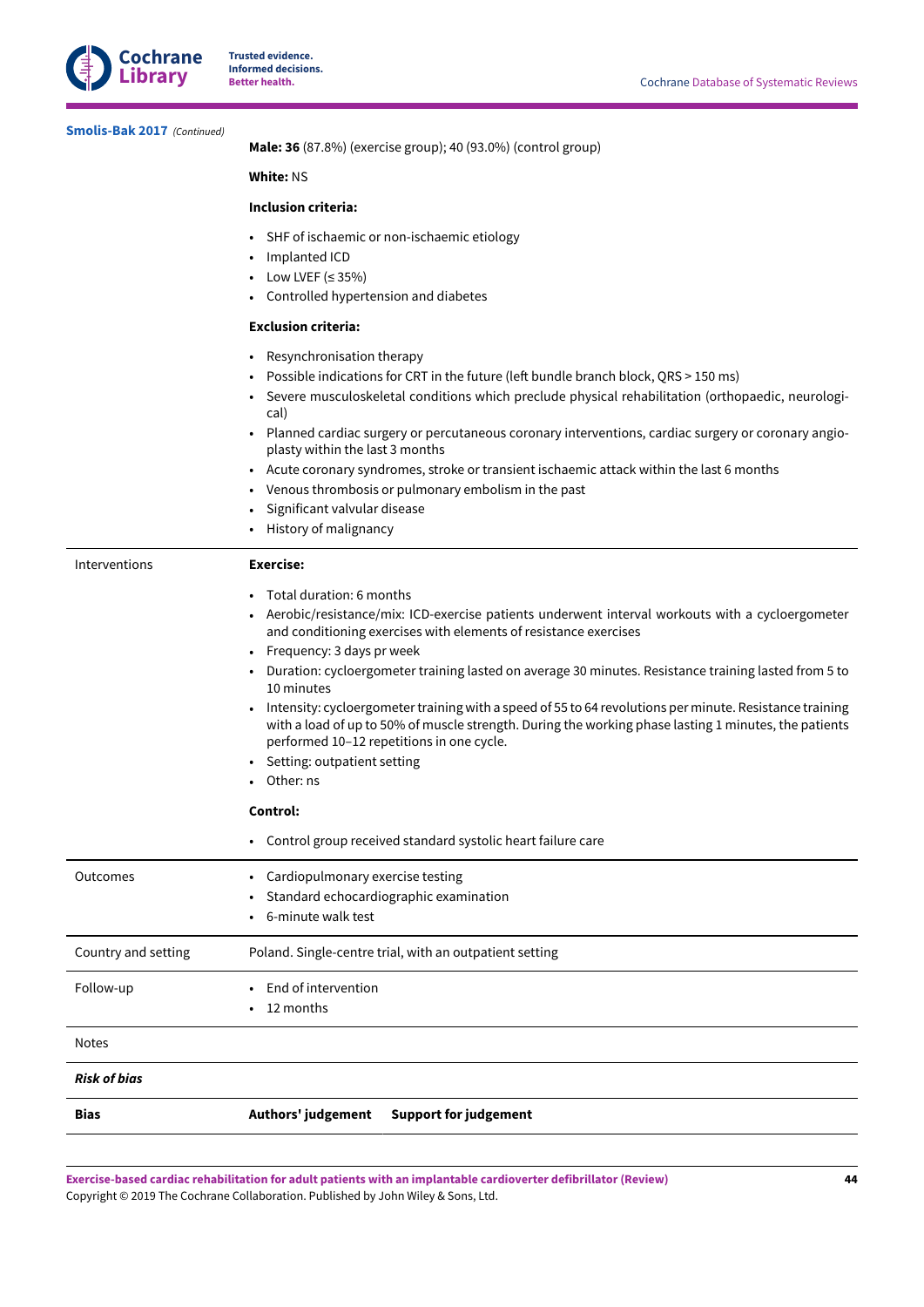**Smolis-Bak 2017** *(Continued)*

| | |
|---|---|
| | **Male: 36** (87.8%) (exercise group); 40 (93.0%) (control group)<br><br>**White:** NS<br><br>**Inclusion criteria:**<br><br>• SHF of ischaemic or non-ischaemic etiology<br>• Implanted ICD<br>• Low LVEF (≤ 35%)<br>• Controlled hypertension and diabetes<br><br>**Exclusion criteria:**<br><br>• Resynchronisation therapy<br>• Possible indications for CRT in the future (left bundle branch block, QRS > 150 ms)<br>• Severe musculoskeletal conditions which preclude physical rehabilitation (orthopaedic, neurological)<br>• Planned cardiac surgery or percutaneous coronary interventions, cardiac surgery or coronary angioplasty within the last 3 months<br>• Acute coronary syndromes, stroke or transient ischaemic attack within the last 6 months<br>• Venous thrombosis or pulmonary embolism in the past<br>• Significant valvular disease<br>• History of malignancy |
| Interventions | **Exercise:**<br><br>• Total duration: 6 months<br>• Aerobic/resistance/mix: ICD-exercise patients underwent interval workouts with a cycloergometer and conditioning exercises with elements of resistance exercises<br>• Frequency: 3 days pr week<br>• Duration: cycloergometer training lasted on average 30 minutes. Resistance training lasted from 5 to 10 minutes<br>• Intensity: cycloergometer training with a speed of 55 to 64 revolutions per minute. Resistance training with a load of up to 50% of muscle strength. During the working phase lasting 1 minutes, the patients performed 10–12 repetitions in one cycle.<br>• Setting: outpatient setting<br>• Other: ns<br><br>**Control:**<br><br>• Control group received standard systolic heart failure care |
| Outcomes | • Cardiopulmonary exercise testing<br>• Standard echocardiographic examination<br>• 6-minute walk test |
| Country and setting | Poland. Single-centre trial, with an outpatient setting |
| Follow-up | • End of intervention<br>• 12 months |
| Notes | |

***Risk of bias***

| Bias | Authors' judgement | Support for judgement |
|---|---|---|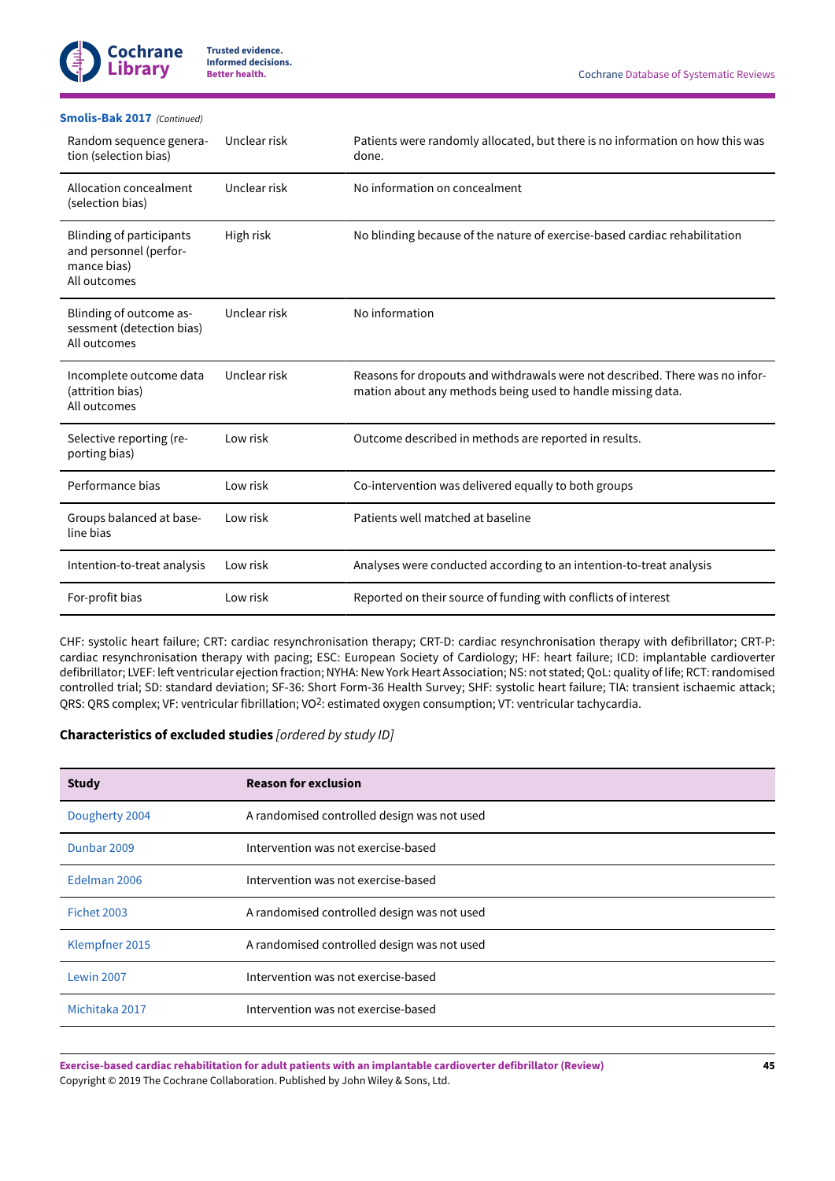**Smolis-Bak 2017** *(Continued)*

| | | |
|---|---|---|
| Random sequence generation (selection bias) | Unclear risk | Patients were randomly allocated, but there is no information on how this was done. |
| Allocation concealment (selection bias) | Unclear risk | No information on concealment |
| Blinding of participants and personnel (performance bias)<br>All outcomes | High risk | No blinding because of the nature of exercise-based cardiac rehabilitation |
| Blinding of outcome assessment (detection bias)<br>All outcomes | Unclear risk | No information |
| Incomplete outcome data (attrition bias)<br>All outcomes | Unclear risk | Reasons for dropouts and withdrawals were not described. There was no information about any methods being used to handle missing data. |
| Selective reporting (reporting bias) | Low risk | Outcome described in methods are reported in results. |
| Performance bias | Low risk | Co-intervention was delivered equally to both groups |
| Groups balanced at baseline bias | Low risk | Patients well matched at baseline |
| Intention-to-treat analysis | Low risk | Analyses were conducted according to an intention-to-treat analysis |
| For-profit bias | Low risk | Reported on their source of funding with conflicts of interest |

CHF: systolic heart failure; CRT: cardiac resynchronisation therapy; CRT-D: cardiac resynchronisation therapy with defibrillator; CRT-P: cardiac resynchronisation therapy with pacing; ESC: European Society of Cardiology; HF: heart failure; ICD: implantable cardioverter defibrillator; LVEF: left ventricular ejection fraction; NYHA: New York Heart Association; NS: not stated; QoL: quality of life; RCT: randomised controlled trial; SD: standard deviation; SF-36: Short Form-36 Health Survey; SHF: systolic heart failure; TIA: transient ischaemic attack; QRS: QRS complex; VF: ventricular fibrillation; $VO^2$: estimated oxygen consumption; VT: ventricular tachycardia.

**Characteristics of excluded studies** *[ordered by study ID]*

| Study | Reason for exclusion |
|---|---|
| Dougherty 2004 | A randomised controlled design was not used |
| Dunbar 2009 | Intervention was not exercise-based |
| Edelman 2006 | Intervention was not exercise-based |
| Fichet 2003 | A randomised controlled design was not used |
| Klempfner 2015 | A randomised controlled design was not used |
| Lewin 2007 | Intervention was not exercise-based |
| Michitaka 2017 | Intervention was not exercise-based |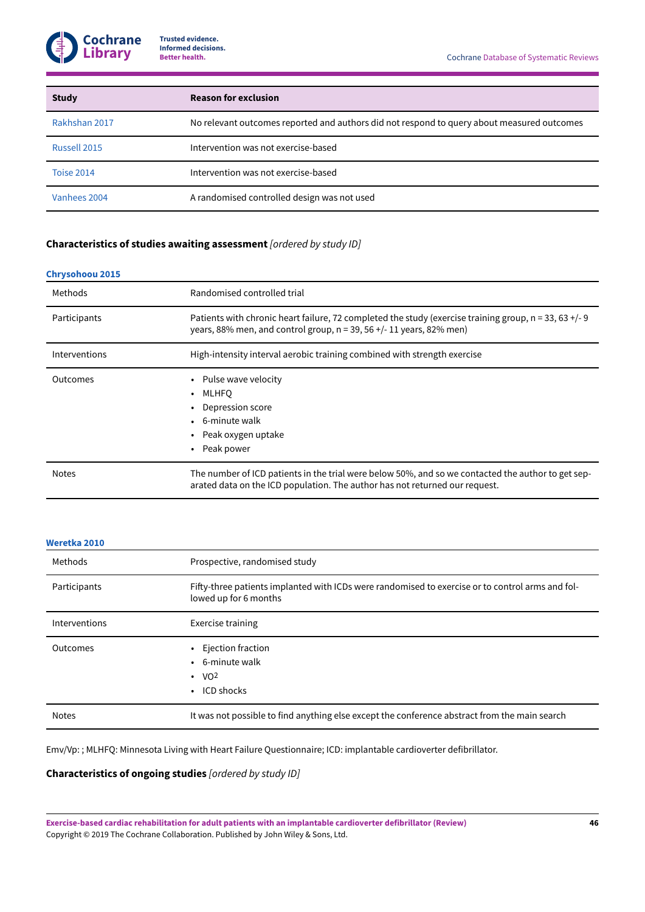| Study | Reason for exclusion |
|---|---|
| Rakhshan 2017 | No relevant outcomes reported and authors did not respond to query about measured outcomes |
| Russell 2015 | Intervention was not exercise-based |
| Toise 2014 | Intervention was not exercise-based |
| Vanhees 2004 | A randomised controlled design was not used |

## Characteristics of studies awaiting assessment *[ordered by study ID]*

**Chrysohoou 2015**

| | |
|---|---|
| Methods | Randomised controlled trial |
| Participants | Patients with chronic heart failure, 72 completed the study (exercise training group, n = 33, 63 +/- 9 years, 88% men, and control group, n = 39, 56 +/- 11 years, 82% men) |
| Interventions | High-intensity interval aerobic training combined with strength exercise |
| Outcomes | • Pulse wave velocity<br>• MLHFQ<br>• Depression score<br>• 6-minute walk<br>• Peak oxygen uptake<br>• Peak power |
| Notes | The number of ICD patients in the trial were below 50%, and so we contacted the author to get separated data on the ICD population. The author has not returned our request. |

**Weretka 2010**

| | |
|---|---|
| Methods | Prospective, randomised study |
| Participants | Fifty-three patients implanted with ICDs were randomised to exercise or to control arms and followed up for 6 months |
| Interventions | Exercise training |
| Outcomes | • Ejection fraction<br>• 6-minute walk<br>• $VO^2$<br>• ICD shocks |
| Notes | It was not possible to find anything else except the conference abstract from the main search |

Emv/Vp: ; MLHFQ: Minnesota Living with Heart Failure Questionnaire; ICD: implantable cardioverter defibrillator.

## Characteristics of ongoing studies *[ordered by study ID]*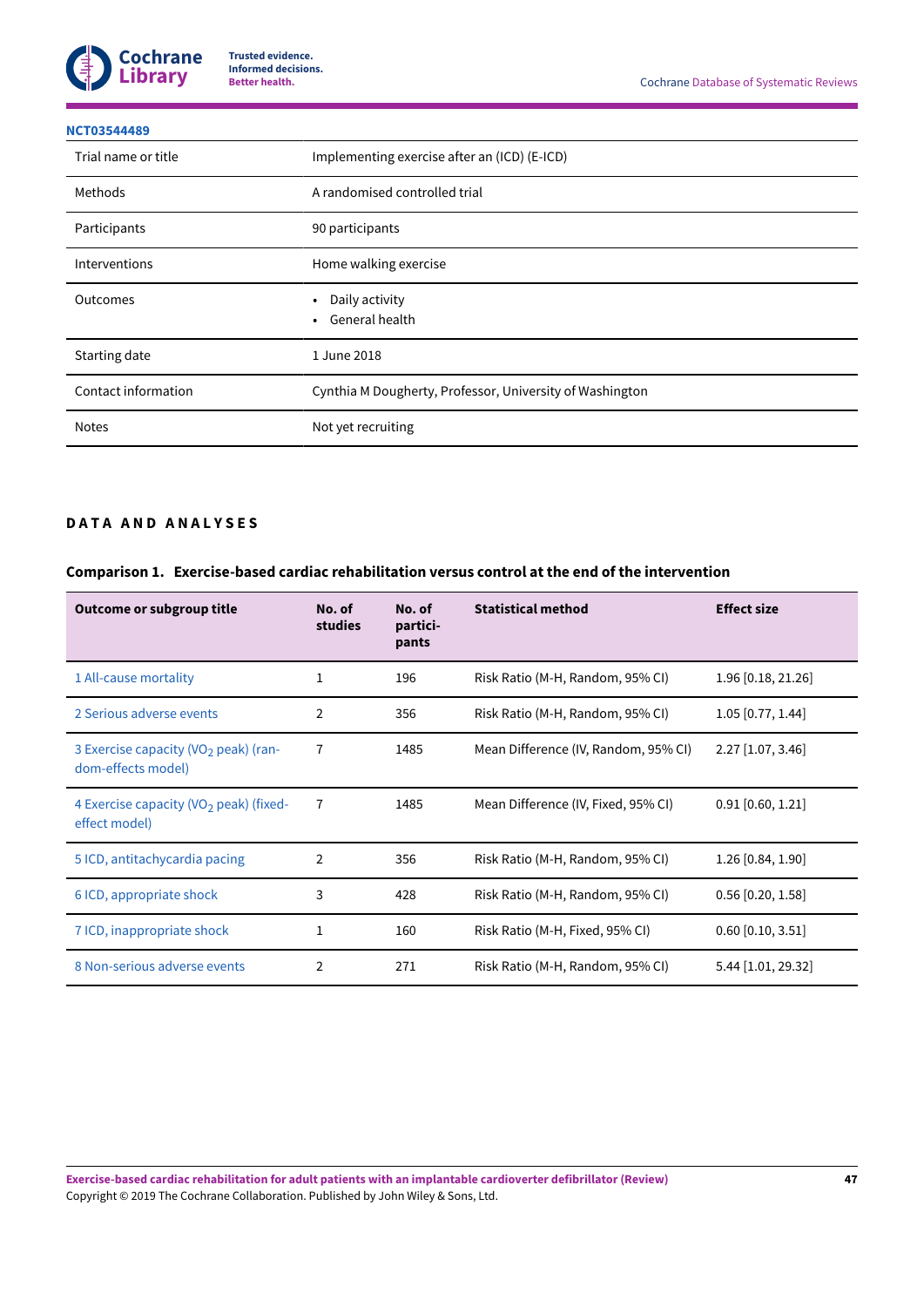**NCT03544489**

| Trial name or title | Implementing exercise after an (ICD) (E-ICD) |
|---|---|
| Methods | A randomised controlled trial |
| Participants | 90 participants |
| Interventions | Home walking exercise |
| Outcomes | • Daily activity<br>• General health |
| Starting date | 1 June 2018 |
| Contact information | Cynthia M Dougherty, Professor, University of Washington |
| Notes | Not yet recruiting |

# DATA AND ANALYSES

### Comparison 1. Exercise-based cardiac rehabilitation versus control at the end of the intervention

| Outcome or subgroup title | No. of studies | No. of participants | Statistical method | Effect size |
|---|---|---|---|---|
| 1 All-cause mortality | 1 | 196 | Risk Ratio (M-H, Random, 95% CI) | 1.96 [0.18, 21.26] |
| 2 Serious adverse events | 2 | 356 | Risk Ratio (M-H, Random, 95% CI) | 1.05 [0.77, 1.44] |
| 3 Exercise capacity ($VO_2$ peak) (random-effects model) | 7 | 1485 | Mean Difference (IV, Random, 95% CI) | 2.27 [1.07, 3.46] |
| 4 Exercise capacity ($VO_2$ peak) (fixed-effect model) | 7 | 1485 | Mean Difference (IV, Fixed, 95% CI) | 0.91 [0.60, 1.21] |
| 5 ICD, antitachycardia pacing | 2 | 356 | Risk Ratio (M-H, Random, 95% CI) | 1.26 [0.84, 1.90] |
| 6 ICD, appropriate shock | 3 | 428 | Risk Ratio (M-H, Random, 95% CI) | 0.56 [0.20, 1.58] |
| 7 ICD, inappropriate shock | 1 | 160 | Risk Ratio (M-H, Fixed, 95% CI) | 0.60 [0.10, 3.51] |
| 8 Non-serious adverse events | 2 | 271 | Risk Ratio (M-H, Random, 95% CI) | 5.44 [1.01, 29.32] |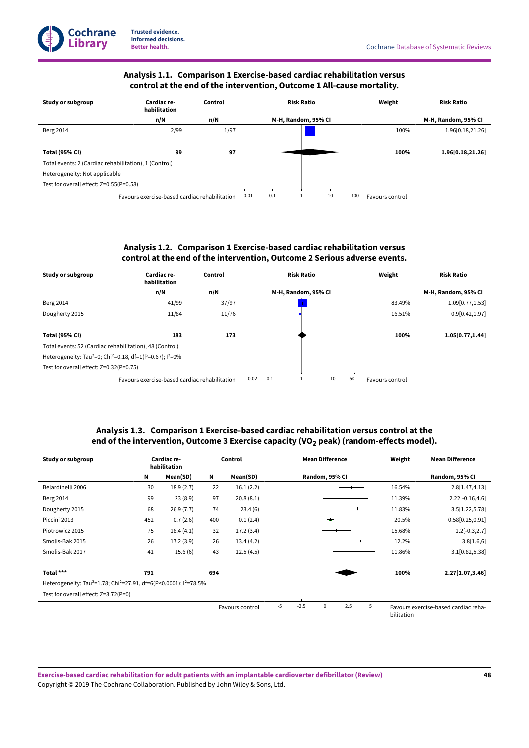### Analysis 1.1. Comparison 1 Exercise-based cardiac rehabilitation versus control at the end of the intervention, Outcome 1 All-cause mortality.

| Study or subgroup | Cardiac rehabilitation | Control | Risk Ratio | Weight | Risk Ratio |
|---|---|---|---|---|---|
| | n/N | n/N | M-H, Random, 95% CI | | M-H, Random, 95% CI |
| Berg 2014 | 2/99 | 1/97 | | 100% | 1.96[0.18,21.26] |
| **Total (95% CI)** | **99** | **97** | | **100%** | **1.96[0.18,21.26]** |
| Total events: 2 (Cardiac rehabilitation), 1 (Control) | | | | | |
| Heterogeneity: Not applicable | | | | | |
| Test for overall effect: Z=0.55(P=0.58) | | | | | |

Favours exercise-based cardiac rehabilitation 0.01 0.1 1 10 100 Favours control

### Analysis 1.2. Comparison 1 Exercise-based cardiac rehabilitation versus control at the end of the intervention, Outcome 2 Serious adverse events.

| Study or subgroup | Cardiac rehabilitation | Control | Risk Ratio | Weight | Risk Ratio |
|---|---|---|---|---|---|
| | n/N | n/N | M-H, Random, 95% CI | | M-H, Random, 95% CI |
| Berg 2014 | 41/99 | 37/97 | | 83.49% | 1.09[0.77,1.53] |
| Dougherty 2015 | 11/84 | 11/76 | | 16.51% | 0.9[0.42,1.97] |
| **Total (95% CI)** | **183** | **173** | | **100%** | **1.05[0.77,1.44]** |
| Total events: 52 (Cardiac rehabilitation), 48 (Control) | | | | | |
| Heterogeneity: $Tau^2=0$; $Chi^2=0.18$, df=1(P=0.67); $I^2=0\%$ | | | | | |
| Test for overall effect: Z=0.32(P=0.75) | | | | | |

Favours exercise-based cardiac rehabilitation 0.02 0.1 1 10 50 Favours control

### Analysis 1.3. Comparison 1 Exercise-based cardiac rehabilitation versus control at the end of the intervention, Outcome 3 Exercise capacity ($VO_2$ peak) (random-effects model).

| Study or subgroup | Cardiac rehabilitation | | Control | | Mean Difference | Weight | Mean Difference |
|---|---|---|---|---|---|---|---|
| | N | Mean(SD) | N | Mean(SD) | Random, 95% CI | | Random, 95% CI |
| Belardinelli 2006 | 30 | 18.9 (2.7) | 22 | 16.1 (2.2) | | 16.54% | 2.8[1.47,4.13] |
| Berg 2014 | 99 | 23 (8.9) | 97 | 20.8 (8.1) | | 11.39% | 2.22[-0.16,4.6] |
| Dougherty 2015 | 68 | 26.9 (7.7) | 74 | 23.4 (6) | | 11.83% | 3.5[1.22,5.78] |
| Piccini 2013 | 452 | 0.7 (2.6) | 400 | 0.1 (2.4) | | 20.5% | 0.58[0.25,0.91] |
| Piotrowicz 2015 | 75 | 18.4 (4.1) | 32 | 17.2 (3.4) | | 15.68% | 1.2[-0.3,2.7] |
| Smolis-Bak 2015 | 26 | 17.2 (3.9) | 26 | 13.4 (4.2) | | 12.2% | 3.8[1.6,6] |
| Smolis-Bak 2017 | 41 | 15.6 (6) | 43 | 12.5 (4.5) | | 11.86% | 3.1[0.82,5.38] |
| **Total \*\*\*** | **791** | | **694** | | | **100%** | **2.27[1.07,3.46]** |
| Heterogeneity: $Tau^2=1.78$; $Chi^2=27.91$, df=6(P<0.0001); $I^2=78.5\%$ | | | | | | | |
| Test for overall effect: Z=3.72(P=0) | | | | | | | |

Favours control -5 -2.5 0 2.5 5 Favours exercise-based cardiac rehabilitation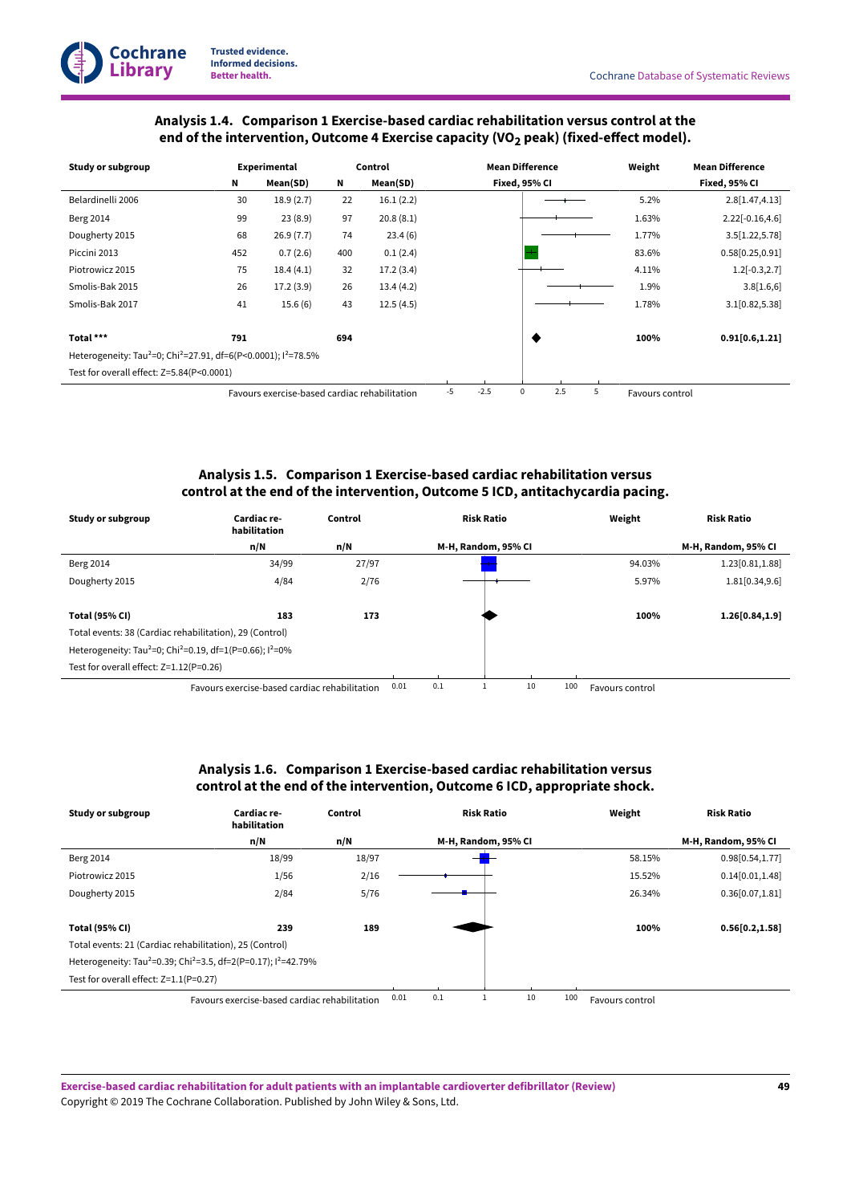### Analysis 1.4. Comparison 1 Exercise-based cardiac rehabilitation versus control at the end of the intervention, Outcome 4 Exercise capacity ($VO_2$ peak) (fixed-effect model).

| Study or subgroup | Experimental | | Control | | Mean Difference | Weight | Mean Difference |
|---|---|---|---|---|---|---|---|
| | N | Mean(SD) | N | Mean(SD) | Fixed, 95% CI | | Fixed, 95% CI |
| Belardinelli 2006 | 30 | 18.9 (2.7) | 22 | 16.1 (2.2) | | 5.2% | 2.8[1.47,4.13] |
| Berg 2014 | 99 | 23 (8.9) | 97 | 20.8 (8.1) | | 1.63% | 2.22[-0.16,4.6] |
| Dougherty 2015 | 68 | 26.9 (7.7) | 74 | 23.4 (6) | | 1.77% | 3.5[1.22,5.78] |
| Piccini 2013 | 452 | 0.7 (2.6) | 400 | 0.1 (2.4) | | 83.6% | 0.58[0.25,0.91] |
| Piotrowicz 2015 | 75 | 18.4 (4.1) | 32 | 17.2 (3.4) | | 4.11% | 1.2[-0.3,2.7] |
| Smolis-Bak 2015 | 26 | 17.2 (3.9) | 26 | 13.4 (4.2) | | 1.9% | 3.8[1.6,6] |
| Smolis-Bak 2017 | 41 | 15.6 (6) | 43 | 12.5 (4.5) | | 1.78% | 3.1[0.82,5.38] |
| **Total \*\*\*** | **791** | | **694** | | | **100%** | **0.91[0.6,1.21]** |
| Heterogeneity: Tau²=0; Chi²=27.91, df=6(P<0.0001); I²=78.5% | | | | | | | |
| Test for overall effect: Z=5.84(P<0.0001) | | | | | | | |
| | | | | Favours exercise-based cardiac rehabilitation | -5 -2.5 0 2.5 5 | Favours control | |

### Analysis 1.5. Comparison 1 Exercise-based cardiac rehabilitation versus control at the end of the intervention, Outcome 5 ICD, antitachycardia pacing.

| Study or subgroup | Cardiac rehabilitation | Control | Risk Ratio | Weight | Risk Ratio |
|---|---|---|---|---|---|
| | n/N | n/N | M-H, Random, 95% CI | | M-H, Random, 95% CI |
| Berg 2014 | 34/99 | 27/97 | | 94.03% | 1.23[0.81,1.88] |
| Dougherty 2015 | 4/84 | 2/76 | | 5.97% | 1.81[0.34,9.6] |
| **Total (95% CI)** | **183** | **173** | | **100%** | **1.26[0.84,1.9]** |
| Total events: 38 (Cardiac rehabilitation), 29 (Control) | | | | | |
| Heterogeneity: Tau²=0; Chi²=0.19, df=1(P=0.66); I²=0% | | | | | |
| Test for overall effect: Z=1.12(P=0.26) | | | | | |
| | Favours exercise-based cardiac rehabilitation | | 0.01 0.1 1 10 100 | Favours control | |

### Analysis 1.6. Comparison 1 Exercise-based cardiac rehabilitation versus control at the end of the intervention, Outcome 6 ICD, appropriate shock.

| Study or subgroup | Cardiac rehabilitation | Control | Risk Ratio | Weight | Risk Ratio |
|---|---|---|---|---|---|
| | n/N | n/N | M-H, Random, 95% CI | | M-H, Random, 95% CI |
| Berg 2014 | 18/99 | 18/97 | | 58.15% | 0.98[0.54,1.77] |
| Piotrowicz 2015 | 1/56 | 2/16 | | 15.52% | 0.14[0.01,1.48] |
| Dougherty 2015 | 2/84 | 5/76 | | 26.34% | 0.36[0.07,1.81] |
| **Total (95% CI)** | **239** | **189** | | **100%** | **0.56[0.2,1.58]** |
| Total events: 21 (Cardiac rehabilitation), 25 (Control) | | | | | |
| Heterogeneity: Tau²=0.39; Chi²=3.5, df=2(P=0.17); I²=42.79% | | | | | |
| Test for overall effect: Z=1.1(P=0.27) | | | | | |
| | Favours exercise-based cardiac rehabilitation | | 0.01 0.1 1 10 100 | Favours control | |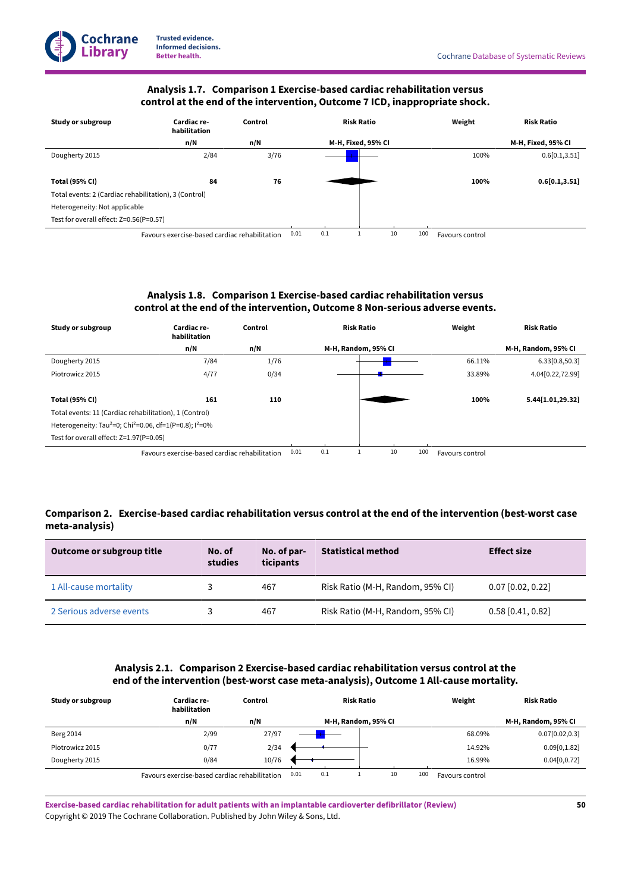### Analysis 1.7. Comparison 1 Exercise-based cardiac rehabilitation versus control at the end of the intervention, Outcome 7 ICD, inappropriate shock.

| Study or subgroup | Cardiac rehabilitation | Control | Risk Ratio | Weight | Risk Ratio |
|---|---|---|---|---|---|
| | n/N | n/N | M-H, Fixed, 95% CI | | M-H, Fixed, 95% CI |
| Dougherty 2015 | 2/84 | 3/76 | | 100% | 0.6[0.1,3.51] |
| **Total (95% CI)** | **84** | **76** | | **100%** | **0.6[0.1,3.51]** |
| Total events: 2 (Cardiac rehabilitation), 3 (Control) | | | | | |
| Heterogeneity: Not applicable | | | | | |
| Test for overall effect: Z=0.56(P=0.57) | | | | | |
| | Favours exercise-based cardiac rehabilitation | | 0.01 0.1 1 10 100 | Favours control | |

### Analysis 1.8. Comparison 1 Exercise-based cardiac rehabilitation versus control at the end of the intervention, Outcome 8 Non-serious adverse events.

| Study or subgroup | Cardiac rehabilitation | Control | Risk Ratio | Weight | Risk Ratio |
|---|---|---|---|---|---|
| | n/N | n/N | M-H, Random, 95% CI | | M-H, Random, 95% CI |
| Dougherty 2015 | 7/84 | 1/76 | | 66.11% | 6.33[0.8,50.3] |
| Piotrowicz 2015 | 4/77 | 0/34 | | 33.89% | 4.04[0.22,72.99] |
| **Total (95% CI)** | **161** | **110** | | **100%** | **5.44[1.01,29.32]** |
| Total events: 11 (Cardiac rehabilitation), 1 (Control) | | | | | |
| Heterogeneity: $Tau^2=0$; $Chi^2=0.06$, df=1(P=0.8); $I^2=0\%$ | | | | | |
| Test for overall effect: Z=1.97(P=0.05) | | | | | |
| | Favours exercise-based cardiac rehabilitation | | 0.01 0.1 1 10 100 | Favours control | |

## Comparison 2. Exercise-based cardiac rehabilitation versus control at the end of the intervention (best-worst case meta-analysis)

| Outcome or subgroup title | No. of studies | No. of participants | Statistical method | Effect size |
|---|---|---|---|---|
| 1 All-cause mortality | 3 | 467 | Risk Ratio (M-H, Random, 95% CI) | 0.07 [0.02, 0.22] |
| 2 Serious adverse events | 3 | 467 | Risk Ratio (M-H, Random, 95% CI) | 0.58 [0.41, 0.82] |

### Analysis 2.1. Comparison 2 Exercise-based cardiac rehabilitation versus control at the end of the intervention (best-worst case meta-analysis), Outcome 1 All-cause mortality.

| Study or subgroup | Cardiac rehabilitation | Control | Risk Ratio | Weight | Risk Ratio |
|---|---|---|---|---|---|
| | n/N | n/N | M-H, Random, 95% CI | | M-H, Random, 95% CI |
| Berg 2014 | 2/99 | 27/97 | | 68.09% | 0.07[0.02,0.3] |
| Piotrowicz 2015 | 0/77 | 2/34 | | 14.92% | 0.09[0,1.82] |
| Dougherty 2015 | 0/84 | 10/76 | | 16.99% | 0.04[0,0.72] |
| | Favours exercise-based cardiac rehabilitation | | 0.01 0.1 1 10 100 | Favours control | |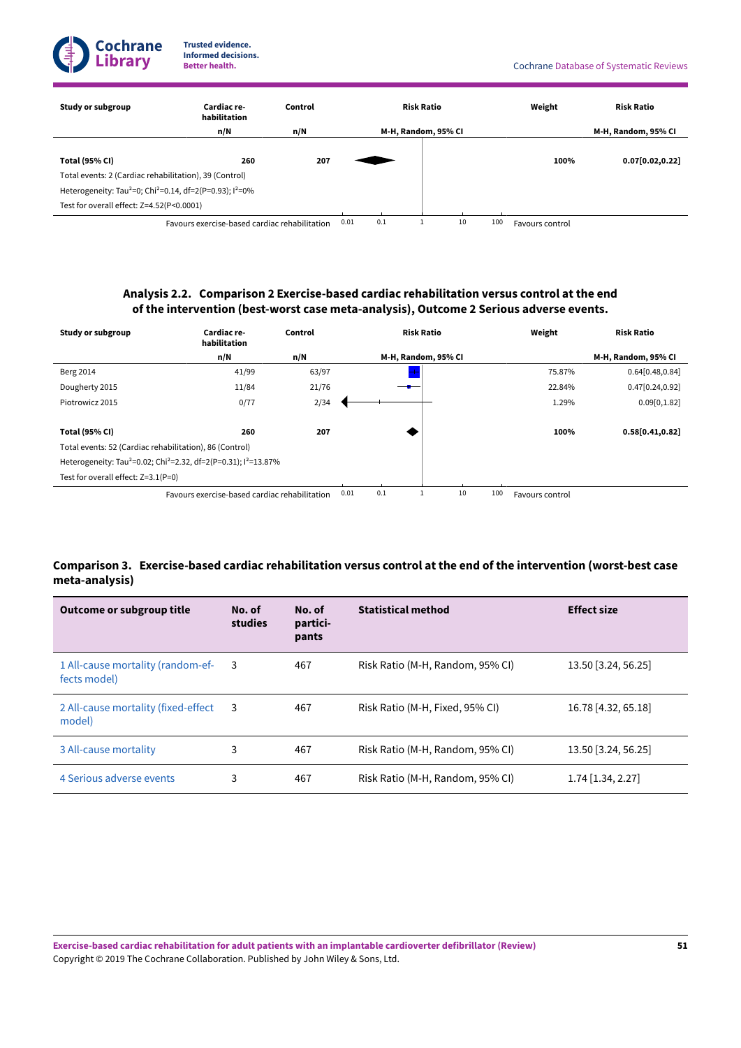| Study or subgroup | Cardiac rehabilitation | Control | Risk Ratio | Weight | Risk Ratio |
|---|---|---|---|---|---|
| | n/N | n/N | M-H, Random, 95% CI | | M-H, Random, 95% CI |
| **Total (95% CI)** | **260** | **207** | | **100%** | **0.07[0.02,0.22]** |
| Total events: 2 (Cardiac rehabilitation), 39 (Control) | | | | | |
| Heterogeneity: $Tau^2=0$; $Chi^2=0.14$, df=2(P=0.93); $I^2=0\%$ | | | | | |
| Test for overall effect: Z=4.52(P<0.0001) | | | | | |
| | Favours exercise-based cardiac rehabilitation | | 0.01 0.1 1 10 100 | Favours control | |

### Analysis 2.2. Comparison 2 Exercise-based cardiac rehabilitation versus control at the end of the intervention (best-worst case meta-analysis), Outcome 2 Serious adverse events.

| Study or subgroup | Cardiac rehabilitation | Control | Risk Ratio | Weight | Risk Ratio |
|---|---|---|---|---|---|
| | n/N | n/N | M-H, Random, 95% CI | | M-H, Random, 95% CI |
| Berg 2014 | 41/99 | 63/97 | | 75.87% | 0.64[0.48,0.84] |
| Dougherty 2015 | 11/84 | 21/76 | | 22.84% | 0.47[0.24,0.92] |
| Piotrowicz 2015 | 0/77 | 2/34 | | 1.29% | 0.09[0,1.82] |
| **Total (95% CI)** | **260** | **207** | | **100%** | **0.58[0.41,0.82]** |
| Total events: 52 (Cardiac rehabilitation), 86 (Control) | | | | | |
| Heterogeneity: $Tau^2=0.02$; $Chi^2=2.32$, df=2(P=0.31); $I^2=13.87\%$ | | | | | |
| Test for overall effect: Z=3.1(P=0) | | | | | |
| | Favours exercise-based cardiac rehabilitation | | 0.01 0.1 1 10 100 | Favours control | |

### Comparison 3. Exercise-based cardiac rehabilitation versus control at the end of the intervention (worst-best case meta-analysis)

| Outcome or subgroup title | No. of studies | No. of participants | Statistical method | Effect size |
|---|---|---|---|---|
| 1 All-cause mortality (random-effects model) | 3 | 467 | Risk Ratio (M-H, Random, 95% CI) | 13.50 [3.24, 56.25] |
| 2 All-cause mortality (fixed-effect model) | 3 | 467 | Risk Ratio (M-H, Fixed, 95% CI) | 16.78 [4.32, 65.18] |
| 3 All-cause mortality | 3 | 467 | Risk Ratio (M-H, Random, 95% CI) | 13.50 [3.24, 56.25] |
| 4 Serious adverse events | 3 | 467 | Risk Ratio (M-H, Random, 95% CI) | 1.74 [1.34, 2.27] |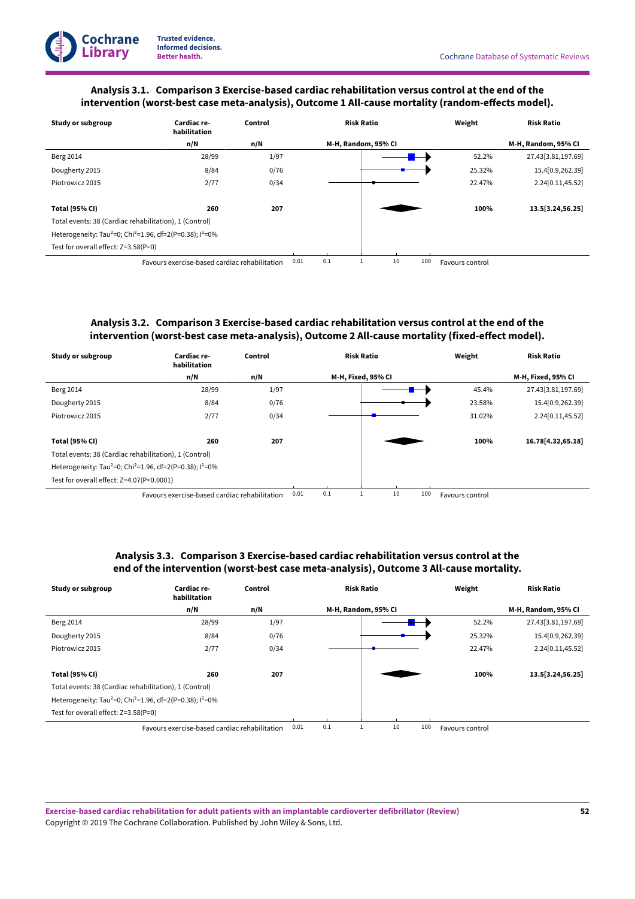### Analysis 3.1. Comparison 3 Exercise-based cardiac rehabilitation versus control at the end of the intervention (worst-best case meta-analysis), Outcome 1 All-cause mortality (random-effects model).

| Study or subgroup | Cardiac rehabilitation | Control | Risk Ratio | Weight | Risk Ratio |
|---|---|---|---|---|---|
| | n/N | n/N | M-H, Random, 95% CI | | M-H, Random, 95% CI |
| Berg 2014 | 28/99 | 1/97 | | 52.2% | 27.43[3.81,197.69] |
| Dougherty 2015 | 8/84 | 0/76 | | 25.32% | 15.4[0.9,262.39] |
| Piotrowicz 2015 | 2/77 | 0/34 | | 22.47% | 2.24[0.11,45.52] |
| **Total (95% CI)** | **260** | **207** | | **100%** | **13.5[3.24,56.25]** |
| Total events: 38 (Cardiac rehabilitation), 1 (Control) | | | | | |
| Heterogeneity: $Tau^2=0$; $Chi^2=1.96$, df=2(P=0.38); $I^2=0\%$ | | | | | |
| Test for overall effect: Z=3.58(P=0) | | | | | |

Favours exercise-based cardiac rehabilitation 0.01 0.1 1 10 100 Favours control

### Analysis 3.2. Comparison 3 Exercise-based cardiac rehabilitation versus control at the end of the intervention (worst-best case meta-analysis), Outcome 2 All-cause mortality (fixed-effect model).

| Study or subgroup | Cardiac rehabilitation | Control | Risk Ratio | Weight | Risk Ratio |
|---|---|---|---|---|---|
| | n/N | n/N | M-H, Fixed, 95% CI | | M-H, Fixed, 95% CI |
| Berg 2014 | 28/99 | 1/97 | | 45.4% | 27.43[3.81,197.69] |
| Dougherty 2015 | 8/84 | 0/76 | | 23.58% | 15.4[0.9,262.39] |
| Piotrowicz 2015 | 2/77 | 0/34 | | 31.02% | 2.24[0.11,45.52] |
| **Total (95% CI)** | **260** | **207** | | **100%** | **16.78[4.32,65.18]** |
| Total events: 38 (Cardiac rehabilitation), 1 (Control) | | | | | |
| Heterogeneity: $Tau^2=0$; $Chi^2=1.96$, df=2(P=0.38); $I^2=0\%$ | | | | | |
| Test for overall effect: Z=4.07(P<0.0001) | | | | | |

Favours exercise-based cardiac rehabilitation 0.01 0.1 1 10 100 Favours control

### Analysis 3.3. Comparison 3 Exercise-based cardiac rehabilitation versus control at the end of the intervention (worst-best case meta-analysis), Outcome 3 All-cause mortality.

| Study or subgroup | Cardiac rehabilitation | Control | Risk Ratio | Weight | Risk Ratio |
|---|---|---|---|---|---|
| | n/N | n/N | M-H, Random, 95% CI | | M-H, Random, 95% CI |
| Berg 2014 | 28/99 | 1/97 | | 52.2% | 27.43[3.81,197.69] |
| Dougherty 2015 | 8/84 | 0/76 | | 25.32% | 15.4[0.9,262.39] |
| Piotrowicz 2015 | 2/77 | 0/34 | | 22.47% | 2.24[0.11,45.52] |
| **Total (95% CI)** | **260** | **207** | | **100%** | **13.5[3.24,56.25]** |
| Total events: 38 (Cardiac rehabilitation), 1 (Control) | | | | | |
| Heterogeneity: $Tau^2=0$; $Chi^2=1.96$, df=2(P=0.38); $I^2=0\%$ | | | | | |
| Test for overall effect: Z=3.58(P=0) | | | | | |

Favours exercise-based cardiac rehabilitation 0.01 0.1 1 10 100 Favours control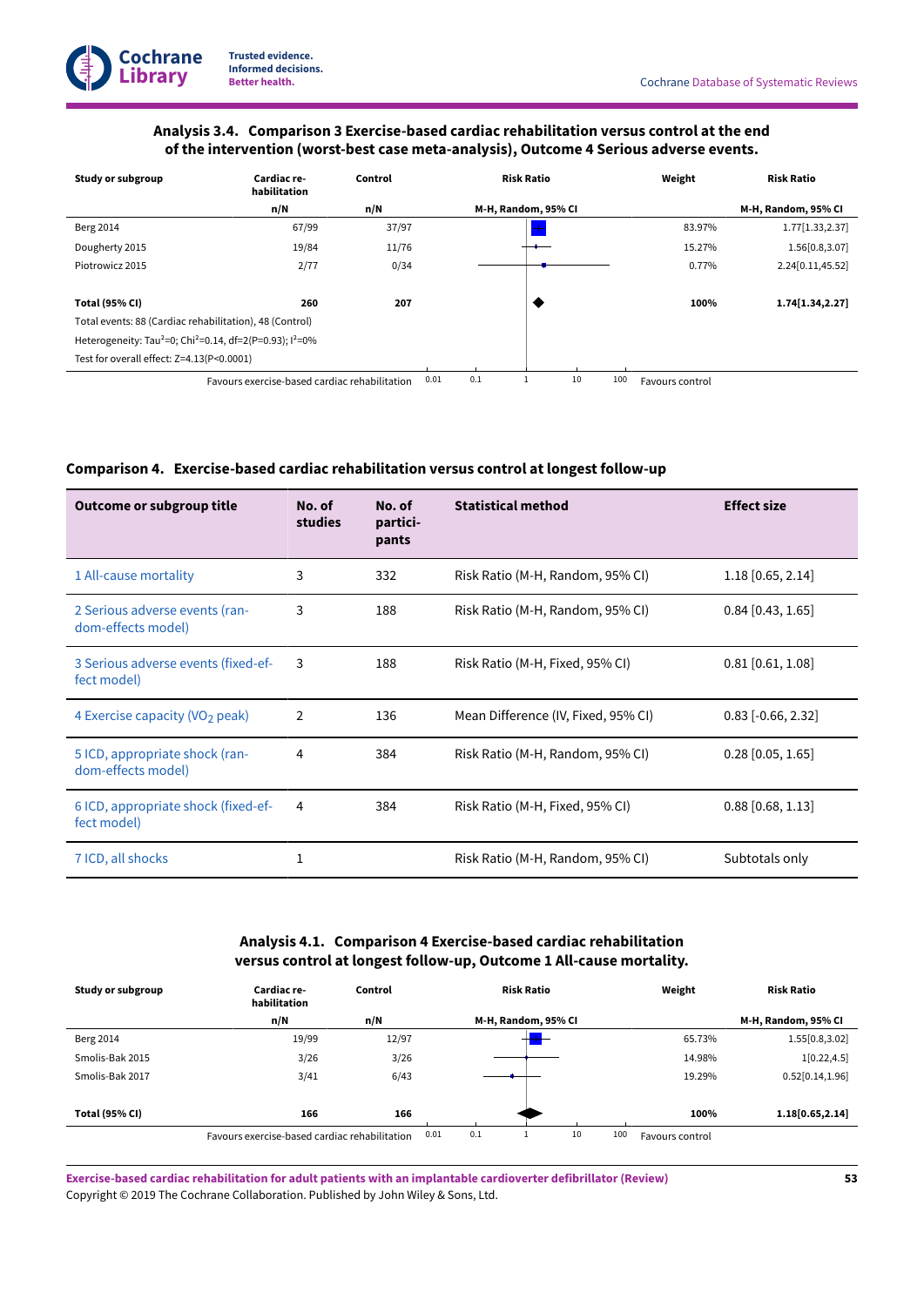### Analysis 3.4. Comparison 3 Exercise-based cardiac rehabilitation versus control at the end of the intervention (worst-best case meta-analysis), Outcome 4 Serious adverse events.

| Study or subgroup | Cardiac rehabilitation n/N | Control n/N | Weight | Risk Ratio M-H, Random, 95% CI |
|---|---|---|---|---|
| Berg 2014 | 67/99 | 37/97 | 83.97% | 1.77[1.33,2.37] |
| Dougherty 2015 | 19/84 | 11/76 | 15.27% | 1.56[0.8,3.07] |
| Piotrowicz 2015 | 2/77 | 0/34 | 0.77% | 2.24[0.11,45.52] |
| **Total (95% CI)** | **260** | **207** | **100%** | **1.74[1.34,2.27]** |

Total events: 88 (Cardiac rehabilitation), 48 (Control)

Heterogeneity: $Tau^2=0$; $Chi^2=0.14$, $df=2(P=0.93)$; $I^2=0\%$

Test for overall effect: $Z=4.13(P<0.0001)$

Favours exercise-based cardiac rehabilitation 0.01 0.1 1 10 100 Favours control

## Comparison 4. Exercise-based cardiac rehabilitation versus control at longest follow-up

| Outcome or subgroup title | No. of studies | No. of participants | Statistical method | Effect size |
|---|---|---|---|---|
| 1 All-cause mortality | 3 | 332 | Risk Ratio (M-H, Random, 95% CI) | 1.18 [0.65, 2.14] |
| 2 Serious adverse events (random-effects model) | 3 | 188 | Risk Ratio (M-H, Random, 95% CI) | 0.84 [0.43, 1.65] |
| 3 Serious adverse events (fixed-effect model) | 3 | 188 | Risk Ratio (M-H, Fixed, 95% CI) | 0.81 [0.61, 1.08] |
| 4 Exercise capacity ($VO_2$ peak) | 2 | 136 | Mean Difference (IV, Fixed, 95% CI) | 0.83 [-0.66, 2.32] |
| 5 ICD, appropriate shock (random-effects model) | 4 | 384 | Risk Ratio (M-H, Random, 95% CI) | 0.28 [0.05, 1.65] |
| 6 ICD, appropriate shock (fixed-effect model) | 4 | 384 | Risk Ratio (M-H, Fixed, 95% CI) | 0.88 [0.68, 1.13] |
| 7 ICD, all shocks | 1 | | Risk Ratio (M-H, Random, 95% CI) | Subtotals only |

### Analysis 4.1. Comparison 4 Exercise-based cardiac rehabilitation versus control at longest follow-up, Outcome 1 All-cause mortality.

| Study or subgroup | Cardiac rehabilitation n/N | Control n/N | Weight | Risk Ratio M-H, Random, 95% CI |
|---|---|---|---|---|
| Berg 2014 | 19/99 | 12/97 | 65.73% | 1.55[0.8,3.02] |
| Smolis-Bak 2015 | 3/26 | 3/26 | 14.98% | 1[0.22,4.5] |
| Smolis-Bak 2017 | 3/41 | 6/43 | 19.29% | 0.52[0.14,1.96] |
| **Total (95% CI)** | **166** | **166** | **100%** | **1.18[0.65,2.14]** |

Favours exercise-based cardiac rehabilitation 0.01 0.1 1 10 100 Favours control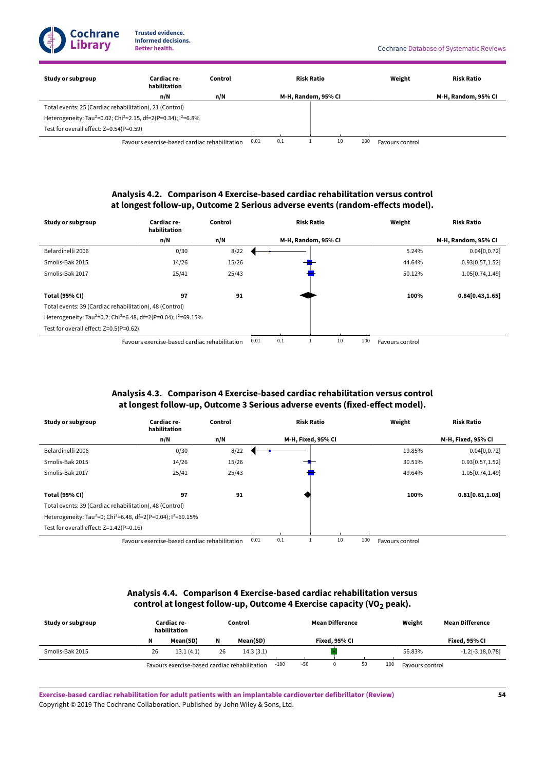| Study or subgroup | Cardiac re-habilitation | Control | Risk Ratio | Weight | Risk Ratio |
|---|---|---|---|---|---|
| | n/N | n/N | M-H, Random, 95% CI | | M-H, Random, 95% CI |
| Total events: 25 (Cardiac rehabilitation), 21 (Control) | | | | | |
| Heterogeneity: $Tau^2$=0.02; $Chi^2$=2.15, df=2(P=0.34); $I^2$=6.8% | | | | | |
| Test for overall effect: Z=0.54(P=0.59) | | | | | |
| | Favours exercise-based cardiac rehabilitation | | 0.01 0.1 1 10 100 | Favours control | |

### Analysis 4.2. Comparison 4 Exercise-based cardiac rehabilitation versus control at longest follow-up, Outcome 2 Serious adverse events (random-effects model).

| Study or subgroup | Cardiac re-habilitation | Control | Risk Ratio | Weight | Risk Ratio |
|---|---|---|---|---|---|
| | n/N | n/N | M-H, Random, 95% CI | | M-H, Random, 95% CI |
| Belardinelli 2006 | 0/30 | 8/22 | | 5.24% | 0.04[0,0.72] |
| Smolis-Bak 2015 | 14/26 | 15/26 | | 44.64% | 0.93[0.57,1.52] |
| Smolis-Bak 2017 | 25/41 | 25/43 | | 50.12% | 1.05[0.74,1.49] |
| **Total (95% CI)** | **97** | **91** | | **100%** | **0.84[0.43,1.65]** |
| Total events: 39 (Cardiac rehabilitation), 48 (Control) | | | | | |
| Heterogeneity: $Tau^2$=0.2; $Chi^2$=6.48, df=2(P=0.04); $I^2$=69.15% | | | | | |
| Test for overall effect: Z=0.5(P=0.62) | | | | | |
| | Favours exercise-based cardiac rehabilitation | | 0.01 0.1 1 10 100 | Favours control | |

### Analysis 4.3. Comparison 4 Exercise-based cardiac rehabilitation versus control at longest follow-up, Outcome 3 Serious adverse events (fixed-effect model).

| Study or subgroup | Cardiac re-habilitation | Control | Risk Ratio | Weight | Risk Ratio |
|---|---|---|---|---|---|
| | n/N | n/N | M-H, Fixed, 95% CI | | M-H, Fixed, 95% CI |
| Belardinelli 2006 | 0/30 | 8/22 | | 19.85% | 0.04[0,0.72] |
| Smolis-Bak 2015 | 14/26 | 15/26 | | 30.51% | 0.93[0.57,1.52] |
| Smolis-Bak 2017 | 25/41 | 25/43 | | 49.64% | 1.05[0.74,1.49] |
| **Total (95% CI)** | **97** | **91** | | **100%** | **0.81[0.61,1.08]** |
| Total events: 39 (Cardiac rehabilitation), 48 (Control) | | | | | |
| Heterogeneity: $Tau^2$=0; $Chi^2$=6.48, df=2(P=0.04); $I^2$=69.15% | | | | | |
| Test for overall effect: Z=1.42(P=0.16) | | | | | |
| | Favours exercise-based cardiac rehabilitation | | 0.01 0.1 1 10 100 | Favours control | |

### Analysis 4.4. Comparison 4 Exercise-based cardiac rehabilitation versus control at longest follow-up, Outcome 4 Exercise capacity ($VO_2$ peak).

| Study or subgroup | Cardiac re-habilitation | | Control | | Mean Difference | Weight | Mean Difference |
|---|---|---|---|---|---|---|---|
| | N | Mean(SD) | N | Mean(SD) | Fixed, 95% CI | | Fixed, 95% CI |
| Smolis-Bak 2015 | 26 | 13.1 (4.1) | 26 | 14.3 (3.1) | | 56.83% | -1.2[-3.18,0.78] |
| | Favours exercise-based cardiac rehabilitation | | | | -100 -50 0 50 100 | Favours control | |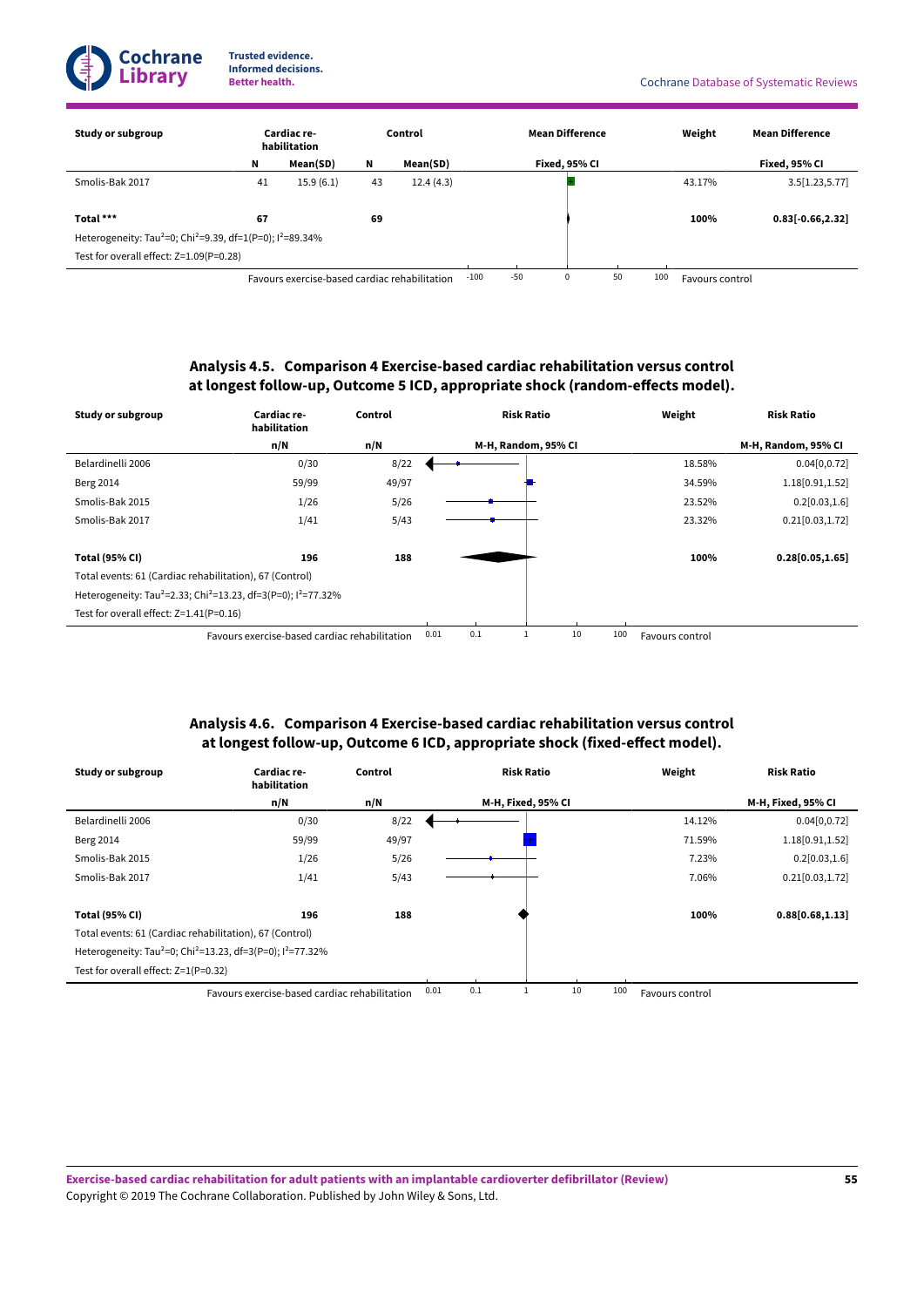| Study or subgroup | Cardiac rehabilitation | | Control | | Mean Difference | Weight | Mean Difference |
|---|---|---|---|---|---|---|---|
| | N | Mean(SD) | N | Mean(SD) | Fixed, 95% CI | | Fixed, 95% CI |
| Smolis-Bak 2017 | 41 | 15.9 (6.1) | 43 | 12.4 (4.3) | | 43.17% | 3.5[1.23,5.77] |
| **Total \*\*\*** | **67** | | **69** | | | **100%** | **0.83[-0.66,2.32]** |
| Heterogeneity: $Tau^2$=0; $Chi^2$=9.39, df=1(P=0); $I^2$=89.34% | | | | | | | |
| Test for overall effect: Z=1.09(P=0.28) | | | | | | | |

Favours exercise-based cardiac rehabilitation -100 -50 0 50 100 Favours control

### Analysis 4.5. Comparison 4 Exercise-based cardiac rehabilitation versus control at longest follow-up, Outcome 5 ICD, appropriate shock (random-effects model).

| Study or subgroup | Cardiac rehabilitation | Control | Risk Ratio | Weight | Risk Ratio |
|---|---|---|---|---|---|
| | n/N | n/N | M-H, Random, 95% CI | | M-H, Random, 95% CI |
| Belardinelli 2006 | 0/30 | 8/22 | | 18.58% | 0.04[0,0.72] |
| Berg 2014 | 59/99 | 49/97 | | 34.59% | 1.18[0.91,1.52] |
| Smolis-Bak 2015 | 1/26 | 5/26 | | 23.52% | 0.2[0.03,1.6] |
| Smolis-Bak 2017 | 1/41 | 5/43 | | 23.32% | 0.21[0.03,1.72] |
| **Total (95% CI)** | **196** | **188** | | **100%** | **0.28[0.05,1.65]** |
| Total events: 61 (Cardiac rehabilitation), 67 (Control) | | | | | |
| Heterogeneity: $Tau^2$=2.33; $Chi^2$=13.23, df=3(P=0); $I^2$=77.32% | | | | | |
| Test for overall effect: Z=1.41(P=0.16) | | | | | |

Favours exercise-based cardiac rehabilitation 0.01 0.1 1 10 100 Favours control

### Analysis 4.6. Comparison 4 Exercise-based cardiac rehabilitation versus control at longest follow-up, Outcome 6 ICD, appropriate shock (fixed-effect model).

| Study or subgroup | Cardiac rehabilitation | Control | Risk Ratio | Weight | Risk Ratio |
|---|---|---|---|---|---|
| | n/N | n/N | M-H, Fixed, 95% CI | | M-H, Fixed, 95% CI |
| Belardinelli 2006 | 0/30 | 8/22 | | 14.12% | 0.04[0,0.72] |
| Berg 2014 | 59/99 | 49/97 | | 71.59% | 1.18[0.91,1.52] |
| Smolis-Bak 2015 | 1/26 | 5/26 | | 7.23% | 0.2[0.03,1.6] |
| Smolis-Bak 2017 | 1/41 | 5/43 | | 7.06% | 0.21[0.03,1.72] |
| **Total (95% CI)** | **196** | **188** | | **100%** | **0.88[0.68,1.13]** |
| Total events: 61 (Cardiac rehabilitation), 67 (Control) | | | | | |
| Heterogeneity: $Tau^2$=0; $Chi^2$=13.23, df=3(P=0); $I^2$=77.32% | | | | | |
| Test for overall effect: Z=1(P=0.32) | | | | | |

Favours exercise-based cardiac rehabilitation 0.01 0.1 1 10 100 Favours control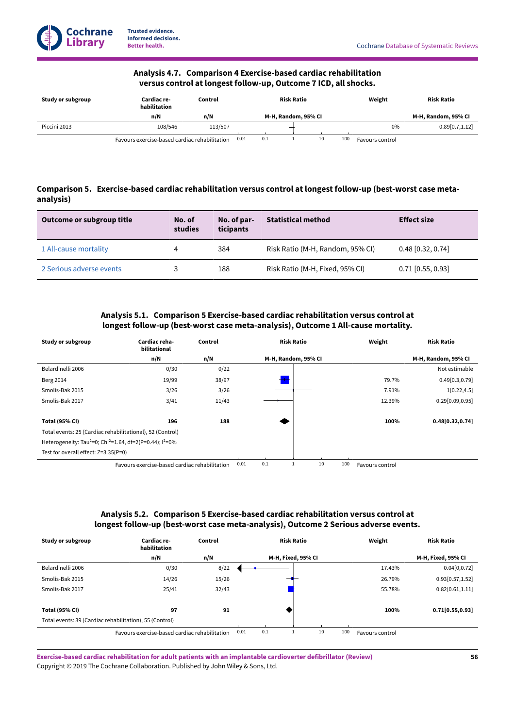### Analysis 4.7. Comparison 4 Exercise-based cardiac rehabilitation versus control at longest follow-up, Outcome 7 ICD, all shocks.

| Study or subgroup | Cardiac re-habilitation | Control | Risk Ratio | Weight | Risk Ratio |
|---|---|---|---|---|---|
| | n/N | n/N | M-H, Random, 95% CI | | M-H, Random, 95% CI |
| Piccini 2013 | 108/546 | 113/507 | | 0% | 0.89[0.7,1.12] |

Favours exercise-based cardiac rehabilitation 0.01 0.1 1 10 100 Favours control

## Comparison 5. Exercise-based cardiac rehabilitation versus control at longest follow-up (best-worst case meta-analysis)

| Outcome or subgroup title | No. of studies | No. of participants | Statistical method | Effect size |
|---|---|---|---|---|
| 1 All-cause mortality | 4 | 384 | Risk Ratio (M-H, Random, 95% CI) | 0.48 [0.32, 0.74] |
| 2 Serious adverse events | 3 | 188 | Risk Ratio (M-H, Fixed, 95% CI) | 0.71 [0.55, 0.93] |

### Analysis 5.1. Comparison 5 Exercise-based cardiac rehabilitation versus control at longest follow-up (best-worst case meta-analysis), Outcome 1 All-cause mortality.

| Study or subgroup | Cardiac rehabilitational | Control | Risk Ratio | Weight | Risk Ratio |
|---|---|---|---|---|---|
| | n/N | n/N | M-H, Random, 95% CI | | M-H, Random, 95% CI |
| Belardinelli 2006 | 0/30 | 0/22 | | | Not estimable |
| Berg 2014 | 19/99 | 38/97 | | 79.7% | 0.49[0.3,0.79] |
| Smolis-Bak 2015 | 3/26 | 3/26 | | 7.91% | 1[0.22,4.5] |
| Smolis-Bak 2017 | 3/41 | 11/43 | | 12.39% | 0.29[0.09,0.95] |
| **Total (95% CI)** | **196** | **188** | | **100%** | **0.48[0.32,0.74]** |

Total events: 25 (Cardiac rehabilitational), 52 (Control)

Heterogeneity: $Tau^2=0$; $Chi^2=1.64$, df=2(P=0.44); $I^2=0\%$

Test for overall effect: Z=3.35(P=0)

Favours exercise-based cardiac rehabilitation 0.01 0.1 1 10 100 Favours control

### Analysis 5.2. Comparison 5 Exercise-based cardiac rehabilitation versus control at longest follow-up (best-worst case meta-analysis), Outcome 2 Serious adverse events.

| Study or subgroup | Cardiac re-habilitation | Control | Risk Ratio | Weight | Risk Ratio |
|---|---|---|---|---|---|
| | n/N | n/N | M-H, Fixed, 95% CI | | M-H, Fixed, 95% CI |
| Belardinelli 2006 | 0/30 | 8/22 | | 17.43% | 0.04[0,0.72] |
| Smolis-Bak 2015 | 14/26 | 15/26 | | 26.79% | 0.93[0.57,1.52] |
| Smolis-Bak 2017 | 25/41 | 32/43 | | 55.78% | 0.82[0.61,1.11] |
| **Total (95% CI)** | **97** | **91** | | **100%** | **0.71[0.55,0.93]** |

Total events: 39 (Cardiac rehabilitation), 55 (Control)

Favours exercise-based cardiac rehabilitation 0.01 0.1 1 10 100 Favours control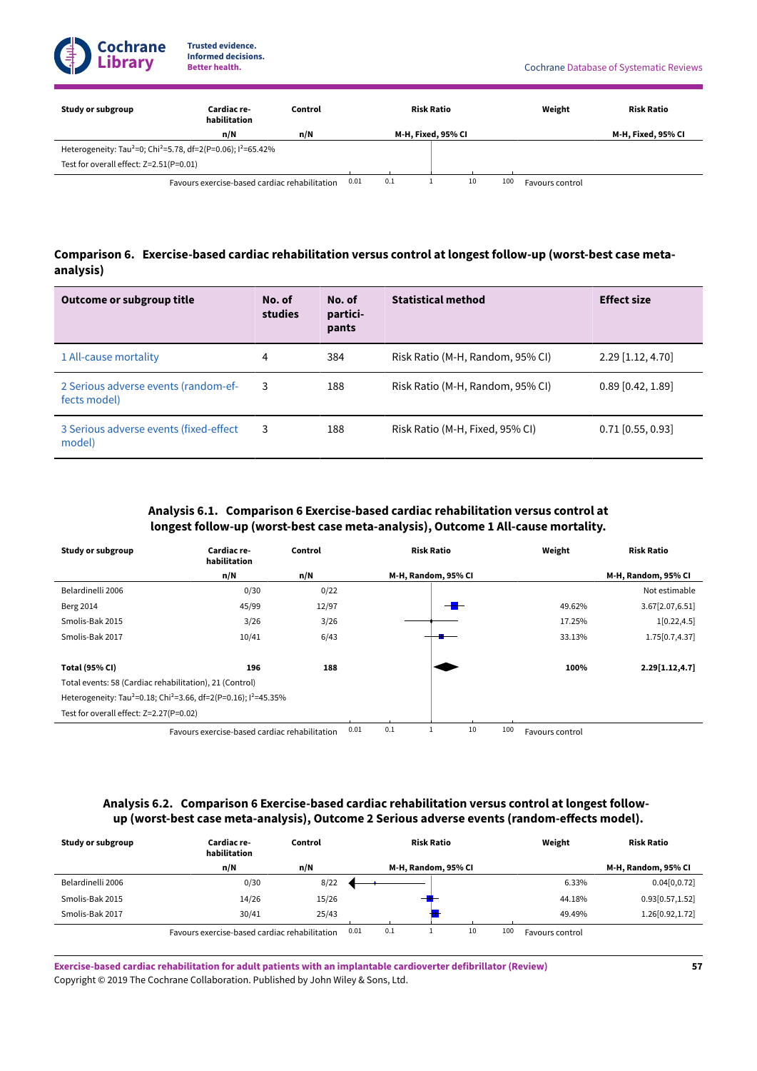| Study or subgroup | Cardiac rehabilitation | Control | Risk Ratio | Weight | Risk Ratio |
|---|---|---|---|---|---|
| | n/N | n/N | M-H, Fixed, 95% CI | | M-H, Fixed, 95% CI |
| Heterogeneity: Tau²=0; Chi²=5.78, df=2(P=0.06); I²=65.42% | | | | | |
| Test for overall effect: Z=2.51(P=0.01) | | | | | |
| | Favours exercise-based cardiac rehabilitation | | 0.01 0.1 1 10 100 | Favours control | |

### Comparison 6. Exercise-based cardiac rehabilitation versus control at longest follow-up (worst-best case meta-analysis)

| Outcome or subgroup title | No. of studies | No. of participants | Statistical method | Effect size |
|---|---|---|---|---|
| 1 All-cause mortality | 4 | 384 | Risk Ratio (M-H, Random, 95% CI) | 2.29 [1.12, 4.70] |
| 2 Serious adverse events (random-effects model) | 3 | 188 | Risk Ratio (M-H, Random, 95% CI) | 0.89 [0.42, 1.89] |
| 3 Serious adverse events (fixed-effect model) | 3 | 188 | Risk Ratio (M-H, Fixed, 95% CI) | 0.71 [0.55, 0.93] |

#### Analysis 6.1. Comparison 6 Exercise-based cardiac rehabilitation versus control at longest follow-up (worst-best case meta-analysis), Outcome 1 All-cause mortality.

| Study or subgroup | Cardiac rehabilitation | Control | Risk Ratio | Weight | Risk Ratio |
|---|---|---|---|---|---|
| | n/N | n/N | M-H, Random, 95% CI | | M-H, Random, 95% CI |
| Belardinelli 2006 | 0/30 | 0/22 | | | Not estimable |
| Berg 2014 | 45/99 | 12/97 | | 49.62% | 3.67[2.07,6.51] |
| Smolis-Bak 2015 | 3/26 | 3/26 | | 17.25% | 1[0.22,4.5] |
| Smolis-Bak 2017 | 10/41 | 6/43 | | 33.13% | 1.75[0.7,4.37] |
| **Total (95% CI)** | **196** | **188** | | **100%** | **2.29[1.12,4.7]** |
| Total events: 58 (Cardiac rehabilitation), 21 (Control) | | | | | |
| Heterogeneity: Tau²=0.18; Chi²=3.66, df=2(P=0.16); I²=45.35% | | | | | |
| Test for overall effect: Z=2.27(P=0.02) | | | | | |
| | Favours exercise-based cardiac rehabilitation | | 0.01 0.1 1 10 100 | Favours control | |

#### Analysis 6.2. Comparison 6 Exercise-based cardiac rehabilitation versus control at longest follow-up (worst-best case meta-analysis), Outcome 2 Serious adverse events (random-effects model).

| Study or subgroup | Cardiac rehabilitation | Control | Risk Ratio | Weight | Risk Ratio |
|---|---|---|---|---|---|
| | n/N | n/N | M-H, Random, 95% CI | | M-H, Random, 95% CI |
| Belardinelli 2006 | 0/30 | 8/22 | | 6.33% | 0.04[0,0.72] |
| Smolis-Bak 2015 | 14/26 | 15/26 | | 44.18% | 0.93[0.57,1.52] |
| Smolis-Bak 2017 | 30/41 | 25/43 | | 49.49% | 1.26[0.92,1.72] |
| | Favours exercise-based cardiac rehabilitation | | 0.01 0.1 1 10 100 | Favours control | |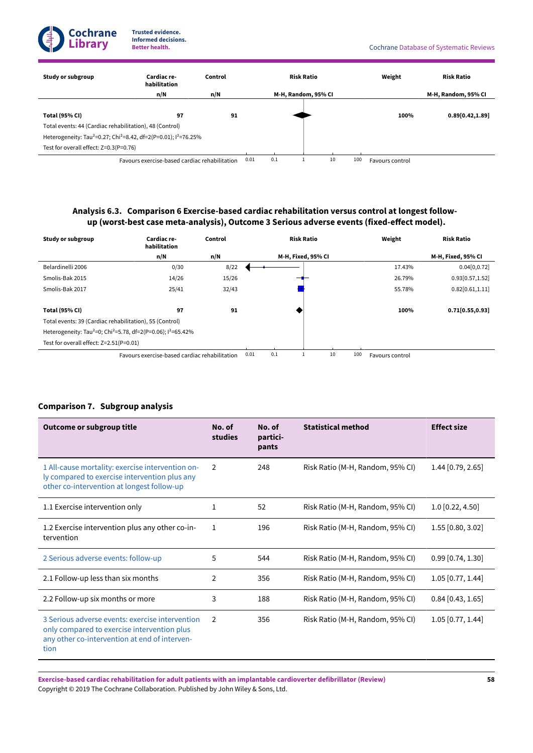| Study or subgroup | Cardiac re-habilitation | Control | Risk Ratio | Weight | Risk Ratio |
|---|---|---|---|---|---|
| | n/N | n/N | M-H, Random, 95% CI | | M-H, Random, 95% CI |
| **Total (95% CI)** | **97** | **91** | | **100%** | **0.89[0.42,1.89]** |
| Total events: 44 (Cardiac rehabilitation), 48 (Control) | | | | | |
| Heterogeneity: Tau²=0.27; Chi²=8.42, df=2(P=0.01); I²=76.25% | | | | | |
| Test for overall effect: Z=0.3(P=0.76) | | | | | |

Favours exercise-based cardiac rehabilitation 0.01 0.1 1 10 100 Favours control

### Analysis 6.3. Comparison 6 Exercise-based cardiac rehabilitation versus control at longest follow-up (worst-best case meta-analysis), Outcome 3 Serious adverse events (fixed-effect model).

| Study or subgroup | Cardiac re-habilitation | Control | Risk Ratio | Weight | Risk Ratio |
|---|---|---|---|---|---|
| | n/N | n/N | M-H, Fixed, 95% CI | | M-H, Fixed, 95% CI |
| Belardinelli 2006 | 0/30 | 8/22 | | 17.43% | 0.04[0,0.72] |
| Smolis-Bak 2015 | 14/26 | 15/26 | | 26.79% | 0.93[0.57,1.52] |
| Smolis-Bak 2017 | 25/41 | 32/43 | | 55.78% | 0.82[0.61,1.11] |
| **Total (95% CI)** | **97** | **91** | | **100%** | **0.71[0.55,0.93]** |
| Total events: 39 (Cardiac rehabilitation), 55 (Control) | | | | | |
| Heterogeneity: Tau²=0; Chi²=5.78, df=2(P=0.06); I²=65.42% | | | | | |
| Test for overall effect: Z=2.51(P=0.01) | | | | | |

Favours exercise-based cardiac rehabilitation 0.01 0.1 1 10 100 Favours control

### Comparison 7. Subgroup analysis

| Outcome or subgroup title | No. of studies | No. of partici-pants | Statistical method | Effect size |
|---|---|---|---|---|
| 1 All-cause mortality: exercise intervention only compared to exercise intervention plus any other co-intervention at longest follow-up | 2 | 248 | Risk Ratio (M-H, Random, 95% CI) | 1.44 [0.79, 2.65] |
| 1.1 Exercise intervention only | 1 | 52 | Risk Ratio (M-H, Random, 95% CI) | 1.0 [0.22, 4.50] |
| 1.2 Exercise intervention plus any other co-intervention | 1 | 196 | Risk Ratio (M-H, Random, 95% CI) | 1.55 [0.80, 3.02] |
| 2 Serious adverse events: follow-up | 5 | 544 | Risk Ratio (M-H, Random, 95% CI) | 0.99 [0.74, 1.30] |
| 2.1 Follow-up less than six months | 2 | 356 | Risk Ratio (M-H, Random, 95% CI) | 1.05 [0.77, 1.44] |
| 2.2 Follow-up six months or more | 3 | 188 | Risk Ratio (M-H, Random, 95% CI) | 0.84 [0.43, 1.65] |
| 3 Serious adverse events: exercise intervention only compared to exercise intervention plus any other co-intervention at end of intervention | 2 | 356 | Risk Ratio (M-H, Random, 95% CI) | 1.05 [0.77, 1.44] |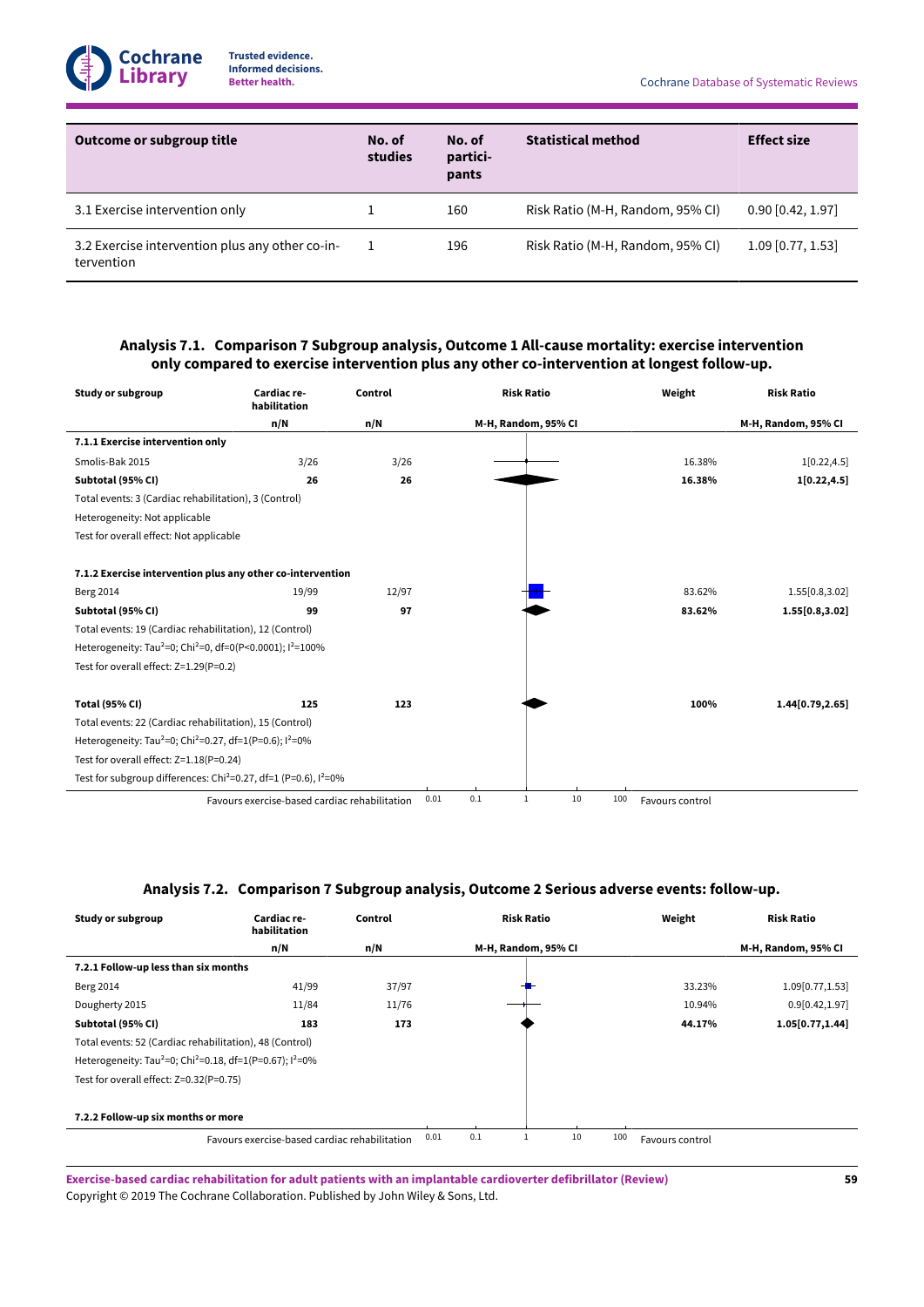| Outcome or subgroup title | No. of studies | No. of participants | Statistical method | Effect size |
|---|---|---|---|---|
| 3.1 Exercise intervention only | 1 | 160 | Risk Ratio (M-H, Random, 95% CI) | 0.90 [0.42, 1.97] |
| 3.2 Exercise intervention plus any other co-intervention | 1 | 196 | Risk Ratio (M-H, Random, 95% CI) | 1.09 [0.77, 1.53] |

### Analysis 7.1. Comparison 7 Subgroup analysis, Outcome 1 All-cause mortality: exercise intervention only compared to exercise intervention plus any other co-intervention at longest follow-up.

| Study or subgroup | Cardiac rehabilitation n/N | Control n/N | Risk Ratio M-H, Random, 95% CI | Weight | Risk Ratio M-H, Random, 95% CI |
|---|---|---|---|---|---|
| **7.1.1 Exercise intervention only** | | | | | |
| Smolis-Bak 2015 | 3/26 | 3/26 | | 16.38% | 1[0.22,4.5] |
| **Subtotal (95% CI)** | **26** | **26** | | **16.38%** | **1[0.22,4.5]** |
| Total events: 3 (Cardiac rehabilitation), 3 (Control) | | | | | |
| Heterogeneity: Not applicable | | | | | |
| Test for overall effect: Not applicable | | | | | |
| **7.1.2 Exercise intervention plus any other co-intervention** | | | | | |
| Berg 2014 | 19/99 | 12/97 | | 83.62% | 1.55[0.8,3.02] |
| **Subtotal (95% CI)** | **99** | **97** | | **83.62%** | **1.55[0.8,3.02]** |
| Total events: 19 (Cardiac rehabilitation), 12 (Control) | | | | | |
| Heterogeneity: $Tau^2=0$; $Chi^2=0$, df=0(P<0.0001); $I^2=100\%$ | | | | | |
| Test for overall effect: Z=1.29(P=0.2) | | | | | |
| **Total (95% CI)** | **125** | **123** | | **100%** | **1.44[0.79,2.65]** |
| Total events: 22 (Cardiac rehabilitation), 15 (Control) | | | | | |
| Heterogeneity: $Tau^2=0$; $Chi^2=0.27$, df=1(P=0.6); $I^2=0\%$ | | | | | |
| Test for overall effect: Z=1.18(P=0.24) | | | | | |
| Test for subgroup differences: $Chi^2=0.27$, df=1 (P=0.6), $I^2=0\%$ | | | | | |

Favours exercise-based cardiac rehabilitation 0.01 0.1 1 10 100 Favours control

### Analysis 7.2. Comparison 7 Subgroup analysis, Outcome 2 Serious adverse events: follow-up.

| Study or subgroup | Cardiac rehabilitation n/N | Control n/N | Risk Ratio M-H, Random, 95% CI | Weight | Risk Ratio M-H, Random, 95% CI |
|---|---|---|---|---|---|
| **7.2.1 Follow-up less than six months** | | | | | |
| Berg 2014 | 41/99 | 37/97 | | 33.23% | 1.09[0.77,1.53] |
| Dougherty 2015 | 11/84 | 11/76 | | 10.94% | 0.9[0.42,1.97] |
| **Subtotal (95% CI)** | **183** | **173** | | **44.17%** | **1.05[0.77,1.44]** |
| Total events: 52 (Cardiac rehabilitation), 48 (Control) | | | | | |
| Heterogeneity: $Tau^2=0$; $Chi^2=0.18$, df=1(P=0.67); $I^2=0\%$ | | | | | |
| Test for overall effect: Z=0.32(P=0.75) | | | | | |
| **7.2.2 Follow-up six months or more** | | | | | |

Favours exercise-based cardiac rehabilitation 0.01 0.1 1 10 100 Favours control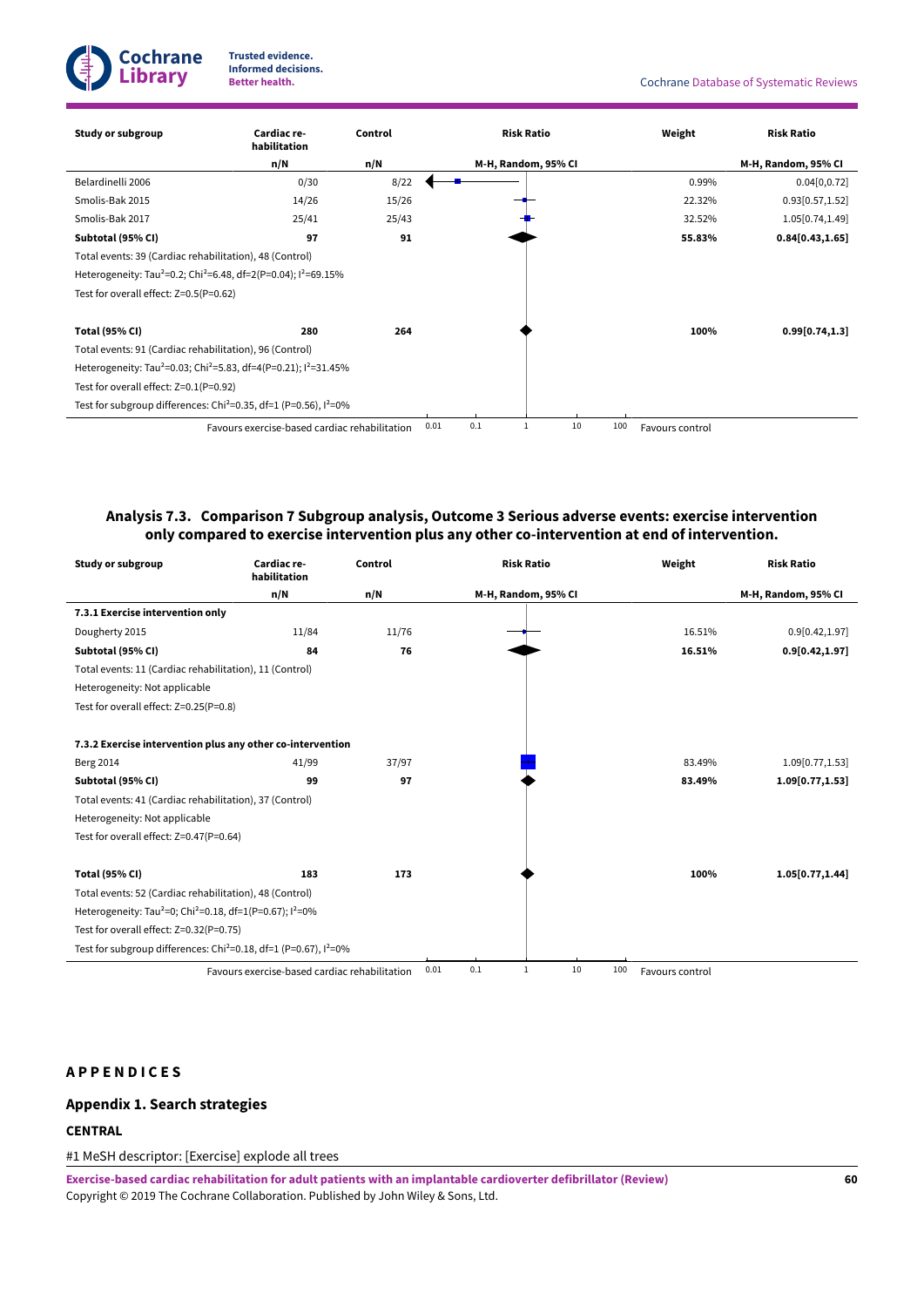| Study or subgroup | Cardiac rehabilitation | Control | Risk Ratio | Weight | Risk Ratio |
|---|---|---|---|---|---|
| | n/N | n/N | M-H, Random, 95% CI | | M-H, Random, 95% CI |
| Belardinelli 2006 | 0/30 | 8/22 | | 0.99% | 0.04[0,0.72] |
| Smolis-Bak 2015 | 14/26 | 15/26 | | 22.32% | 0.93[0.57,1.52] |
| Smolis-Bak 2017 | 25/41 | 25/43 | | 32.52% | 1.05[0.74,1.49] |
| **Subtotal (95% CI)** | **97** | **91** | | **55.83%** | **0.84[0.43,1.65]** |
| Total events: 39 (Cardiac rehabilitation), 48 (Control) | | | | | |
| Heterogeneity: Tau²=0.2; Chi²=6.48, df=2(P=0.04); I²=69.15% | | | | | |
| Test for overall effect: Z=0.5(P=0.62) | | | | | |
| | | | | | |
| **Total (95% CI)** | **280** | **264** | | **100%** | **0.99[0.74,1.3]** |
| Total events: 91 (Cardiac rehabilitation), 96 (Control) | | | | | |
| Heterogeneity: Tau²=0.03; Chi²=5.83, df=4(P=0.21); I²=31.45% | | | | | |
| Test for overall effect: Z=0.1(P=0.92) | | | | | |
| Test for subgroup differences: Chi²=0.35, df=1 (P=0.56), I²=0% | | | | | |

Favours exercise-based cardiac rehabilitation 0.01 0.1 1 10 100 Favours control

### Analysis 7.3. Comparison 7 Subgroup analysis, Outcome 3 Serious adverse events: exercise intervention only compared to exercise intervention plus any other co-intervention at end of intervention.

| Study or subgroup | Cardiac rehabilitation | Control | Risk Ratio | Weight | Risk Ratio |
|---|---|---|---|---|---|
| | n/N | n/N | M-H, Random, 95% CI | | M-H, Random, 95% CI |
| **7.3.1 Exercise intervention only** | | | | | |
| Dougherty 2015 | 11/84 | 11/76 | | 16.51% | 0.9[0.42,1.97] |
| **Subtotal (95% CI)** | **84** | **76** | | **16.51%** | **0.9[0.42,1.97]** |
| Total events: 11 (Cardiac rehabilitation), 11 (Control) | | | | | |
| Heterogeneity: Not applicable | | | | | |
| Test for overall effect: Z=0.25(P=0.8) | | | | | |
| | | | | | |
| **7.3.2 Exercise intervention plus any other co-intervention** | | | | | |
| Berg 2014 | 41/99 | 37/97 | | 83.49% | 1.09[0.77,1.53] |
| **Subtotal (95% CI)** | **99** | **97** | | **83.49%** | **1.09[0.77,1.53]** |
| Total events: 41 (Cardiac rehabilitation), 37 (Control) | | | | | |
| Heterogeneity: Not applicable | | | | | |
| Test for overall effect: Z=0.47(P=0.64) | | | | | |
| | | | | | |
| **Total (95% CI)** | **183** | **173** | | **100%** | **1.05[0.77,1.44]** |
| Total events: 52 (Cardiac rehabilitation), 48 (Control) | | | | | |
| Heterogeneity: Tau²=0; Chi²=0.18, df=1(P=0.67); I²=0% | | | | | |
| Test for overall effect: Z=0.32(P=0.75) | | | | | |
| Test for subgroup differences: Chi²=0.18, df=1 (P=0.67), I²=0% | | | | | |

Favours exercise-based cardiac rehabilitation 0.01 0.1 1 10 100 Favours control

## APPENDICES

### Appendix 1. Search strategies

#### CENTRAL

#1 MeSH descriptor: [Exercise] explode all trees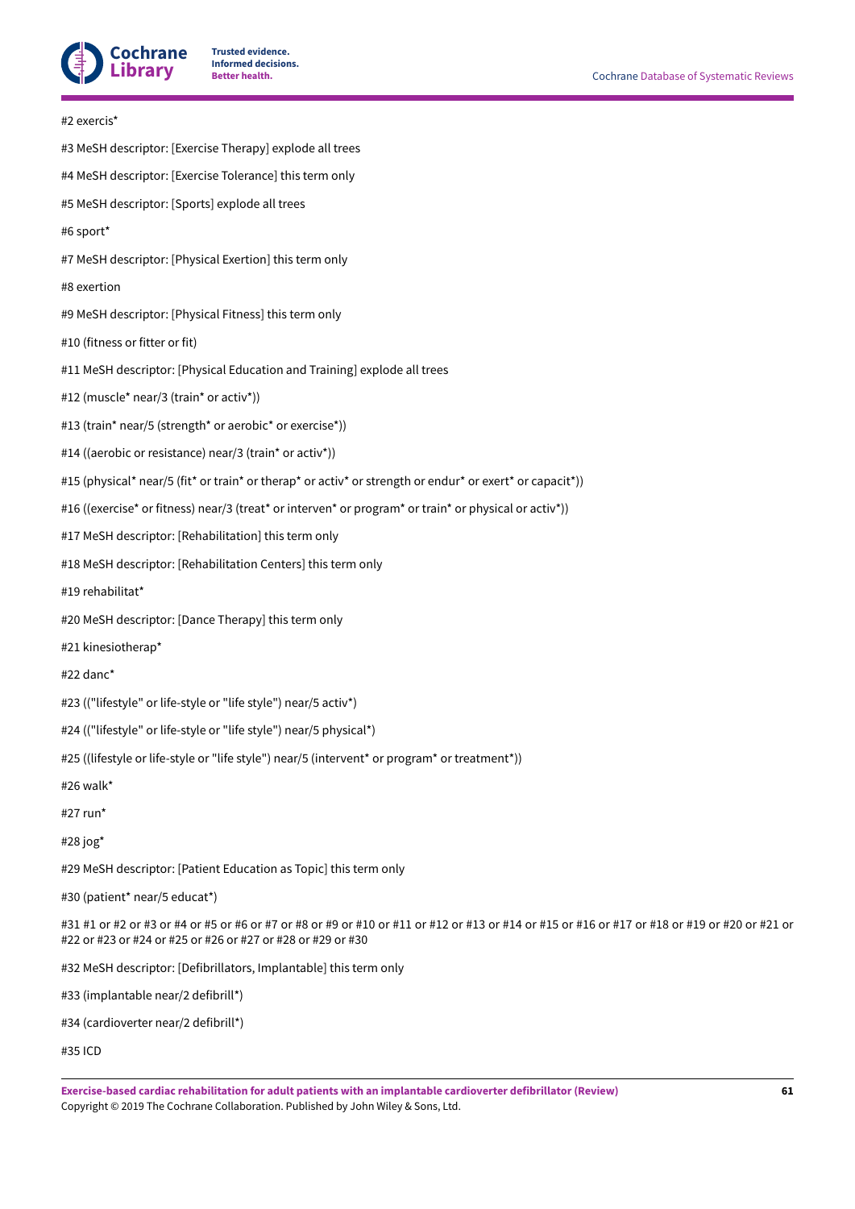#2 exercis*

#3 MeSH descriptor: [Exercise Therapy] explode all trees

#4 MeSH descriptor: [Exercise Tolerance] this term only

#5 MeSH descriptor: [Sports] explode all trees

#6 sport*

#7 MeSH descriptor: [Physical Exertion] this term only

#8 exertion

#9 MeSH descriptor: [Physical Fitness] this term only

#10 (fitness or fitter or fit)

#11 MeSH descriptor: [Physical Education and Training] explode all trees

#12 (muscle* near/3 (train* or activ*))

#13 (train* near/5 (strength* or aerobic* or exercise*))

#14 ((aerobic or resistance) near/3 (train* or activ*))

#15 (physical* near/5 (fit* or train* or therap* or activ* or strength or endur* or exert* or capacit*))

#16 ((exercise* or fitness) near/3 (treat* or interven* or program* or train* or physical or activ*))

#17 MeSH descriptor: [Rehabilitation] this term only

#18 MeSH descriptor: [Rehabilitation Centers] this term only

#19 rehabilitat*

#20 MeSH descriptor: [Dance Therapy] this term only

#21 kinesiotherap*

#22 danc*

#23 (("lifestyle" or life-style or "life style") near/5 activ*)

#24 (("lifestyle" or life-style or "life style") near/5 physical*)

#25 ((lifestyle or life-style or "life style") near/5 (intervent* or program* or treatment*))

#26 walk*

#27 run*

#28 jog*

#29 MeSH descriptor: [Patient Education as Topic] this term only

#30 (patient* near/5 educat*)

#31 #1 or #2 or #3 or #4 or #5 or #6 or #7 or #8 or #9 or #10 or #11 or #12 or #13 or #14 or #15 or #16 or #17 or #18 or #19 or #20 or #21 or #22 or #23 or #24 or #25 or #26 or #27 or #28 or #29 or #30

#32 MeSH descriptor: [Defibrillators, Implantable] this term only

#33 (implantable near/2 defibrill*)

#34 (cardioverter near/2 defibrill*)

#35 ICD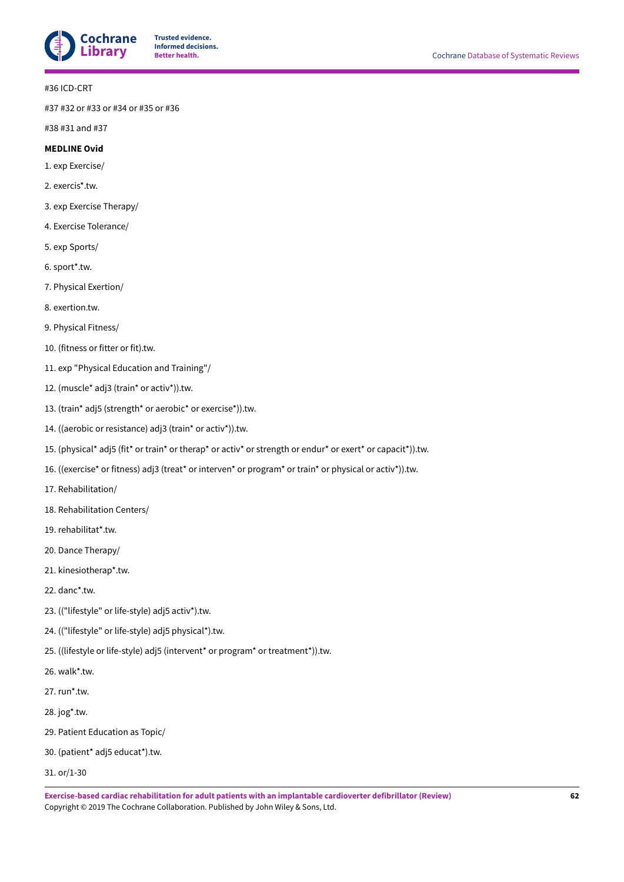#36 ICD-CRT

#37 #32 or #33 or #34 or #35 or #36

#38 #31 and #37

**MEDLINE Ovid**

1. exp Exercise/

2. exercis*.tw.

3. exp Exercise Therapy/

4. Exercise Tolerance/

5. exp Sports/

6. sport*.tw.

7. Physical Exertion/

8. exertion.tw.

9. Physical Fitness/

10. (fitness or fitter or fit).tw.

11. exp "Physical Education and Training"/

12. (muscle* adj3 (train* or activ*)).tw.

13. (train* adj5 (strength* or aerobic* or exercise*)).tw.

14. ((aerobic or resistance) adj3 (train* or activ*)).tw.

15. (physical* adj5 (fit* or train* or therap* or activ* or strength or endur* or exert* or capacit*)).tw.

16. ((exercise* or fitness) adj3 (treat* or interven* or program* or train* or physical or activ*)).tw.

17. Rehabilitation/

18. Rehabilitation Centers/

19. rehabilitat*.tw.

20. Dance Therapy/

21. kinesiotherap*.tw.

22. danc*.tw.

23. (("lifestyle" or life-style) adj5 activ*).tw.

24. (("lifestyle" or life-style) adj5 physical*).tw.

25. ((lifestyle or life-style) adj5 (intervent* or program* or treatment*)).tw.

26. walk*.tw.

27. run*.tw.

28. jog*.tw.

29. Patient Education as Topic/

30. (patient* adj5 educat*).tw.

31. or/1-30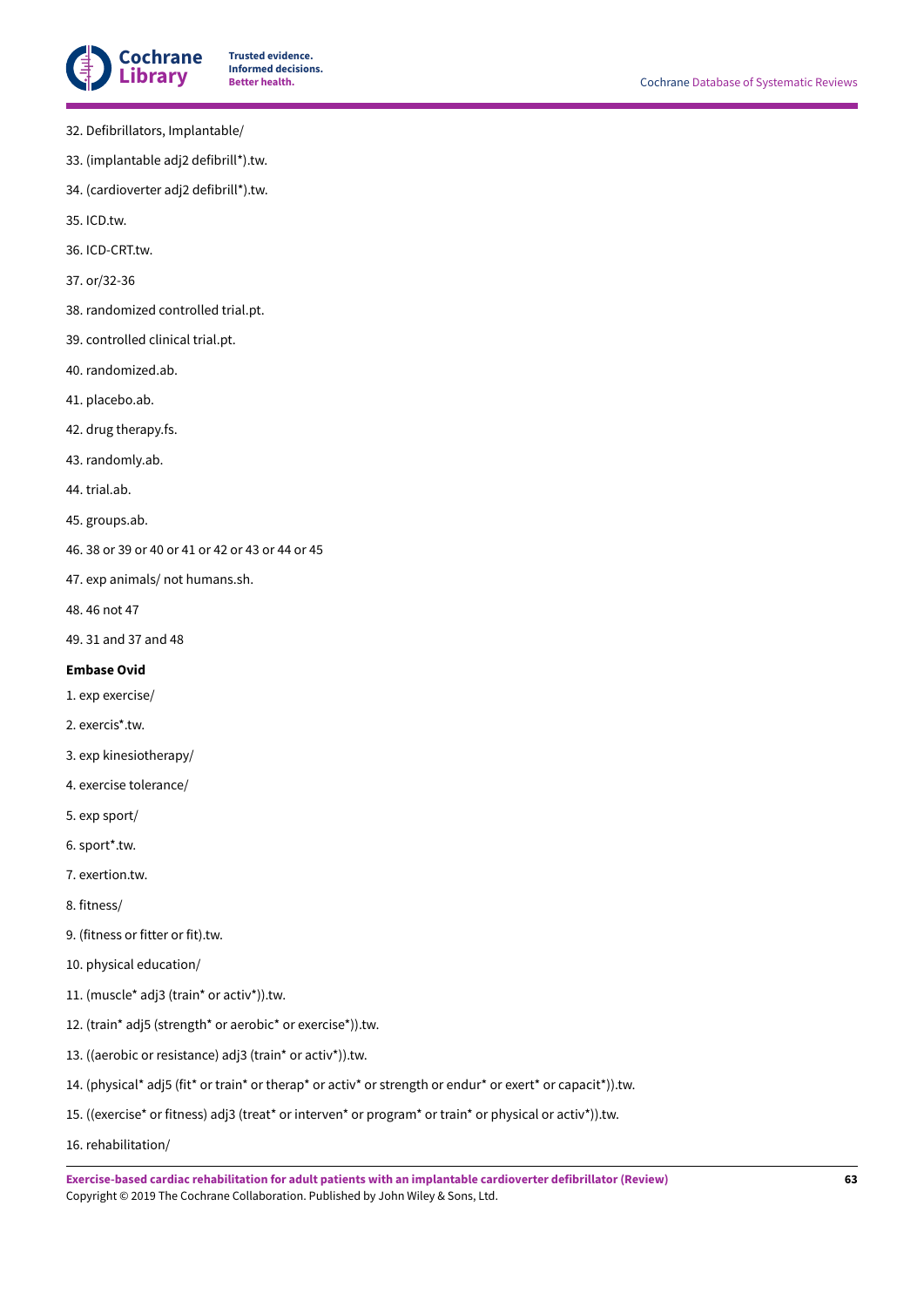32. Defibrillators, Implantable/

33. (implantable adj2 defibrill*).tw.

34. (cardioverter adj2 defibrill*).tw.

35. ICD.tw.

36. ICD-CRT.tw.

37. or/32-36

38. randomized controlled trial.pt.

39. controlled clinical trial.pt.

40. randomized.ab.

41. placebo.ab.

42. drug therapy.fs.

43. randomly.ab.

44. trial.ab.

45. groups.ab.

46. 38 or 39 or 40 or 41 or 42 or 43 or 44 or 45

47. exp animals/ not humans.sh.

48. 46 not 47

49. 31 and 37 and 48

**Embase Ovid**

1. exp exercise/

2. exercis*.tw.

3. exp kinesiotherapy/

4. exercise tolerance/

5. exp sport/

6. sport*.tw.

7. exertion.tw.

8. fitness/

9. (fitness or fitter or fit).tw.

10. physical education/

11. (muscle* adj3 (train* or activ*)).tw.

12. (train* adj5 (strength* or aerobic* or exercise*)).tw.

13. ((aerobic or resistance) adj3 (train* or activ*)).tw.

14. (physical* adj5 (fit* or train* or therap* or activ* or strength or endur* or exert* or capacit*)).tw.

15. ((exercise* or fitness) adj3 (treat* or interven* or program* or train* or physical or activ*)).tw.

16. rehabilitation/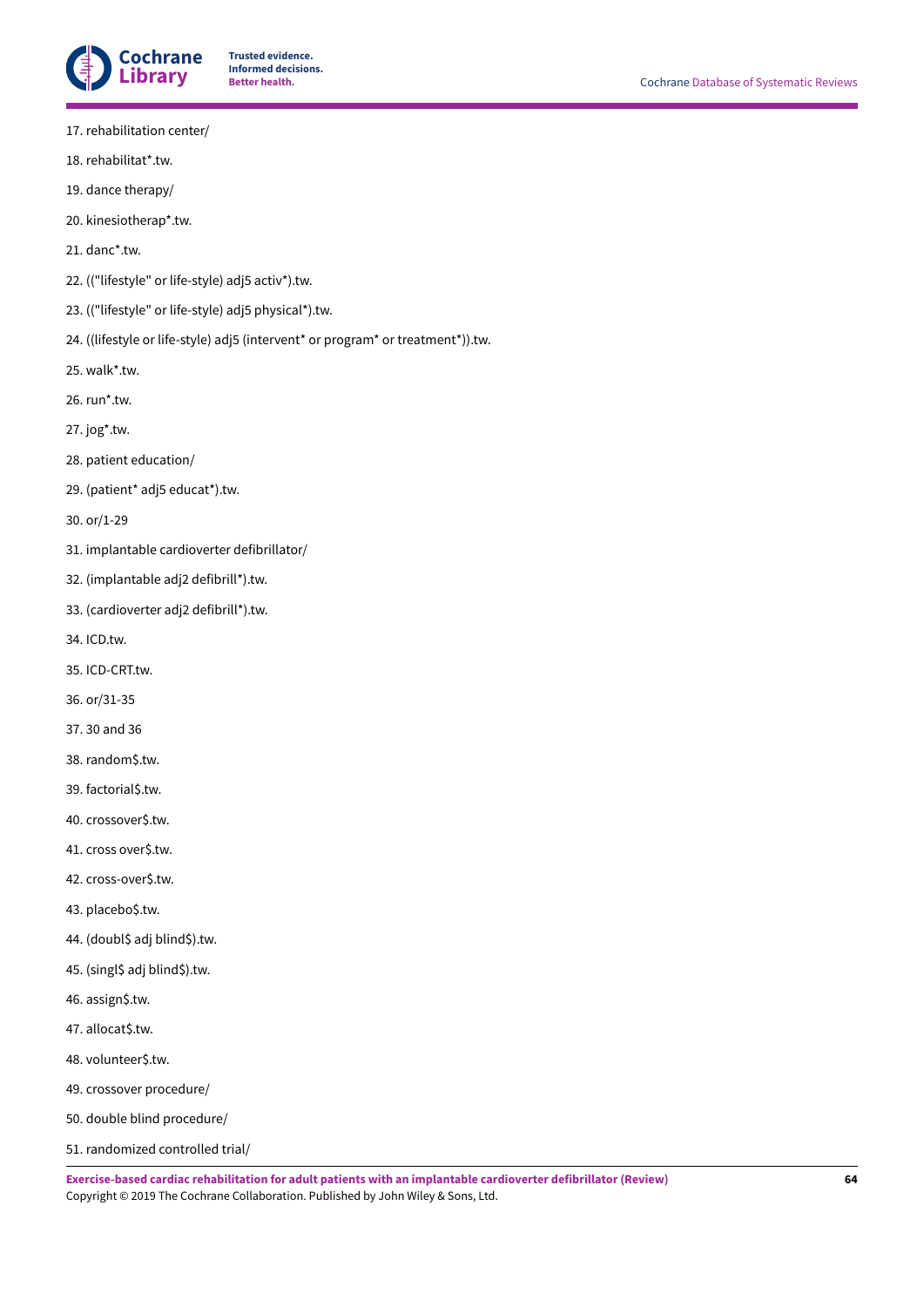17. rehabilitation center/

18. rehabilitat*.tw.

19. dance therapy/

20. kinesiotherap*.tw.

21. danc*.tw.

22. (("lifestyle" or life-style) adj5 activ*).tw.

23. (("lifestyle" or life-style) adj5 physical*).tw.

24. ((lifestyle or life-style) adj5 (intervent* or program* or treatment*)).tw.

25. walk*.tw.

26. run*.tw.

27. jog*.tw.

28. patient education/

29. (patient* adj5 educat*).tw.

30. or/1-29

31. implantable cardioverter defibrillator/

32. (implantable adj2 defibrill*).tw.

33. (cardioverter adj2 defibrill*).tw.

34. ICD.tw.

35. ICD-CRT.tw.

36. or/31-35

37. 30 and 36

38. random$.tw.

39. factorial$.tw.

40. crossover$.tw.

41. cross over$.tw.

42. cross-over$.tw.

43. placebo$.tw.

44. (doubl$ adj blind$).tw.

45. (singl$ adj blind$).tw.

46. assign$.tw.

47. allocat$.tw.

48. volunteer$.tw.

49. crossover procedure/

50. double blind procedure/

51. randomized controlled trial/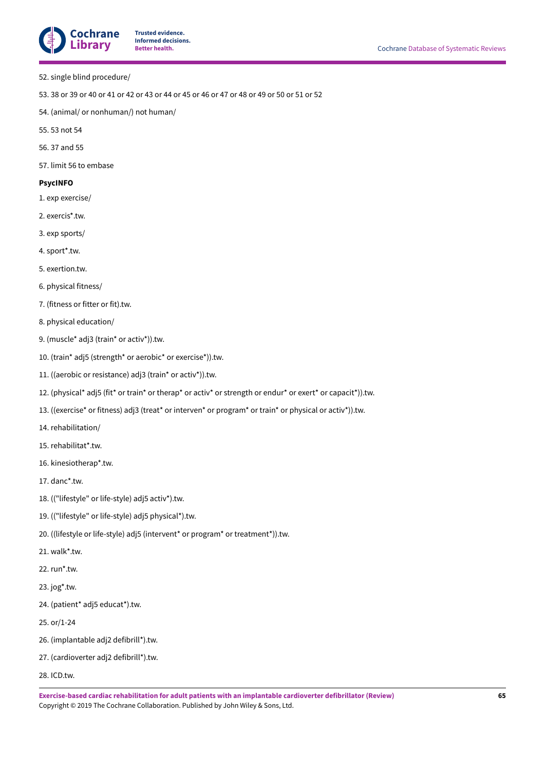52. single blind procedure/

53. 38 or 39 or 40 or 41 or 42 or 43 or 44 or 45 or 46 or 47 or 48 or 49 or 50 or 51 or 52

54. (animal/ or nonhuman/) not human/

55. 53 not 54

56. 37 and 55

57. limit 56 to embase

**PsycINFO**

1. exp exercise/

2. exercis*.tw.

3. exp sports/

4. sport*.tw.

5. exertion.tw.

6. physical fitness/

7. (fitness or fitter or fit).tw.

8. physical education/

9. (muscle* adj3 (train* or activ*)).tw.

10. (train* adj5 (strength* or aerobic* or exercise*)).tw.

11. ((aerobic or resistance) adj3 (train* or activ*)).tw.

12. (physical* adj5 (fit* or train* or therap* or activ* or strength or endur* or exert* or capacit*)).tw.

13. ((exercise* or fitness) adj3 (treat* or interven* or program* or train* or physical or activ*)).tw.

14. rehabilitation/

15. rehabilitat*.tw.

16. kinesiotherap*.tw.

17. danc*.tw.

18. (("lifestyle" or life-style) adj5 activ*).tw.

19. (("lifestyle" or life-style) adj5 physical*).tw.

20. ((lifestyle or life-style) adj5 (intervent* or program* or treatment*)).tw.

21. walk*.tw.

22. run*.tw.

23. jog*.tw.

24. (patient* adj5 educat*).tw.

25. or/1-24

26. (implantable adj2 defibrill*).tw.

27. (cardioverter adj2 defibrill*).tw.

28. ICD.tw.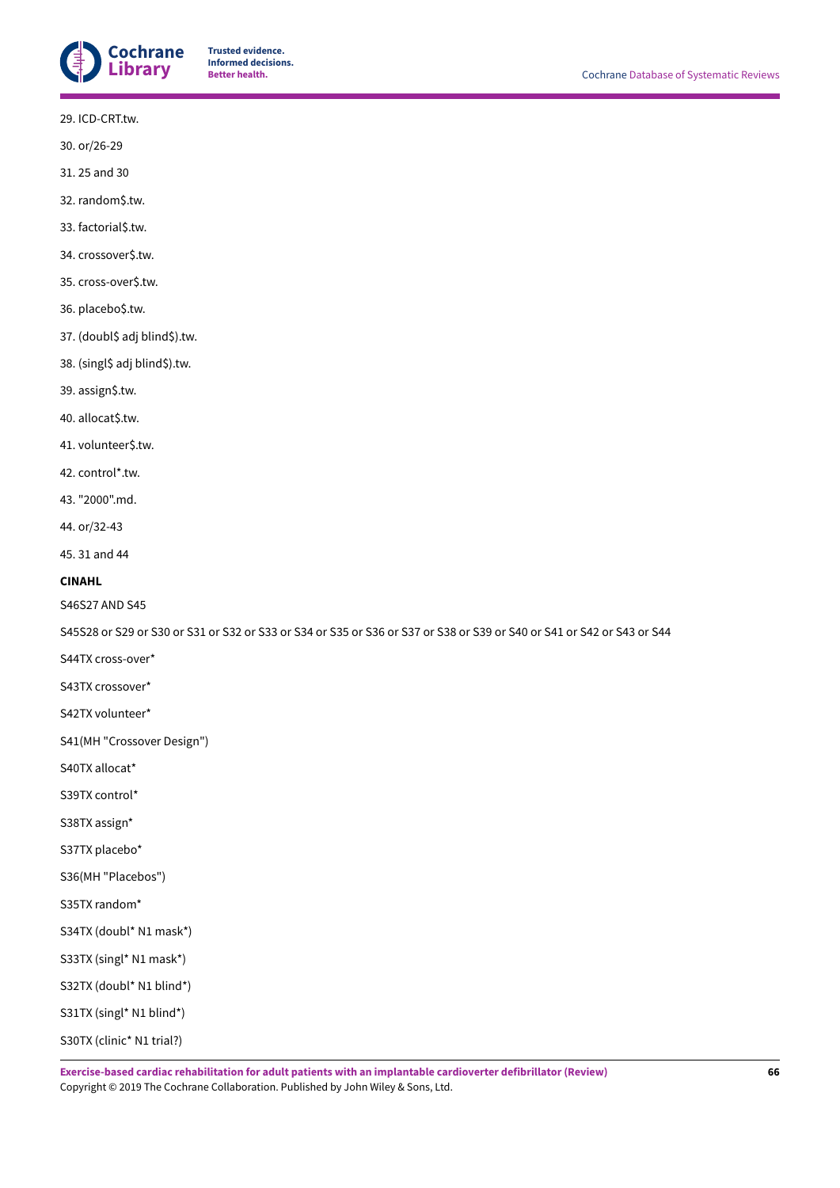29. ICD-CRT.tw.

30. or/26-29

31. 25 and 30

32. random$.tw.

33. factorial$.tw.

34. crossover$.tw.

35. cross-over$.tw.

36. placebo$.tw.

37. (doubl$ adj blind$).tw.

38. (singl$ adj blind$).tw.

39. assign$.tw.

40. allocat$.tw.

41. volunteer$.tw.

42. control*.tw.

43. "2000".md.

44. or/32-43

45. 31 and 44

**CINAHL**

S46S27 AND S45

S45S28 or S29 or S30 or S31 or S32 or S33 or S34 or S35 or S36 or S37 or S38 or S39 or S40 or S41 or S42 or S43 or S44

S44TX cross-over*

S43TX crossover*

S42TX volunteer*

S41(MH "Crossover Design")

S40TX allocat*

S39TX control*

S38TX assign*

S37TX placebo*

S36(MH "Placebos")

S35TX random*

S34TX (doubl* N1 mask*)

S33TX (singl* N1 mask*)

S32TX (doubl* N1 blind*)

S31TX (singl* N1 blind*)

S30TX (clinic* N1 trial?)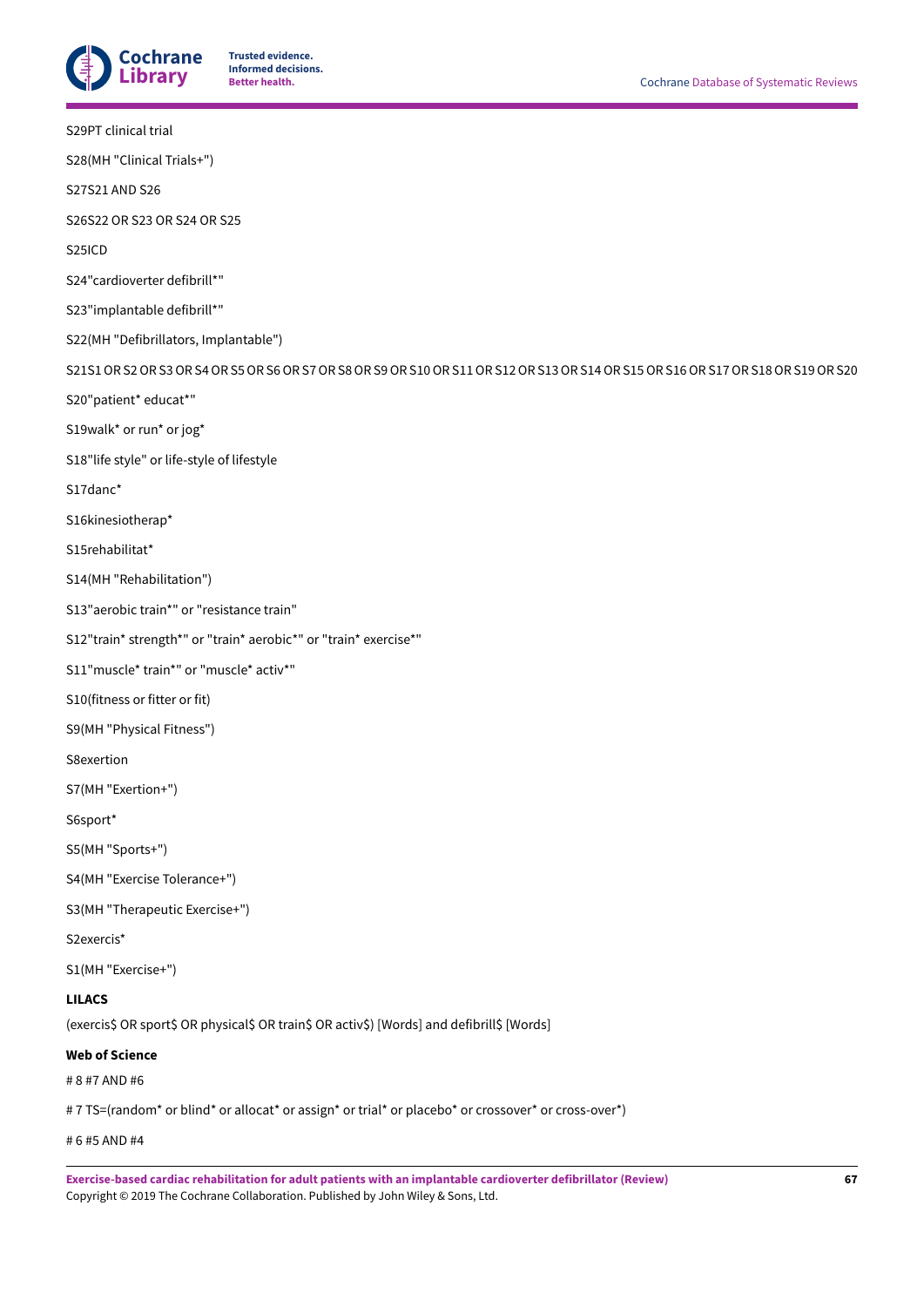S29PT clinical trial

S28(MH "Clinical Trials+")

S27S21 AND S26

S26S22 OR S23 OR S24 OR S25

S25ICD

S24"cardioverter defibrill*"

S23"implantable defibrill*"

S22(MH "Defibrillators, Implantable")

S21S1 OR S2 OR S3 OR S4 OR S5 OR S6 OR S7 OR S8 OR S9 OR S10 OR S11 OR S12 OR S13 OR S14 OR S15 OR S16 OR S17 OR S18 OR S19 OR S20

S20"patient* educat*"

S19walk* or run* or jog*

S18"life style" or life-style of lifestyle

S17danc*

S16kinesiotherap*

S15rehabilitat*

S14(MH "Rehabilitation")

S13"aerobic train*" or "resistance train"

S12"train* strength*" or "train* aerobic*" or "train* exercise*"

S11"muscle* train*" or "muscle* activ*"

S10(fitness or fitter or fit)

S9(MH "Physical Fitness")

S8exertion

S7(MH "Exertion+")

S6sport*

S5(MH "Sports+")

S4(MH "Exercise Tolerance+")

S3(MH "Therapeutic Exercise+")

S2exercis*

S1(MH "Exercise+")

**LILACS**

(exercis$ OR sport$ OR physical$ OR train$ OR activ$) [Words] and defibrill$ [Words]

**Web of Science**

# 8 #7 AND #6

# 7 TS=(random* or blind* or allocat* or assign* or trial* or placebo* or crossover* or cross-over*)

# 6 #5 AND #4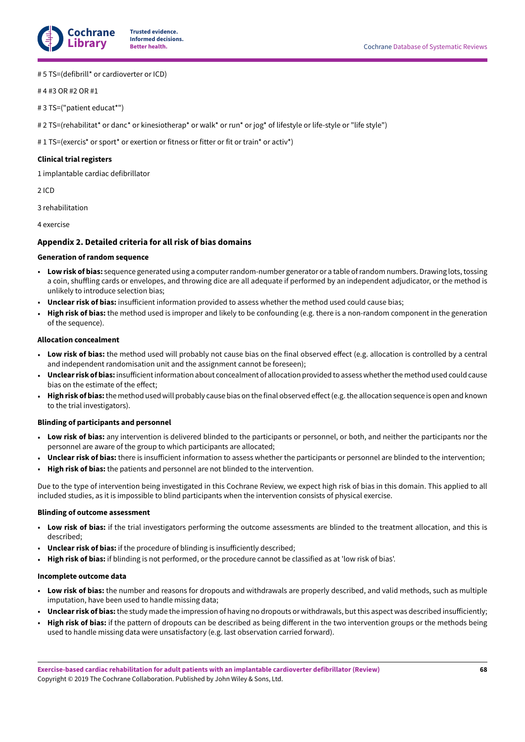# 5 TS=(defibrill* or cardioverter or ICD)

# 4 #3 OR #2 OR #1

# 3 TS=("patient educat*")

# 2 TS=(rehabilitat* or danc* or kinesiotherap* or walk* or run* or jog* of lifestyle or life-style or "life style")

# 1 TS=(exercis* or sport* or exertion or fitness or fitter or fit or train* or activ*)

**Clinical trial registers**

1 implantable cardiac defibrillator

2 ICD

3 rehabilitation

4 exercise

### Appendix 2. Detailed criteria for all risk of bias domains

**Generation of random sequence**

- **Low risk of bias:** sequence generated using a computer random-number generator or a table of random numbers. Drawing lots, tossing a coin, shuffling cards or envelopes, and throwing dice are all adequate if performed by an independent adjudicator, or the method is unlikely to introduce selection bias;
- **Unclear risk of bias:** insufficient information provided to assess whether the method used could cause bias;
- **High risk of bias:** the method used is improper and likely to be confounding (e.g. there is a non-random component in the generation of the sequence).

**Allocation concealment**

- **Low risk of bias:** the method used will probably not cause bias on the final observed effect (e.g. allocation is controlled by a central and independent randomisation unit and the assignment cannot be foreseen);
- **Unclear risk of bias:** insufficient information about concealment of allocation provided to assess whether the method used could cause bias on the estimate of the effect;
- **High risk of bias:** the method used will probably cause bias on the final observed effect (e.g. the allocation sequence is open and known to the trial investigators).

**Blinding of participants and personnel**

- **Low risk of bias:** any intervention is delivered blinded to the participants or personnel, or both, and neither the participants nor the personnel are aware of the group to which participants are allocated;
- **Unclear risk of bias:** there is insufficient information to assess whether the participants or personnel are blinded to the intervention;
- **High risk of bias:** the patients and personnel are not blinded to the intervention.

Due to the type of intervention being investigated in this Cochrane Review, we expect high risk of bias in this domain. This applied to all included studies, as it is impossible to blind participants when the intervention consists of physical exercise.

**Blinding of outcome assessment**

- **Low risk of bias:** if the trial investigators performing the outcome assessments are blinded to the treatment allocation, and this is described;
- **Unclear risk of bias:** if the procedure of blinding is insufficiently described;
- **High risk of bias:** if blinding is not performed, or the procedure cannot be classified as at 'low risk of bias'.

**Incomplete outcome data**

- **Low risk of bias:** the number and reasons for dropouts and withdrawals are properly described, and valid methods, such as multiple imputation, have been used to handle missing data;
- **Unclear risk of bias:** the study made the impression of having no dropouts or withdrawals, but this aspect was described insufficiently;
- **High risk of bias:** if the pattern of dropouts can be described as being different in the two intervention groups or the methods being used to handle missing data were unsatisfactory (e.g. last observation carried forward).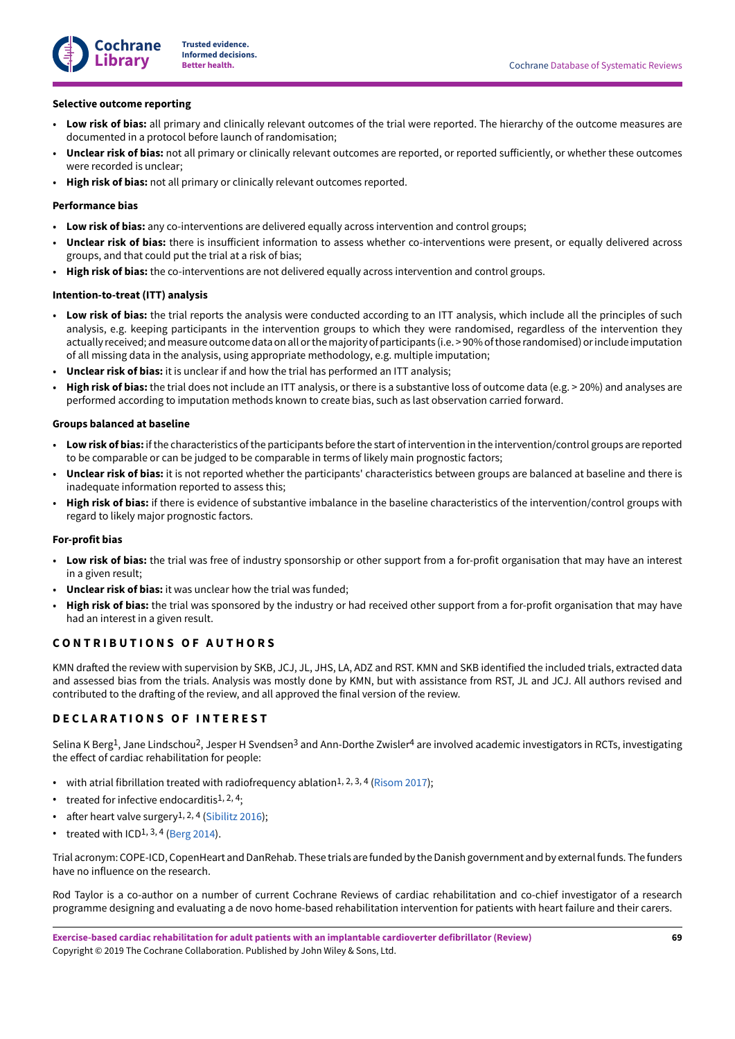### Selective outcome reporting

- **Low risk of bias:** all primary and clinically relevant outcomes of the trial were reported. The hierarchy of the outcome measures are documented in a protocol before launch of randomisation;
- **Unclear risk of bias:** not all primary or clinically relevant outcomes are reported, or reported sufficiently, or whether these outcomes were recorded is unclear;
- **High risk of bias:** not all primary or clinically relevant outcomes reported.

### Performance bias

- **Low risk of bias:** any co-interventions are delivered equally across intervention and control groups;
- **Unclear risk of bias:** there is insufficient information to assess whether co-interventions were present, or equally delivered across groups, and that could put the trial at a risk of bias;
- **High risk of bias:** the co-interventions are not delivered equally across intervention and control groups.

### Intention-to-treat (ITT) analysis

- **Low risk of bias:** the trial reports the analysis were conducted according to an ITT analysis, which include all the principles of such analysis, e.g. keeping participants in the intervention groups to which they were randomised, regardless of the intervention they actually received; and measure outcome data on all or the majority of participants (i.e. > 90% of those randomised) or include imputation of all missing data in the analysis, using appropriate methodology, e.g. multiple imputation;
- **Unclear risk of bias:** it is unclear if and how the trial has performed an ITT analysis;
- **High risk of bias:** the trial does not include an ITT analysis, or there is a substantive loss of outcome data (e.g. > 20%) and analyses are performed according to imputation methods known to create bias, such as last observation carried forward.

### Groups balanced at baseline

- **Low risk of bias:** if the characteristics of the participants before the start of intervention in the intervention/control groups are reported to be comparable or can be judged to be comparable in terms of likely main prognostic factors;
- **Unclear risk of bias:** it is not reported whether the participants' characteristics between groups are balanced at baseline and there is inadequate information reported to assess this;
- **High risk of bias:** if there is evidence of substantive imbalance in the baseline characteristics of the intervention/control groups with regard to likely major prognostic factors.

### For-profit bias

- **Low risk of bias:** the trial was free of industry sponsorship or other support from a for-profit organisation that may have an interest in a given result;
- **Unclear risk of bias:** it was unclear how the trial was funded;
- **High risk of bias:** the trial was sponsored by the industry or had received other support from a for-profit organisation that may have had an interest in a given result.

## CONTRIBUTIONS OF AUTHORS

KMN drafted the review with supervision by SKB, JCJ, JL, JHS, LA, ADZ and RST. KMN and SKB identified the included trials, extracted data and assessed bias from the trials. Analysis was mostly done by KMN, but with assistance from RST, JL and JCJ. All authors revised and contributed to the drafting of the review, and all approved the final version of the review.

## DECLARATIONS OF INTEREST

Selina K Berg[1], Jane Lindschou[2], Jesper H Svendsen[3] and Ann-Dorthe Zwisler[4] are involved academic investigators in RCTs, investigating the effect of cardiac rehabilitation for people:

- with atrial fibrillation treated with radiofrequency ablation[1, 2, 3, 4] (Risom 2017);
- treated for infective endocarditis[1, 2, 4];
- after heart valve surgery[1, 2, 4] (Sibilitz 2016);
- treated with ICD[1, 3, 4] (Berg 2014).

Trial acronym: COPE-ICD, CopenHeart and DanRehab. These trials are funded by the Danish government and by external funds. The funders have no influence on the research.

Rod Taylor is a co-author on a number of current Cochrane Reviews of cardiac rehabilitation and co-chief investigator of a research programme designing and evaluating a de novo home-based rehabilitation intervention for patients with heart failure and their carers.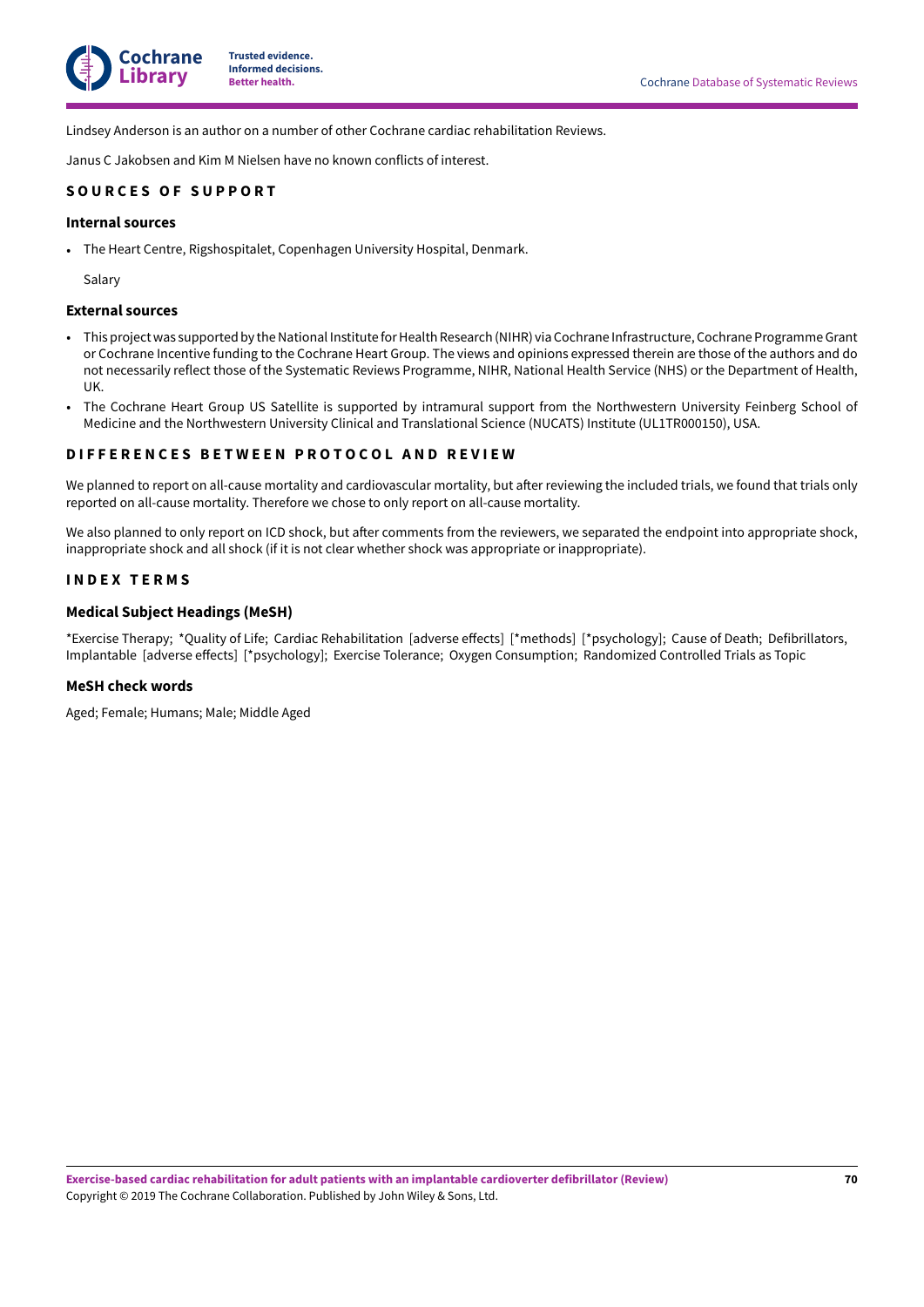Lindsey Anderson is an author on a number of other Cochrane cardiac rehabilitation Reviews.

Janus C Jakobsen and Kim M Nielsen have no known conflicts of interest.

## SOURCES OF SUPPORT

### Internal sources

- The Heart Centre, Rigshospitalet, Copenhagen University Hospital, Denmark.

  Salary

### External sources

- This project was supported by the National Institute for Health Research (NIHR) via Cochrane Infrastructure, Cochrane Programme Grant or Cochrane Incentive funding to the Cochrane Heart Group. The views and opinions expressed therein are those of the authors and do not necessarily reflect those of the Systematic Reviews Programme, NIHR, National Health Service (NHS) or the Department of Health, UK.
- The Cochrane Heart Group US Satellite is supported by intramural support from the Northwestern University Feinberg School of Medicine and the Northwestern University Clinical and Translational Science (NUCATS) Institute (UL1TR000150), USA.

## DIFFERENCES BETWEEN PROTOCOL AND REVIEW

We planned to report on all-cause mortality and cardiovascular mortality, but after reviewing the included trials, we found that trials only reported on all-cause mortality. Therefore we chose to only report on all-cause mortality.

We also planned to only report on ICD shock, but after comments from the reviewers, we separated the endpoint into appropriate shock, inappropriate shock and all shock (if it is not clear whether shock was appropriate or inappropriate).

## INDEX TERMS

### Medical Subject Headings (MeSH)

*Exercise Therapy; *Quality of Life; Cardiac Rehabilitation [adverse effects] [*methods] [*psychology]; Cause of Death; Defibrillators, Implantable [adverse effects] [*psychology]; Exercise Tolerance; Oxygen Consumption; Randomized Controlled Trials as Topic

### MeSH check words

Aged; Female; Humans; Male; Middle Aged